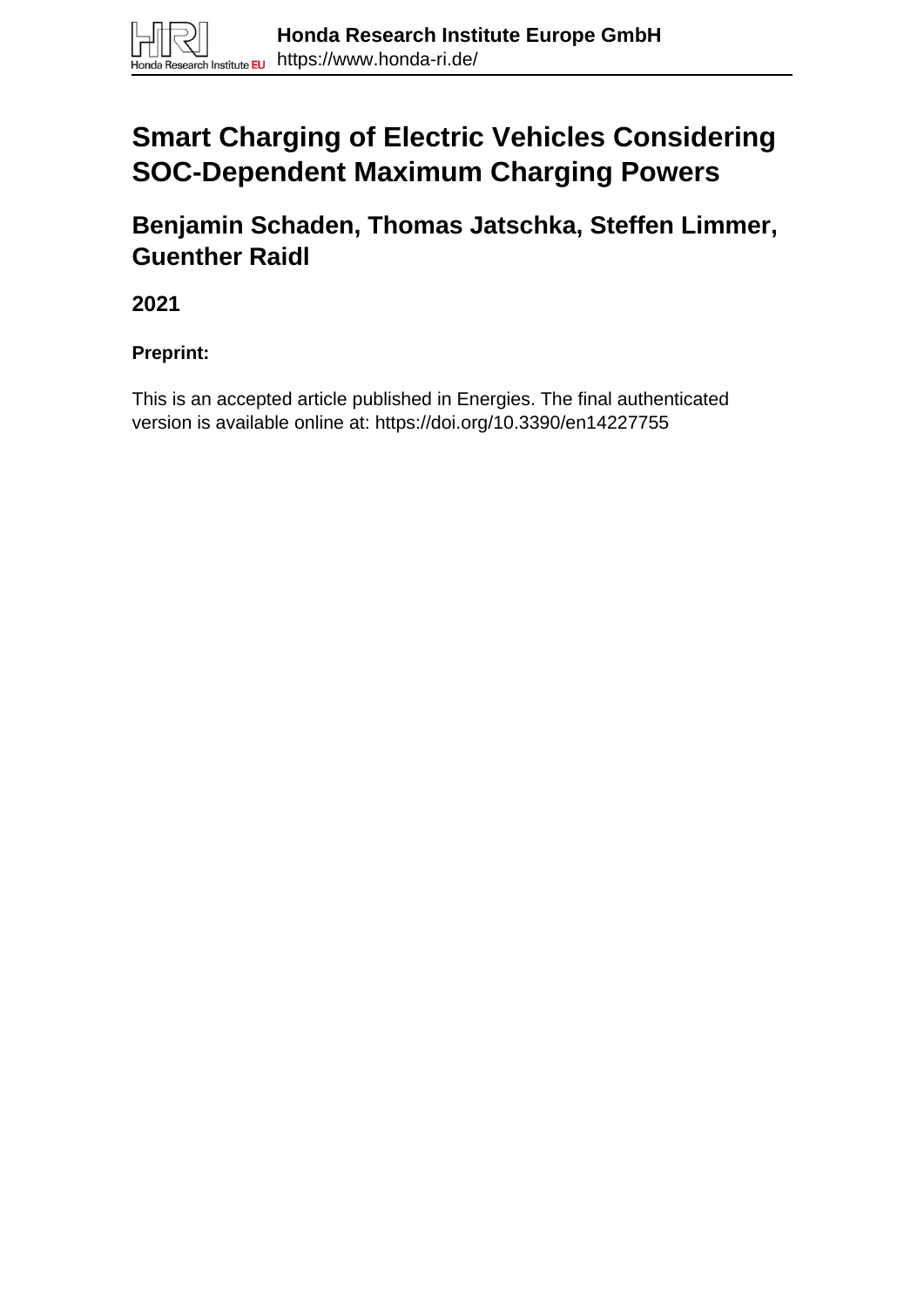Honda Research Institute Europe GmbH
https://www.honda-ri.de/

# Smart Charging of Electric Vehicles Considering SOC-Dependent Maximum Charging Powers

## Benjamin Schaden, Thomas Jatschka, Steffen Limmer, Guenther Raidl

**2021**

**Preprint:**

This is an accepted article published in Energies. The final authenticated version is available online at: https://doi.org/10.3390/en14227755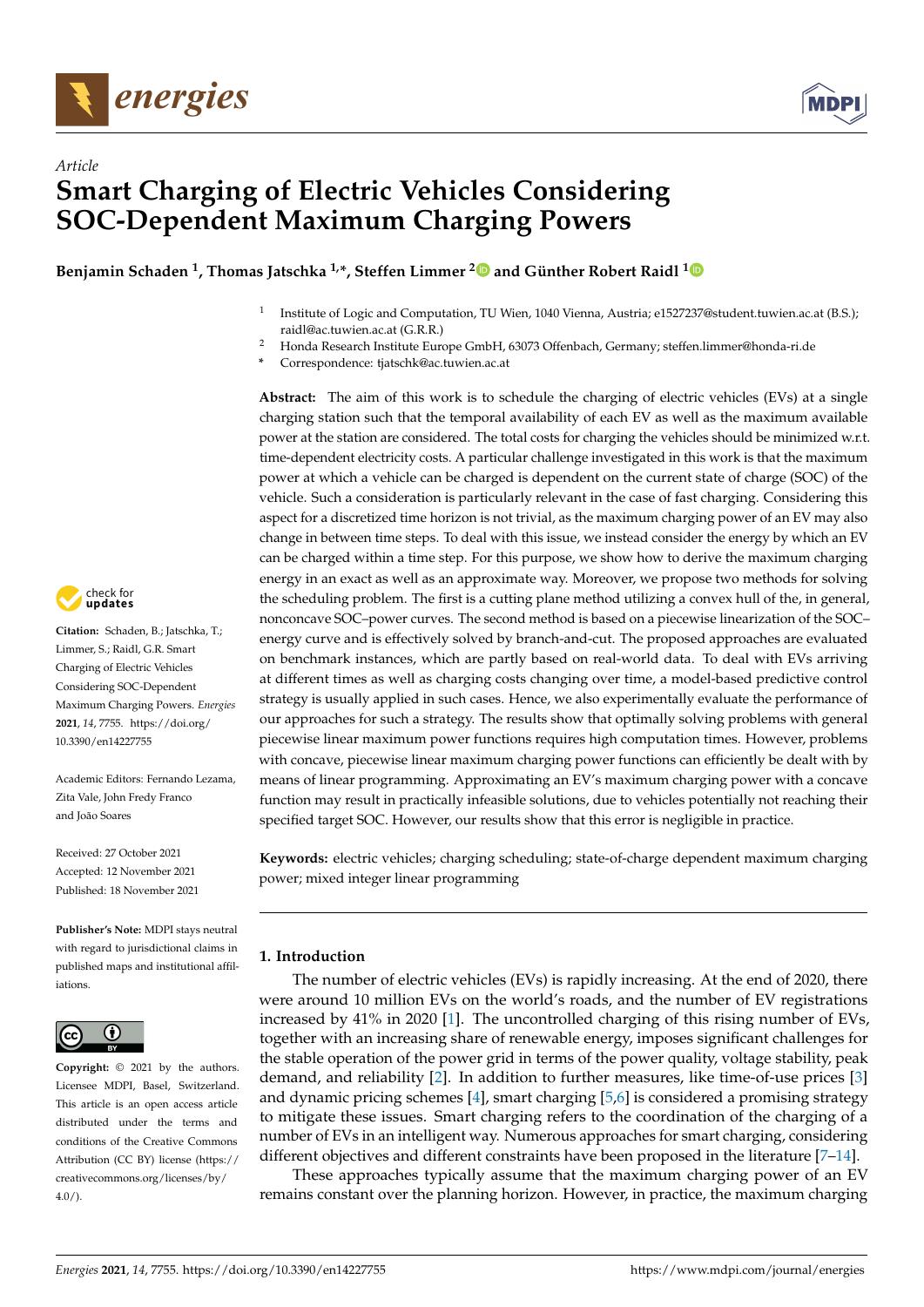Article

# Smart Charging of Electric Vehicles Considering SOC-Dependent Maximum Charging Powers

**Benjamin Schaden [1], Thomas Jatschka [1,*], Steffen Limmer [2] and Günther Robert Raidl [1]**

[1] Institute of Logic and Computation, TU Wien, 1040 Vienna, Austria; e1527237@student.tuwien.ac.at (B.S.); raidl@ac.tuwien.ac.at (G.R.R.)

[2] Honda Research Institute Europe GmbH, 63073 Offenbach, Germany; steffen.limmer@honda-ri.de

\* Correspondence: tjatschk@ac.tuwien.ac.at

**Abstract:** The aim of this work is to schedule the charging of electric vehicles (EVs) at a single charging station such that the temporal availability of each EV as well as the maximum available power at the station are considered. The total costs for charging the vehicles should be minimized w.r.t. time-dependent electricity costs. A particular challenge investigated in this work is that the maximum power at which a vehicle can be charged is dependent on the current state of charge (SOC) of the vehicle. Such a consideration is particularly relevant in the case of fast charging. Considering this aspect for a discretized time horizon is not trivial, as the maximum charging power of an EV may also change in between time steps. To deal with this issue, we instead consider the energy by which an EV can be charged within a time step. For this purpose, we show how to derive the maximum charging energy in an exact as well as an approximate way. Moreover, we propose two methods for solving the scheduling problem. The first is a cutting plane method utilizing a convex hull of the, in general, nonconcave SOC–power curves. The second method is based on a piecewise linearization of the SOC–energy curve and is effectively solved by branch-and-cut. The proposed approaches are evaluated on benchmark instances, which are partly based on real-world data. To deal with EVs arriving at different times as well as charging costs changing over time, a model-based predictive control strategy is usually applied in such cases. Hence, we also experimentally evaluate the performance of our approaches for such a strategy. The results show that optimally solving problems with general piecewise linear maximum power functions requires high computation times. However, problems with concave, piecewise linear maximum charging power functions can efficiently be dealt with by means of linear programming. Approximating an EV's maximum charging power with a concave function may result in practically infeasible solutions, due to vehicles potentially not reaching their specified target SOC. However, our results show that this error is negligible in practice.

**Keywords:** electric vehicles; charging scheduling; state-of-charge dependent maximum charging power; mixed integer linear programming

**Citation:** Schaden, B.; Jatschka, T.; Limmer, S.; Raidl, G.R. Smart Charging of Electric Vehicles Considering SOC-Dependent Maximum Charging Powers. *Energies* **2021**, *14*, 7755. https://doi.org/10.3390/en14227755

Academic Editors: Fernando Lezama, Zita Vale, John Fredy Franco and João Soares

Received: 27 October 2021
Accepted: 12 November 2021
Published: 18 November 2021

**Publisher's Note:** MDPI stays neutral with regard to jurisdictional claims in published maps and institutional affiliations.

**Copyright:** © 2021 by the authors. Licensee MDPI, Basel, Switzerland. This article is an open access article distributed under the terms and conditions of the Creative Commons Attribution (CC BY) license (https://creativecommons.org/licenses/by/4.0/).

## 1. Introduction

The number of electric vehicles (EVs) is rapidly increasing. At the end of 2020, there were around 10 million EVs on the world's roads, and the number of EV registrations increased by 41% in 2020 [1]. The uncontrolled charging of this rising number of EVs, together with an increasing share of renewable energy, imposes significant challenges for the stable operation of the power grid in terms of the power quality, voltage stability, peak demand, and reliability [2]. In addition to further measures, like time-of-use prices [3] and dynamic pricing schemes [4], smart charging [5,6] is considered a promising strategy to mitigate these issues. Smart charging refers to the coordination of the charging of a number of EVs in an intelligent way. Numerous approaches for smart charging, considering different objectives and different constraints have been proposed in the literature [7–14].

These approaches typically assume that the maximum charging power of an EV remains constant over the planning horizon. However, in practice, the maximum charging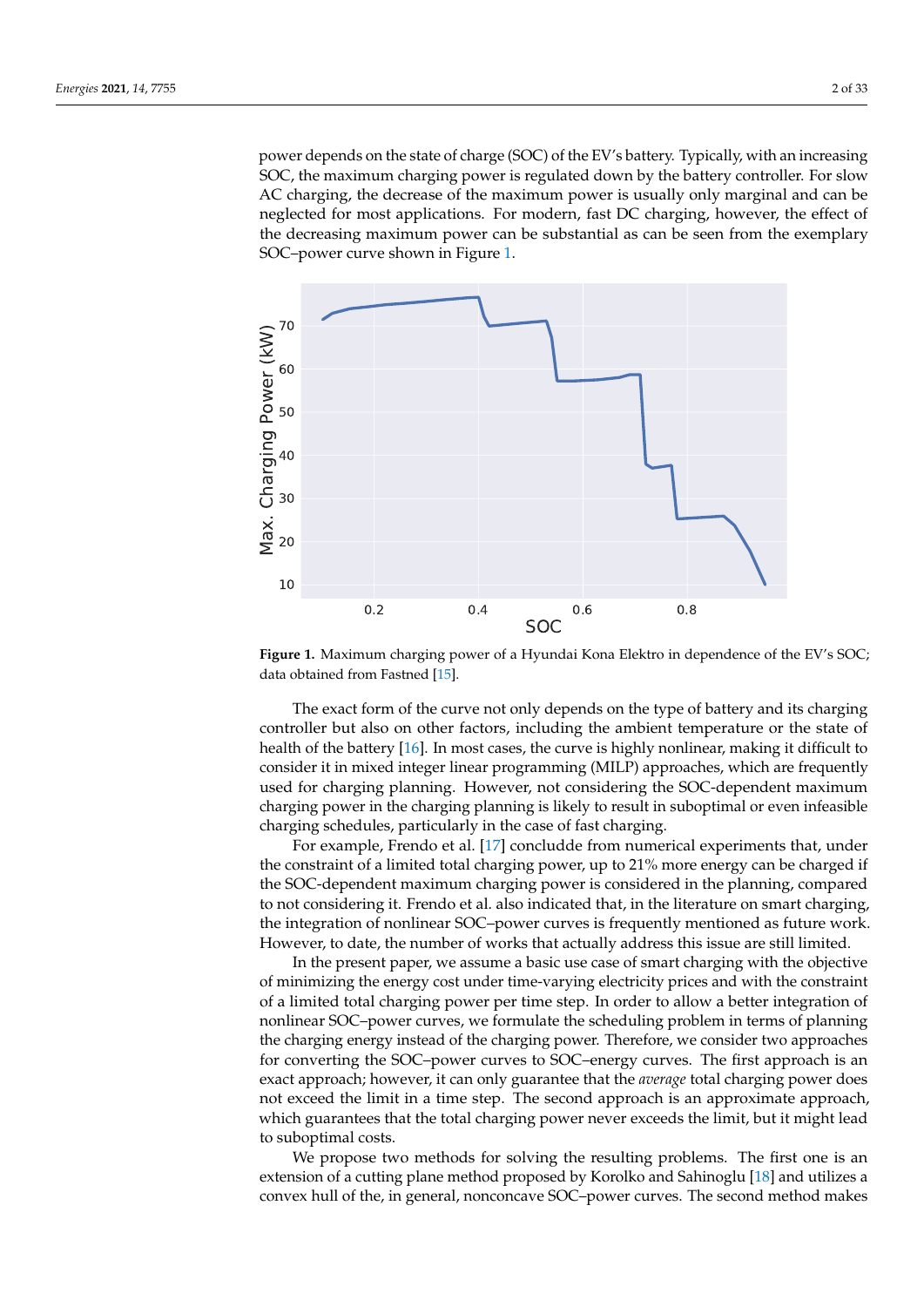power depends on the state of charge (SOC) of the EV's battery. Typically, with an increasing SOC, the maximum charging power is regulated down by the battery controller. For slow AC charging, the decrease of the maximum power is usually only marginal and can be neglected for most applications. For modern, fast DC charging, however, the effect of the decreasing maximum power can be substantial as can be seen from the exemplary SOC–power curve shown in Figure 1.

**Figure 1.** Maximum charging power of a Hyundai Kona Elektro in dependence of the EV's SOC; data obtained from Fastned [15].

The exact form of the curve not only depends on the type of battery and its charging controller but also on other factors, including the ambient temperature or the state of health of the battery [16]. In most cases, the curve is highly nonlinear, making it difficult to consider it in mixed integer linear programming (MILP) approaches, which are frequently used for charging planning. However, not considering the SOC-dependent maximum charging power in the charging planning is likely to result in suboptimal or even infeasible charging schedules, particularly in the case of fast charging.

For example, Frendo et al. [17] concludde from numerical experiments that, under the constraint of a limited total charging power, up to 21% more energy can be charged if the SOC-dependent maximum charging power is considered in the planning, compared to not considering it. Frendo et al. also indicated that, in the literature on smart charging, the integration of nonlinear SOC–power curves is frequently mentioned as future work. However, to date, the number of works that actually address this issue are still limited.

In the present paper, we assume a basic use case of smart charging with the objective of minimizing the energy cost under time-varying electricity prices and with the constraint of a limited total charging power per time step. In order to allow a better integration of nonlinear SOC–power curves, we formulate the scheduling problem in terms of planning the charging energy instead of the charging power. Therefore, we consider two approaches for converting the SOC–power curves to SOC–energy curves. The first approach is an exact approach; however, it can only guarantee that the *average* total charging power does not exceed the limit in a time step. The second approach is an approximate approach, which guarantees that the total charging power never exceeds the limit, but it might lead to suboptimal costs.

We propose two methods for solving the resulting problems. The first one is an extension of a cutting plane method proposed by Korolko and Sahinoglu [18] and utilizes a convex hull of the, in general, nonconcave SOC–power curves. The second method makes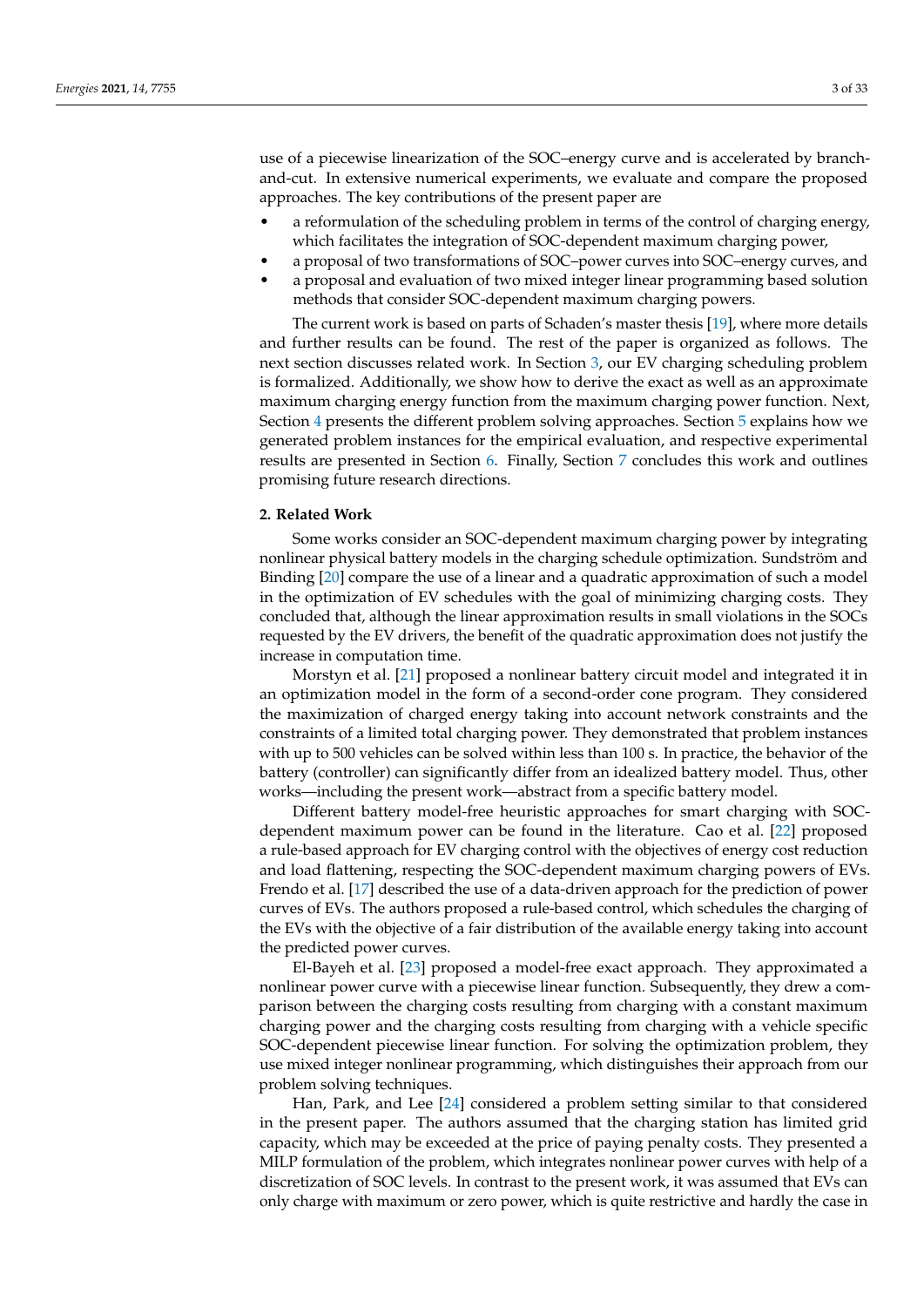use of a piecewise linearization of the SOC–energy curve and is accelerated by branch-and-cut. In extensive numerical experiments, we evaluate and compare the proposed approaches. The key contributions of the present paper are

- a reformulation of the scheduling problem in terms of the control of charging energy, which facilitates the integration of SOC-dependent maximum charging power,
- a proposal of two transformations of SOC–power curves into SOC–energy curves, and
- a proposal and evaluation of two mixed integer linear programming based solution methods that consider SOC-dependent maximum charging powers.

The current work is based on parts of Schaden's master thesis [19], where more details and further results can be found. The rest of the paper is organized as follows. The next section discusses related work. In Section 3, our EV charging scheduling problem is formalized. Additionally, we show how to derive the exact as well as an approximate maximum charging energy function from the maximum charging power function. Next, Section 4 presents the different problem solving approaches. Section 5 explains how we generated problem instances for the empirical evaluation, and respective experimental results are presented in Section 6. Finally, Section 7 concludes this work and outlines promising future research directions.

## 2. Related Work

Some works consider an SOC-dependent maximum charging power by integrating nonlinear physical battery models in the charging schedule optimization. Sundström and Binding [20] compare the use of a linear and a quadratic approximation of such a model in the optimization of EV schedules with the goal of minimizing charging costs. They concluded that, although the linear approximation results in small violations in the SOCs requested by the EV drivers, the benefit of the quadratic approximation does not justify the increase in computation time.

Morstyn et al. [21] proposed a nonlinear battery circuit model and integrated it in an optimization model in the form of a second-order cone program. They considered the maximization of charged energy taking into account network constraints and the constraints of a limited total charging power. They demonstrated that problem instances with up to 500 vehicles can be solved within less than 100 s. In practice, the behavior of the battery (controller) can significantly differ from an idealized battery model. Thus, other works—including the present work—abstract from a specific battery model.

Different battery model-free heuristic approaches for smart charging with SOC-dependent maximum power can be found in the literature. Cao et al. [22] proposed a rule-based approach for EV charging control with the objectives of energy cost reduction and load flattening, respecting the SOC-dependent maximum charging powers of EVs. Frendo et al. [17] described the use of a data-driven approach for the prediction of power curves of EVs. The authors proposed a rule-based control, which schedules the charging of the EVs with the objective of a fair distribution of the available energy taking into account the predicted power curves.

El-Bayeh et al. [23] proposed a model-free exact approach. They approximated a nonlinear power curve with a piecewise linear function. Subsequently, they drew a comparison between the charging costs resulting from charging with a constant maximum charging power and the charging costs resulting from charging with a vehicle specific SOC-dependent piecewise linear function. For solving the optimization problem, they use mixed integer nonlinear programming, which distinguishes their approach from our problem solving techniques.

Han, Park, and Lee [24] considered a problem setting similar to that considered in the present paper. The authors assumed that the charging station has limited grid capacity, which may be exceeded at the price of paying penalty costs. They presented a MILP formulation of the problem, which integrates nonlinear power curves with help of a discretization of SOC levels. In contrast to the present work, it was assumed that EVs can only charge with maximum or zero power, which is quite restrictive and hardly the case in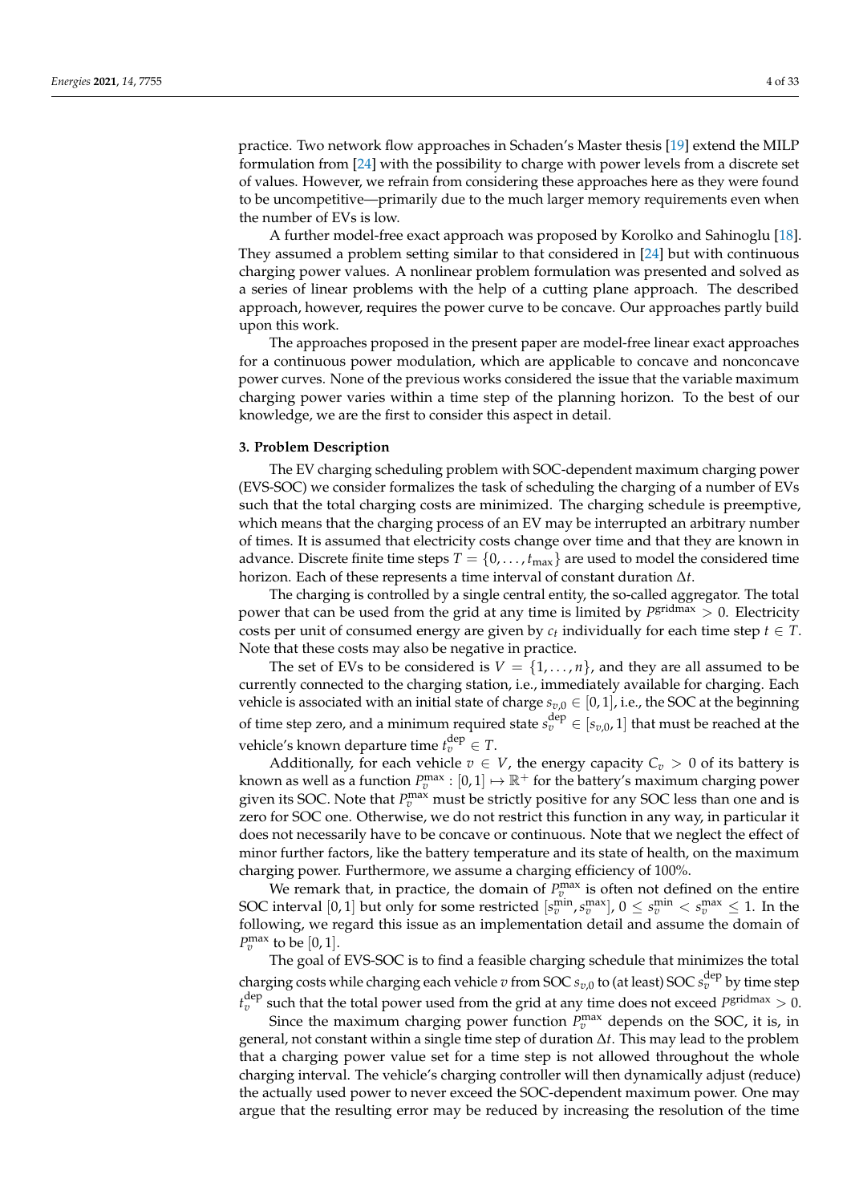practice. Two network flow approaches in Schaden's Master thesis [19] extend the MILP formulation from [24] with the possibility to charge with power levels from a discrete set of values. However, we refrain from considering these approaches here as they were found to be uncompetitive—primarily due to the much larger memory requirements even when the number of EVs is low.

A further model-free exact approach was proposed by Korolko and Sahinoglu [18]. They assumed a problem setting similar to that considered in [24] but with continuous charging power values. A nonlinear problem formulation was presented and solved as a series of linear problems with the help of a cutting plane approach. The described approach, however, requires the power curve to be concave. Our approaches partly build upon this work.

The approaches proposed in the present paper are model-free linear exact approaches for a continuous power modulation, which are applicable to concave and nonconcave power curves. None of the previous works considered the issue that the variable maximum charging power varies within a time step of the planning horizon. To the best of our knowledge, we are the first to consider this aspect in detail.

## 3. Problem Description

The EV charging scheduling problem with SOC-dependent maximum charging power (EVS-SOC) we consider formalizes the task of scheduling the charging of a number of EVs such that the total charging costs are minimized. The charging schedule is preemptive, which means that the charging process of an EV may be interrupted an arbitrary number of times. It is assumed that electricity costs change over time and that they are known in advance. Discrete finite time steps $T = \{0, \dots, t_{\max}\}$ are used to model the considered time horizon. Each of these represents a time interval of constant duration $\Delta t$.

The charging is controlled by a single central entity, the so-called aggregator. The total power that can be used from the grid at any time is limited by $P^{\text{gridmax}} > 0$. Electricity costs per unit of consumed energy are given by $c_t$ individually for each time step $t \in T$. Note that these costs may also be negative in practice.

The set of EVs to be considered is $V = \{1, \dots, n\}$, and they are all assumed to be currently connected to the charging station, i.e., immediately available for charging. Each vehicle is associated with an initial state of charge $s_{v,0} \in [0,1]$, i.e., the SOC at the beginning of time step zero, and a minimum required state $s_v^{\text{dep}} \in [s_{v,0}, 1]$ that must be reached at the vehicle's known departure time $t_v^{\text{dep}} \in T$.

Additionally, for each vehicle $v \in V$, the energy capacity $C_v > 0$ of its battery is known as well as a function $P_v^{\max} : [0,1] \mapsto \mathbb{R}^+$ for the battery's maximum charging power given its SOC. Note that $P_v^{\max}$ must be strictly positive for any SOC less than one and is zero for SOC one. Otherwise, we do not restrict this function in any way, in particular it does not necessarily have to be concave or continuous. Note that we neglect the effect of minor further factors, like the battery temperature and its state of health, on the maximum charging power. Furthermore, we assume a charging efficiency of 100%.

We remark that, in practice, the domain of $P_v^{\max}$ is often not defined on the entire SOC interval $[0,1]$ but only for some restricted $[s_v^{\min}, s_v^{\max}]$, $0 \le s_v^{\min} < s_v^{\max} \le 1$. In the following, we regard this issue as an implementation detail and assume the domain of $P_v^{\max}$ to be $[0,1]$.

The goal of EVS-SOC is to find a feasible charging schedule that minimizes the total charging costs while charging each vehicle $v$ from SOC $s_{v,0}$ to (at least) SOC $s_v^{\text{dep}}$ by time step $t_v^{\text{dep}}$ such that the total power used from the grid at any time does not exceed $P^{\text{gridmax}} > 0$.

Since the maximum charging power function $P_v^{\max}$ depends on the SOC, it is, in general, not constant within a single time step of duration $\Delta t$. This may lead to the problem that a charging power value set for a time step is not allowed throughout the whole charging interval. The vehicle's charging controller will then dynamically adjust (reduce) the actually used power to never exceed the SOC-dependent maximum power. One may argue that the resulting error may be reduced by increasing the resolution of the time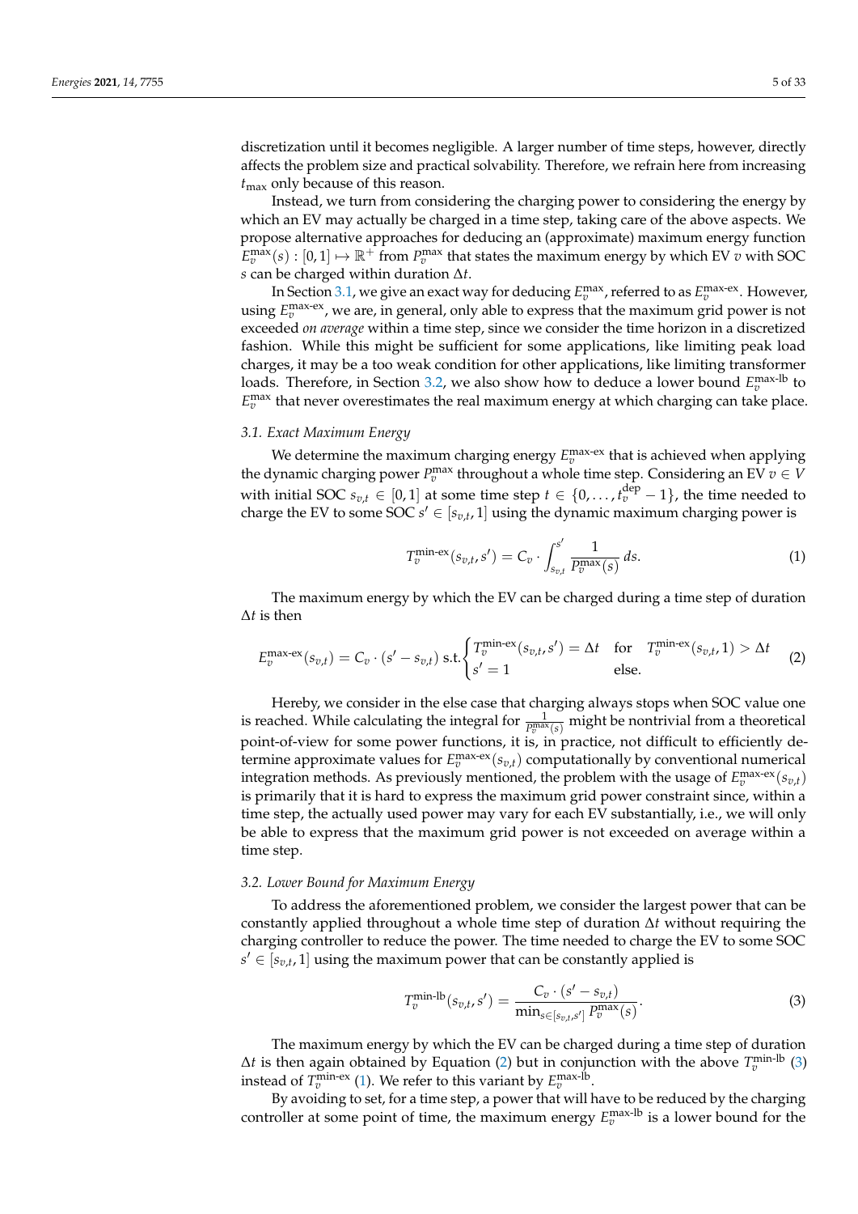discretization until it becomes negligible. A larger number of time steps, however, directly affects the problem size and practical solvability. Therefore, we refrain here from increasing $t_{\max}$ only because of this reason.

Instead, we turn from considering the charging power to considering the energy by which an EV may actually be charged in a time step, taking care of the above aspects. We propose alternative approaches for deducing an (approximate) maximum energy function $E_v^{\max}(s) : [0,1] \mapsto \mathbb{R}^+$ from $P_v^{\max}$ that states the maximum energy by which EV $v$ with SOC $s$ can be charged within duration $\Delta t$.

In Section 3.1, we give an exact way for deducing $E_v^{\max}$, referred to as $E_v^{\text{max-ex}}$. However, using $E_v^{\text{max-ex}}$, we are, in general, only able to express that the maximum grid power is not exceeded *on average* within a time step, since we consider the time horizon in a discretized fashion. While this might be sufficient for some applications, like limiting peak load charges, it may be a too weak condition for other applications, like limiting transformer loads. Therefore, in Section 3.2, we also show how to deduce a lower bound $E_v^{\text{max-lb}}$ to $E_v^{\max}$ that never overestimates the real maximum energy at which charging can take place.

### 3.1. Exact Maximum Energy

We determine the maximum charging energy $E_v^{\text{max-ex}}$ that is achieved when applying the dynamic charging power $P_v^{\max}$ throughout a whole time step. Considering an EV $v \in V$ with initial SOC $s_{v,t} \in [0,1]$ at some time step $t \in \{0, \dots, t_v^{\text{dep}} - 1\}$, the time needed to charge the EV to some SOC $s' \in [s_{v,t}, 1]$ using the dynamic maximum charging power is

$$T_v^{\text{min-ex}}(s_{v,t}, s') = C_v \cdot \int_{s_{v,t}}^{s'} \frac{1}{P_v^{\max}(s)}\, ds. \tag{1}$$

The maximum energy by which the EV can be charged during a time step of duration $\Delta t$ is then

$$E_v^{\text{max-ex}}(s_{v,t}) = C_v \cdot (s' - s_{v,t}) \text{ s.t.} \begin{cases} T_v^{\text{min-ex}}(s_{v,t}, s') = \Delta t & \text{for} \quad T_v^{\text{min-ex}}(s_{v,t}, 1) > \Delta t \\ s' = 1 & \text{else.} \end{cases} \tag{2}$$

Hereby, we consider in the else case that charging always stops when SOC value one is reached. While calculating the integral for $\frac{1}{P_v^{\max}(s)}$ might be nontrivial from a theoretical point-of-view for some power functions, it is, in practice, not difficult to efficiently determine approximate values for $E_v^{\text{max-ex}}(s_{v,t})$ computationally by conventional numerical integration methods. As previously mentioned, the problem with the usage of $E_v^{\text{max-ex}}(s_{v,t})$ is primarily that it is hard to express the maximum grid power constraint since, within a time step, the actually used power may vary for each EV substantially, i.e., we will only be able to express that the maximum grid power is not exceeded on average within a time step.

### 3.2. Lower Bound for Maximum Energy

To address the aforementioned problem, we consider the largest power that can be constantly applied throughout a whole time step of duration $\Delta t$ without requiring the charging controller to reduce the power. The time needed to charge the EV to some SOC $s' \in [s_{v,t}, 1]$ using the maximum power that can be constantly applied is

$$T_v^{\text{min-lb}}(s_{v,t}, s') = \frac{C_v \cdot (s' - s_{v,t})}{\min_{s \in [s_{v,t}, s']} P_v^{\max}(s)}. \tag{3}$$

The maximum energy by which the EV can be charged during a time step of duration $\Delta t$ is then again obtained by Equation (2) but in conjunction with the above $T_v^{\text{min-lb}}$ (3) instead of $T_v^{\text{min-ex}}$ (1). We refer to this variant by $E_v^{\text{max-lb}}$.

By avoiding to set, for a time step, a power that will have to be reduced by the charging controller at some point of time, the maximum energy $E_v^{\text{max-lb}}$ is a lower bound for the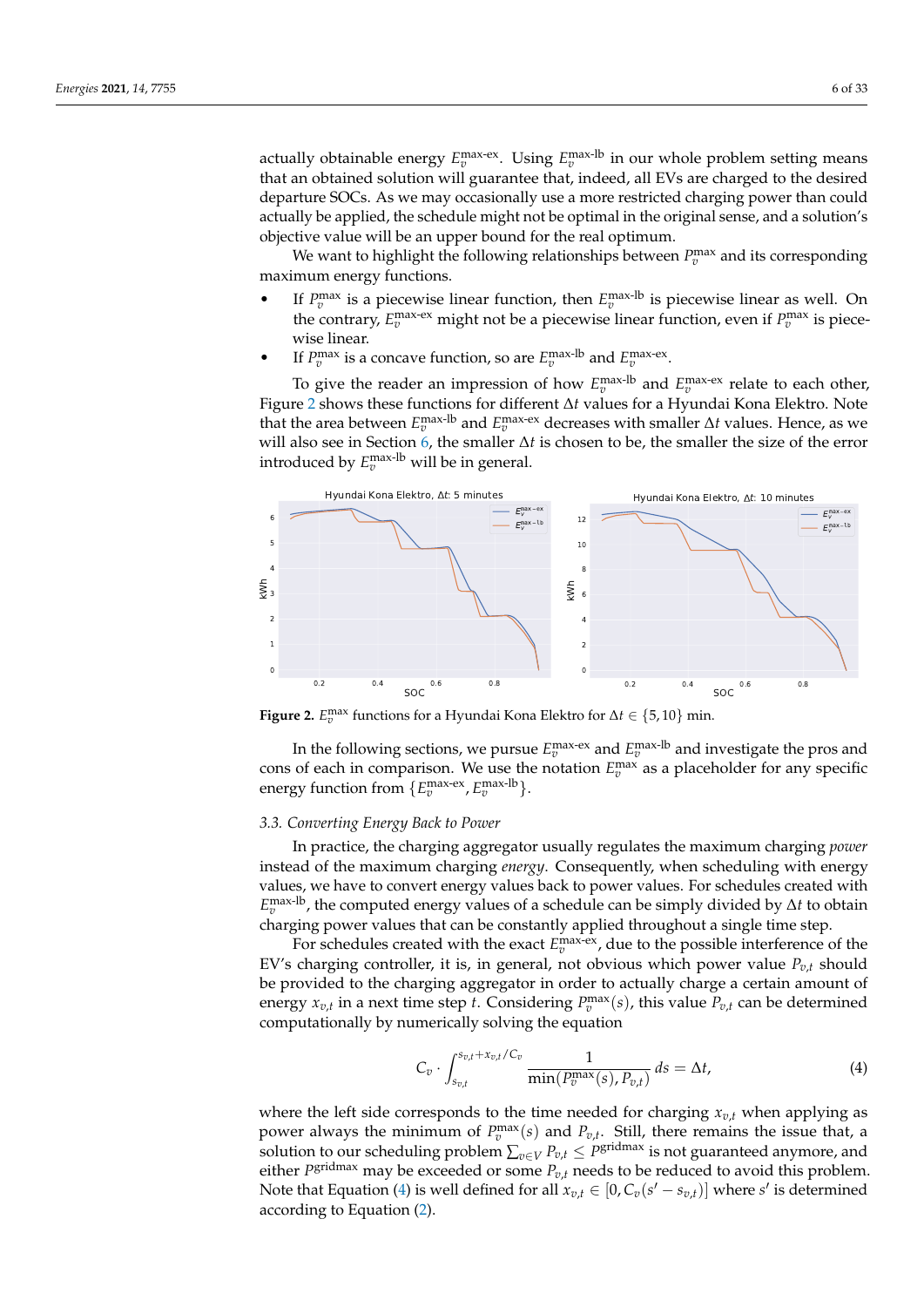actually obtainable energy $E_v^{\text{max-ex}}$. Using $E_v^{\text{max-lb}}$ in our whole problem setting means that an obtained solution will guarantee that, indeed, all EVs are charged to the desired departure SOCs. As we may occasionally use a more restricted charging power than could actually be applied, the schedule might not be optimal in the original sense, and a solution's objective value will be an upper bound for the real optimum.

We want to highlight the following relationships between $P_v^{\max}$ and its corresponding maximum energy functions.

- If $P_v^{\max}$ is a piecewise linear function, then $E_v^{\text{max-lb}}$ is piecewise linear as well. On the contrary, $E_v^{\text{max-ex}}$ might not be a piecewise linear function, even if $P_v^{\max}$ is piecewise linear.
- If $P_v^{\max}$ is a concave function, so are $E_v^{\text{max-lb}}$ and $E_v^{\text{max-ex}}$.

To give the reader an impression of how $E_v^{\text{max-lb}}$ and $E_v^{\text{max-ex}}$ relate to each other, Figure 2 shows these functions for different $\Delta t$ values for a Hyundai Kona Elektro. Note that the area between $E_v^{\text{max-lb}}$ and $E_v^{\text{max-ex}}$ decreases with smaller $\Delta t$ values. Hence, as we will also see in Section 6, the smaller $\Delta t$ is chosen to be, the smaller the size of the error introduced by $E_v^{\text{max-lb}}$ will be in general.

**Figure 2.** $E_v^{\max}$ functions for a Hyundai Kona Elektro for $\Delta t \in \{5, 10\}$ min.

In the following sections, we pursue $E_v^{\text{max-ex}}$ and $E_v^{\text{max-lb}}$ and investigate the pros and cons of each in comparison. We use the notation $E_v^{\max}$ as a placeholder for any specific energy function from $\{E_v^{\text{max-ex}}, E_v^{\text{max-lb}}\}$.

### 3.3. Converting Energy Back to Power

In practice, the charging aggregator usually regulates the maximum charging *power* instead of the maximum charging *energy*. Consequently, when scheduling with energy values, we have to convert energy values back to power values. For schedules created with $E_v^{\text{max-lb}}$, the computed energy values of a schedule can be simply divided by $\Delta t$ to obtain charging power values that can be constantly applied throughout a single time step.

For schedules created with the exact $E_v^{\text{max-ex}}$, due to the possible interference of the EV's charging controller, it is, in general, not obvious which power value $P_{v,t}$ should be provided to the charging aggregator in order to actually charge a certain amount of energy $x_{v,t}$ in a next time step $t$. Considering $P_v^{\max}(s)$, this value $P_{v,t}$ can be determined computationally by numerically solving the equation

$$C_v \cdot \int_{s_{v,t}}^{s_{v,t}+x_{v,t}/C_v} \frac{1}{\min(P_v^{\max}(s), P_{v,t})} \, ds = \Delta t, \tag{4}$$

where the left side corresponds to the time needed for charging $x_{v,t}$ when applying as power always the minimum of $P_v^{\max}(s)$ and $P_{v,t}$. Still, there remains the issue that, a solution to our scheduling problem $\sum_{v \in V} P_{v,t} \leq P^{\text{gridmax}}$ is not guaranteed anymore, and either $P^{\text{gridmax}}$ may be exceeded or some $P_{v,t}$ needs to be reduced to avoid this problem. Note that Equation (4) is well defined for all $x_{v,t} \in [0, C_v(s' - s_{v,t})]$ where $s'$ is determined according to Equation (2).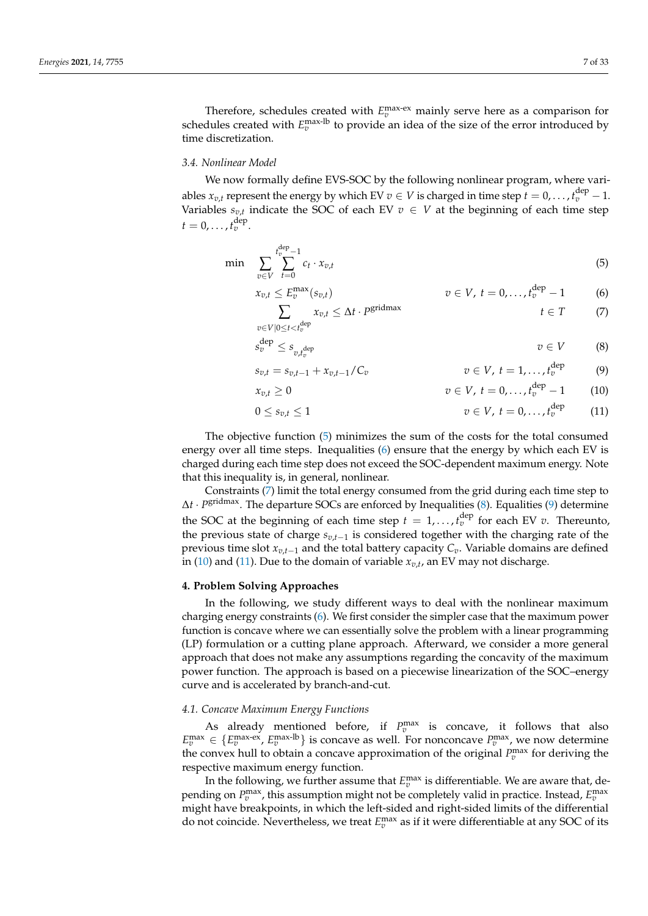Therefore, schedules created with $E_v^{\text{max-ex}}$ mainly serve here as a comparison for schedules created with $E_v^{\text{max-lb}}$ to provide an idea of the size of the error introduced by time discretization.

### 3.4. Nonlinear Model

We now formally define EVS-SOC by the following nonlinear program, where variables $x_{v,t}$ represent the energy by which EV $v \in V$ is charged in time step $t = 0, \ldots, t_v^{\text{dep}} - 1$. Variables $s_{v,t}$ indicate the SOC of each EV $v \in V$ at the beginning of each time step $t = 0, \ldots, t_v^{\text{dep}}$.

$$\min \quad \sum_{v \in V} \sum_{t=0}^{t_v^{\text{dep}}-1} c_t \cdot x_{v,t} \tag{5}$$

$$x_{v,t} \leq E_v^{\max}(s_{v,t}) \qquad v \in V,\ t = 0, \ldots, t_v^{\text{dep}} - 1 \tag{6}$$

$$\sum_{v \in V | 0 \leq t < t_v^{\text{dep}}} x_{v,t} \leq \Delta t \cdot P^{\text{gridmax}} \qquad t \in T \tag{7}$$

$$s_v^{\text{dep}} \leq s_{v, t_v^{\text{dep}}} \qquad v \in V \tag{8}$$

$$s_{v,t} = s_{v,t-1} + x_{v,t-1}/C_v \qquad v \in V,\ t = 1, \ldots, t_v^{\text{dep}} \tag{9}$$

$$x_{v,t} \geq 0 \qquad v \in V,\ t = 0, \ldots, t_v^{\text{dep}} - 1 \tag{10}$$

$$0 \leq s_{v,t} \leq 1 \qquad v \in V,\ t = 0, \ldots, t_v^{\text{dep}} \tag{11}$$

The objective function (5) minimizes the sum of the costs for the total consumed energy over all time steps. Inequalities (6) ensure that the energy by which each EV is charged during each time step does not exceed the SOC-dependent maximum energy. Note that this inequality is, in general, nonlinear.

Constraints (7) limit the total energy consumed from the grid during each time step to $\Delta t \cdot P^{\text{gridmax}}$. The departure SOCs are enforced by Inequalities (8). Equalities (9) determine the SOC at the beginning of each time step $t = 1, \ldots, t_v^{\text{dep}}$ for each EV $v$. Thereunto, the previous state of charge $s_{v,t-1}$ is considered together with the charging rate of the previous time slot $x_{v,t-1}$ and the total battery capacity $C_v$. Variable domains are defined in (10) and (11). Due to the domain of variable $x_{v,t}$, an EV may not discharge.

## 4. Problem Solving Approaches

In the following, we study different ways to deal with the nonlinear maximum charging energy constraints (6). We first consider the simpler case that the maximum power function is concave where we can essentially solve the problem with a linear programming (LP) formulation or a cutting plane approach. Afterward, we consider a more general approach that does not make any assumptions regarding the concavity of the maximum power function. The approach is based on a piecewise linearization of the SOC–energy curve and is accelerated by branch-and-cut.

### 4.1. Concave Maximum Energy Functions

As already mentioned before, if $P_v^{\max}$ is concave, it follows that also $E_v^{\max} \in \{E_v^{\text{max-ex}}, E_v^{\text{max-lb}}\}$ is concave as well. For nonconcave $P_v^{\max}$, we now determine the convex hull to obtain a concave approximation of the original $P_v^{\max}$ for deriving the respective maximum energy function.

In the following, we further assume that $E_v^{\max}$ is differentiable. We are aware that, depending on $P_v^{\max}$, this assumption might not be completely valid in practice. Instead, $E_v^{\max}$ might have breakpoints, in which the left-sided and right-sided limits of the differential do not coincide. Nevertheless, we treat $E_v^{\max}$ as if it were differentiable at any SOC of its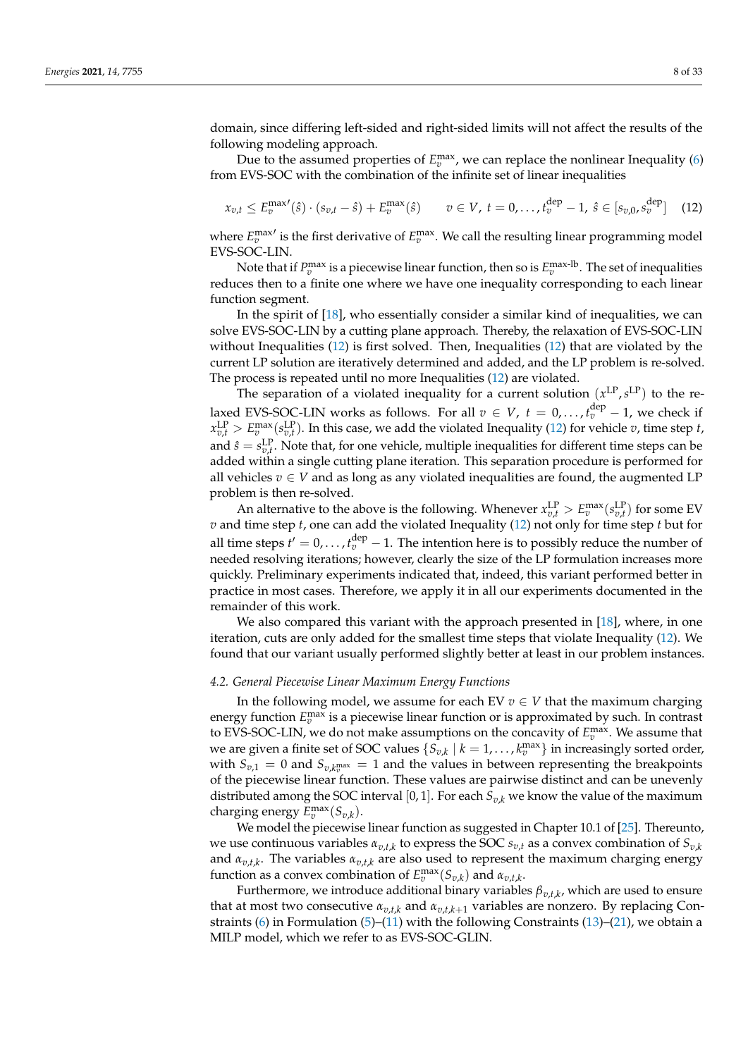domain, since differing left-sided and right-sided limits will not affect the results of the following modeling approach.

Due to the assumed properties of $E_v^{\max}$, we can replace the nonlinear Inequality (6) from EVS-SOC with the combination of the infinite set of linear inequalities

$$x_{v,t} \leq E_v^{\max\prime}(\hat{s}) \cdot (s_{v,t} - \hat{s}) + E_v^{\max}(\hat{s}) \qquad v \in V,\ t = 0, \ldots, t_v^{\text{dep}} - 1,\ \hat{s} \in [s_{v,0}, s_v^{\text{dep}}] \quad (12)$$

where $E_v^{\max\prime}$ is the first derivative of $E_v^{\max}$. We call the resulting linear programming model EVS-SOC-LIN.

Note that if $P_v^{\max}$ is a piecewise linear function, then so is $E_v^{\text{max-lb}}$. The set of inequalities reduces then to a finite one where we have one inequality corresponding to each linear function segment.

In the spirit of [18], who essentially consider a similar kind of inequalities, we can solve EVS-SOC-LIN by a cutting plane approach. Thereby, the relaxation of EVS-SOC-LIN without Inequalities (12) is first solved. Then, Inequalities (12) that are violated by the current LP solution are iteratively determined and added, and the LP problem is re-solved. The process is repeated until no more Inequalities (12) are violated.

The separation of a violated inequality for a current solution $(x^{\text{LP}}, s^{\text{LP}})$ to the relaxed EVS-SOC-LIN works as follows. For all $v \in V$, $t = 0, \ldots, t_v^{\text{dep}} - 1$, we check if $x_{v,t}^{\text{LP}} > E_v^{\max}(s_{v,t}^{\text{LP}})$. In this case, we add the violated Inequality (12) for vehicle $v$, time step $t$, and $\hat{s} = s_{v,t}^{\text{LP}}$. Note that, for one vehicle, multiple inequalities for different time steps can be added within a single cutting plane iteration. This separation procedure is performed for all vehicles $v \in V$ and as long as any violated inequalities are found, the augmented LP problem is then re-solved.

An alternative to the above is the following. Whenever $x_{v,t}^{\text{LP}} > E_v^{\max}(s_{v,t}^{\text{LP}})$ for some EV $v$ and time step $t$, one can add the violated Inequality (12) not only for time step $t$ but for all time steps $t' = 0, \ldots, t_v^{\text{dep}} - 1$. The intention here is to possibly reduce the number of needed resolving iterations; however, clearly the size of the LP formulation increases more quickly. Preliminary experiments indicated that, indeed, this variant performed better in practice in most cases. Therefore, we apply it in all our experiments documented in the remainder of this work.

We also compared this variant with the approach presented in [18], where, in one iteration, cuts are only added for the smallest time steps that violate Inequality (12). We found that our variant usually performed slightly better at least in our problem instances.

### 4.2. General Piecewise Linear Maximum Energy Functions

In the following model, we assume for each EV $v \in V$ that the maximum charging energy function $E_v^{\max}$ is a piecewise linear function or is approximated by such. In contrast to EVS-SOC-LIN, we do not make assumptions on the concavity of $E_v^{\max}$. We assume that we are given a finite set of SOC values $\{S_{v,k} \mid k = 1, \ldots, k_v^{\max}\}$ in increasingly sorted order, with $S_{v,1} = 0$ and $S_{v,k_v^{\max}} = 1$ and the values in between representing the breakpoints of the piecewise linear function. These values are pairwise distinct and can be unevenly distributed among the SOC interval $[0, 1]$. For each $S_{v,k}$ we know the value of the maximum charging energy $E_v^{\max}(S_{v,k})$.

We model the piecewise linear function as suggested in Chapter 10.1 of [25]. Thereunto, we use continuous variables $\alpha_{v,t,k}$ to express the SOC $s_{v,t}$ as a convex combination of $S_{v,k}$ and $\alpha_{v,t,k}$. The variables $\alpha_{v,t,k}$ are also used to represent the maximum charging energy function as a convex combination of $E_v^{\max}(S_{v,k})$ and $\alpha_{v,t,k}$.

Furthermore, we introduce additional binary variables $\beta_{v,t,k}$, which are used to ensure that at most two consecutive $\alpha_{v,t,k}$ and $\alpha_{v,t,k+1}$ variables are nonzero. By replacing Constraints (6) in Formulation (5)–(11) with the following Constraints (13)–(21), we obtain a MILP model, which we refer to as EVS-SOC-GLIN.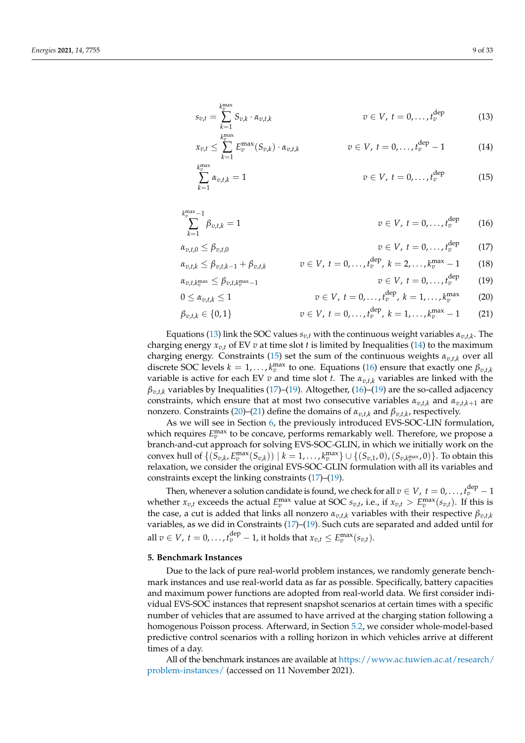$$s_{v,t} = \sum_{k=1}^{k_v^{\max}} S_{v,k} \cdot \alpha_{v,t,k} \qquad v \in V,\ t = 0,\dots,t_v^{\text{dep}} \tag{13}$$

$$x_{v,t} \leq \sum_{k=1}^{k_v^{\max}} E_v^{\max}(S_{v,k}) \cdot \alpha_{v,t,k} \qquad v \in V,\ t = 0,\dots,t_v^{\text{dep}} - 1 \tag{14}$$

$$\sum_{k=1}^{k_v^{\max}} \alpha_{v,t,k} = 1 \qquad v \in V,\ t = 0,\dots,t_v^{\text{dep}} \tag{15}$$

$$\sum_{k=1}^{k_v^{\max}-1} \beta_{v,t,k} = 1 \qquad v \in V,\ t = 0,\dots,t_v^{\text{dep}} \tag{16}$$

$$\alpha_{v,t,0} \leq \beta_{v,t,0} \qquad v \in V,\ t = 0,\dots,t_v^{\text{dep}} \tag{17}$$

$$\alpha_{v,t,k} \leq \beta_{v,t,k-1} + \beta_{v,t,k} \qquad v \in V,\ t = 0,\dots,t_v^{\text{dep}},\ k = 2,\dots,k_v^{\max} - 1 \tag{18}$$

$$\alpha_{v,t,k_v^{\max}} \leq \beta_{v,t,k_v^{\max}-1} \qquad v \in V,\ t = 0,\dots,t_v^{\text{dep}} \tag{19}$$

$$0 \leq \alpha_{v,t,k} \leq 1 \qquad v \in V,\ t = 0,\dots,t_v^{\text{dep}},\ k = 1,\dots,k_v^{\max} \tag{20}$$

$$\beta_{v,t,k} \in \{0,1\} \qquad v \in V,\ t = 0,\dots,t_v^{\text{dep}},\ k = 1,\dots,k_v^{\max} - 1 \tag{21}$$

Equations (13) link the SOC values $s_{v,t}$ with the continuous weight variables $\alpha_{v,t,k}$. The charging energy $x_{v,t}$ of EV $v$ at time slot $t$ is limited by Inequalities (14) to the maximum charging energy. Constraints (15) set the sum of the continuous weights $\alpha_{v,t,k}$ over all discrete SOC levels $k = 1,\dots,k_v^{\max}$ to one. Equations (16) ensure that exactly one $\beta_{v,t,k}$ variable is active for each EV $v$ and time slot $t$. The $\alpha_{v,t,k}$ variables are linked with the $\beta_{v,t,k}$ variables by Inequalities (17)–(19). Altogether, (16)–(19) are the so-called adjacency constraints, which ensure that at most two consecutive variables $\alpha_{v,t,k}$ and $\alpha_{v,t,k+1}$ are nonzero. Constraints (20)–(21) define the domains of $\alpha_{v,t,k}$ and $\beta_{v,t,k}$, respectively.

As we will see in Section 6, the previously introduced EVS-SOC-LIN formulation, which requires $E_v^{\max}$ to be concave, performs remarkably well. Therefore, we propose a branch-and-cut approach for solving EVS-SOC-GLIN, in which we initially work on the convex hull of $\{(S_{v,k}, E_v^{\max}(S_{v,k})) \mid k = 1,\dots,k_v^{\max}\} \cup \{(S_{v,1}, 0), (S_{v,k_v^{\max}}, 0)\}$. To obtain this relaxation, we consider the original EVS-SOC-GLIN formulation with all its variables and constraints except the linking constraints (17)–(19).

Then, whenever a solution candidate is found, we check for all $v \in V,\ t = 0,\dots,t_v^{\text{dep}} - 1$ whether $x_{v,t}$ exceeds the actual $E_v^{\max}$ value at SOC $s_{v,t}$, i.e., if $x_{v,t} > E_v^{\max}(s_{v,t})$. If this is the case, a cut is added that links all nonzero $\alpha_{v,t,k}$ variables with their respective $\beta_{v,t,k}$ variables, as we did in Constraints (17)–(19). Such cuts are separated and added until for all $v \in V,\ t = 0,\dots,t_v^{\text{dep}} - 1$, it holds that $x_{v,t} \leq E_v^{\max}(s_{v,t})$.

## 5. Benchmark Instances

Due to the lack of pure real-world problem instances, we randomly generate benchmark instances and use real-world data as far as possible. Specifically, battery capacities and maximum power functions are adopted from real-world data. We first consider individual EVS-SOC instances that represent snapshot scenarios at certain times with a specific number of vehicles that are assumed to have arrived at the charging station following a homogenous Poisson process. Afterward, in Section 5.2, we consider whole-model-based predictive control scenarios with a rolling horizon in which vehicles arrive at different times of a day.

All of the benchmark instances are available at https://www.ac.tuwien.ac.at/research/problem-instances/ (accessed on 11 November 2021).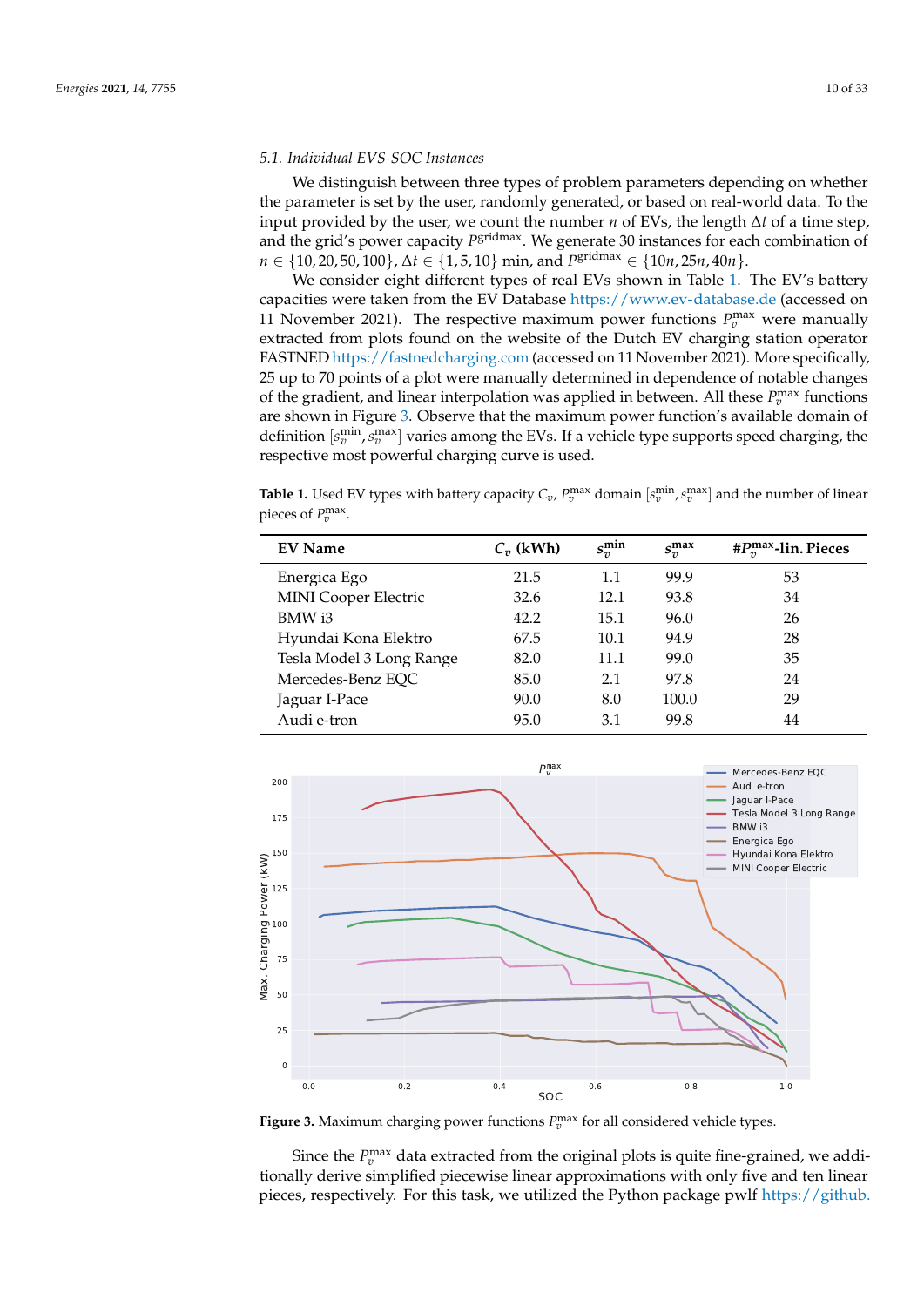### 5.1. Individual EVS-SOC Instances

We distinguish between three types of problem parameters depending on whether the parameter is set by the user, randomly generated, or based on real-world data. To the input provided by the user, we count the number $n$ of EVs, the length $\Delta t$ of a time step, and the grid's power capacity $P^{\text{gridmax}}$. We generate 30 instances for each combination of $n \in \{10, 20, 50, 100\}$, $\Delta t \in \{1, 5, 10\}$ min, and $P^{\text{gridmax}} \in \{10n, 25n, 40n\}$.

We consider eight different types of real EVs shown in Table 1. The EV's battery capacities were taken from the EV Database https://www.ev-database.de (accessed on 11 November 2021). The respective maximum power functions $P_v^{\max}$ were manually extracted from plots found on the website of the Dutch EV charging station operator FASTNED https://fastnedcharging.com (accessed on 11 November 2021). More specifically, 25 up to 70 points of a plot were manually determined in dependence of notable changes of the gradient, and linear interpolation was applied in between. All these $P_v^{\max}$ functions are shown in Figure 3. Observe that the maximum power function's available domain of definition $[s_v^{\min}, s_v^{\max}]$ varies among the EVs. If a vehicle type supports speed charging, the respective most powerful charging curve is used.

**Table 1.** Used EV types with battery capacity $C_v$, $P_v^{\max}$ domain $[s_v^{\min}, s_v^{\max}]$ and the number of linear pieces of $P_v^{\max}$.

| EV Name | $C_v$ (kWh) | $s_v^{\min}$ | $s_v^{\max}$ | #$P_v^{\max}$-lin. Pieces |
|---|---|---|---|---|
| Energica Ego | 21.5 | 1.1 | 99.9 | 53 |
| MINI Cooper Electric | 32.6 | 12.1 | 93.8 | 34 |
| BMW i3 | 42.2 | 15.1 | 96.0 | 26 |
| Hyundai Kona Elektro | 67.5 | 10.1 | 94.9 | 28 |
| Tesla Model 3 Long Range | 82.0 | 11.1 | 99.0 | 35 |
| Mercedes-Benz EQC | 85.0 | 2.1 | 97.8 | 24 |
| Jaguar I-Pace | 90.0 | 8.0 | 100.0 | 29 |
| Audi e-tron | 95.0 | 3.1 | 99.8 | 44 |

**Figure 3.** Maximum charging power functions $P_v^{\max}$ for all considered vehicle types.

Since the $P_v^{\max}$ data extracted from the original plots is quite fine-grained, we additionally derive simplified piecewise linear approximations with only five and ten linear pieces, respectively. For this task, we utilized the Python package pwlf https://github.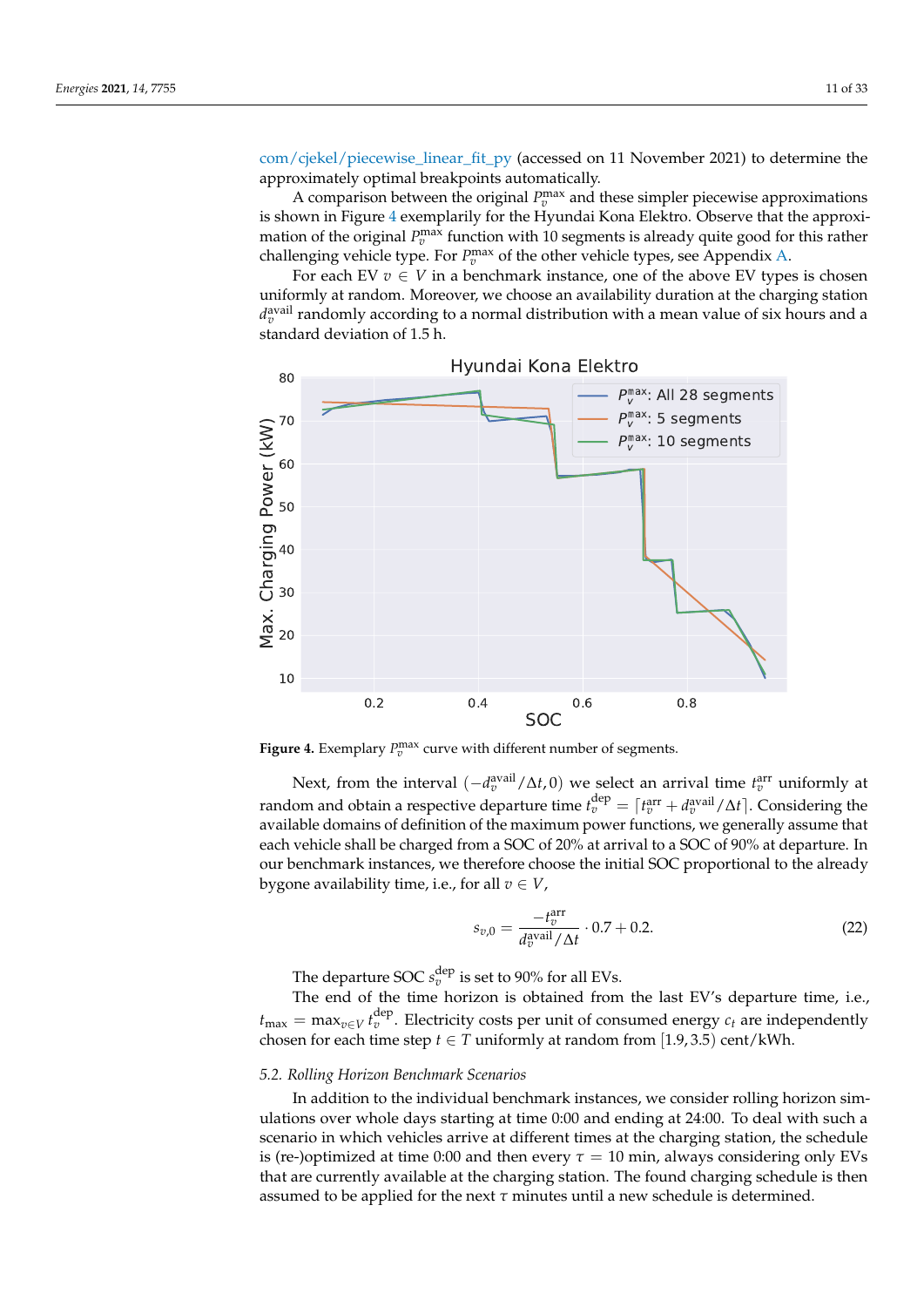com/cjekel/piecewise_linear_fit_py (accessed on 11 November 2021) to determine the approximately optimal breakpoints automatically.

A comparison between the original $P_v^{\max}$ and these simpler piecewise approximations is shown in Figure 4 exemplarily for the Hyundai Kona Elektro. Observe that the approximation of the original $P_v^{\max}$ function with 10 segments is already quite good for this rather challenging vehicle type. For $P_v^{\max}$ of the other vehicle types, see Appendix A.

For each EV $v \in V$ in a benchmark instance, one of the above EV types is chosen uniformly at random. Moreover, we choose an availability duration at the charging station $d_v^{\text{avail}}$ randomly according to a normal distribution with a mean value of six hours and a standard deviation of 1.5 h.

**Figure 4.** Exemplary $P_v^{\max}$ curve with different number of segments.

Next, from the interval $(-d_v^{\text{avail}}/\Delta t, 0)$ we select an arrival time $t_v^{\text{arr}}$ uniformly at random and obtain a respective departure time $t_v^{\text{dep}} = \lceil t_v^{\text{arr}} + d_v^{\text{avail}}/\Delta t \rceil$. Considering the available domains of definition of the maximum power functions, we generally assume that each vehicle shall be charged from a SOC of 20% at arrival to a SOC of 90% at departure. In our benchmark instances, we therefore choose the initial SOC proportional to the already bygone availability time, i.e., for all $v \in V$,

$$s_{v,0} = \frac{-t_v^{\text{arr}}}{d_v^{\text{avail}}/\Delta t} \cdot 0.7 + 0.2. \tag{22}$$

The departure SOC $s_v^{\text{dep}}$ is set to 90% for all EVs.

The end of the time horizon is obtained from the last EV's departure time, i.e., $t_{\max} = \max_{v \in V} t_v^{\text{dep}}$. Electricity costs per unit of consumed energy $c_t$ are independently chosen for each time step $t \in T$ uniformly at random from $[1.9, 3.5)$ cent/kWh.

### 5.2. Rolling Horizon Benchmark Scenarios

In addition to the individual benchmark instances, we consider rolling horizon simulations over whole days starting at time 0:00 and ending at 24:00. To deal with such a scenario in which vehicles arrive at different times at the charging station, the schedule is (re-)optimized at time 0:00 and then every $\tau = 10$ min, always considering only EVs that are currently available at the charging station. The found charging schedule is then assumed to be applied for the next $\tau$ minutes until a new schedule is determined.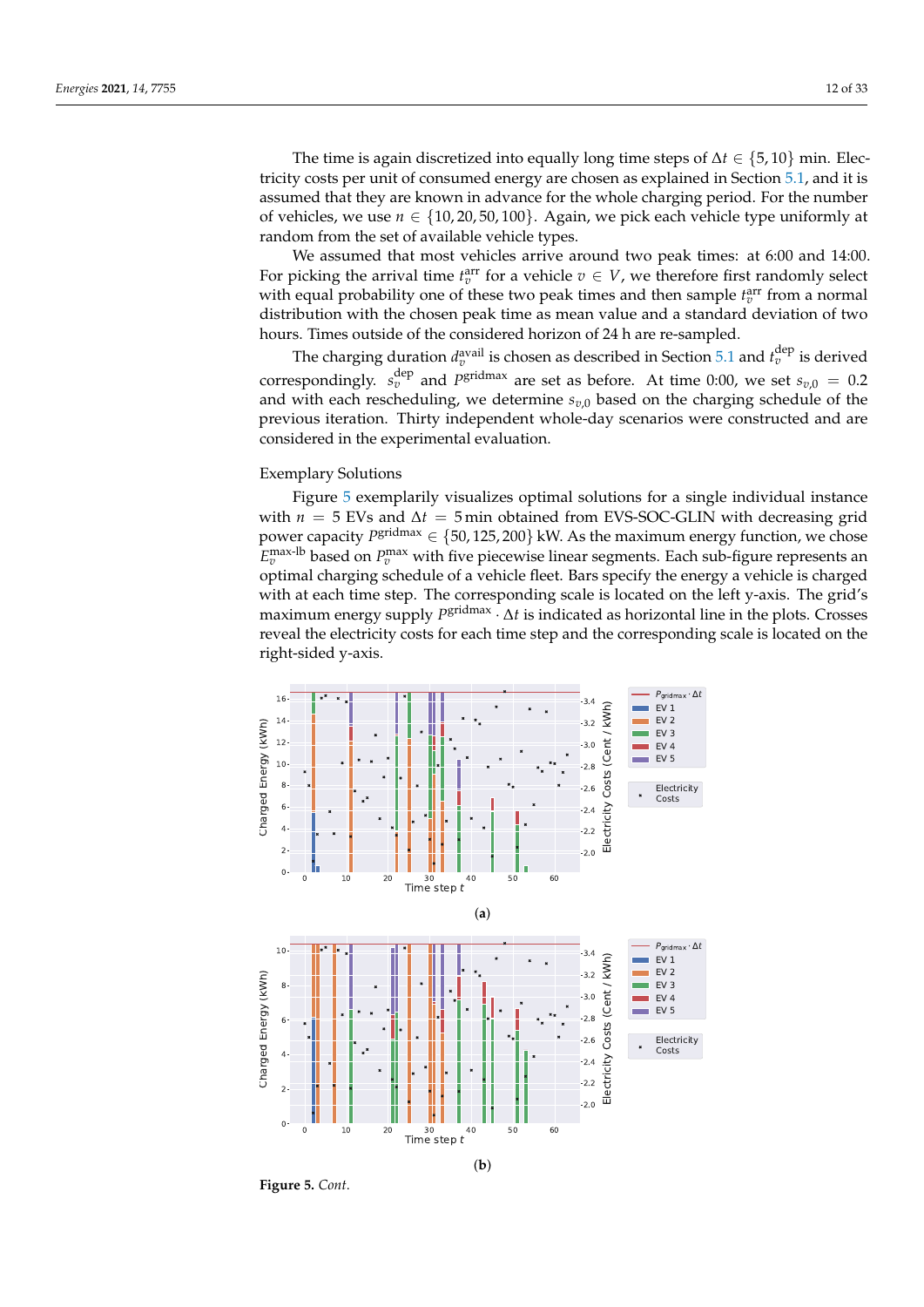The time is again discretized into equally long time steps of $\Delta t \in \{5, 10\}$ min. Electricity costs per unit of consumed energy are chosen as explained in Section 5.1, and it is assumed that they are known in advance for the whole charging period. For the number of vehicles, we use $n \in \{10, 20, 50, 100\}$. Again, we pick each vehicle type uniformly at random from the set of available vehicle types.

We assumed that most vehicles arrive around two peak times: at 6:00 and 14:00. For picking the arrival time $t_v^{\text{arr}}$ for a vehicle $v \in V$, we therefore first randomly select with equal probability one of these two peak times and then sample $t_v^{\text{arr}}$ from a normal distribution with the chosen peak time as mean value and a standard deviation of two hours. Times outside of the considered horizon of 24 h are re-sampled.

The charging duration $d_v^{\text{avail}}$ is chosen as described in Section 5.1 and $t_v^{\text{dep}}$ is derived correspondingly. $s_v^{\text{dep}}$ and $P^{\text{gridmax}}$ are set as before. At time 0:00, we set $s_{v,0} = 0.2$ and with each rescheduling, we determine $s_{v,0}$ based on the charging schedule of the previous iteration. Thirty independent whole-day scenarios were constructed and are considered in the experimental evaluation.

Exemplary Solutions

Figure 5 exemplarily visualizes optimal solutions for a single individual instance with $n = 5$ EVs and $\Delta t = 5$ min obtained from EVS-SOC-GLIN with decreasing grid power capacity $P^{\text{gridmax}} \in \{50, 125, 200\}$ kW. As the maximum energy function, we chose $E_v^{\text{max-lb}}$ based on $P_v^{\text{max}}$ with five piecewise linear segments. Each sub-figure represents an optimal charging schedule of a vehicle fleet. Bars specify the energy a vehicle is charged with at each time step. The corresponding scale is located on the left y-axis. The grid's maximum energy supply $P^{\text{gridmax}} \cdot \Delta t$ is indicated as horizontal line in the plots. Crosses reveal the electricity costs for each time step and the corresponding scale is located on the right-sided y-axis.

(a)

(b)

**Figure 5.** *Cont.*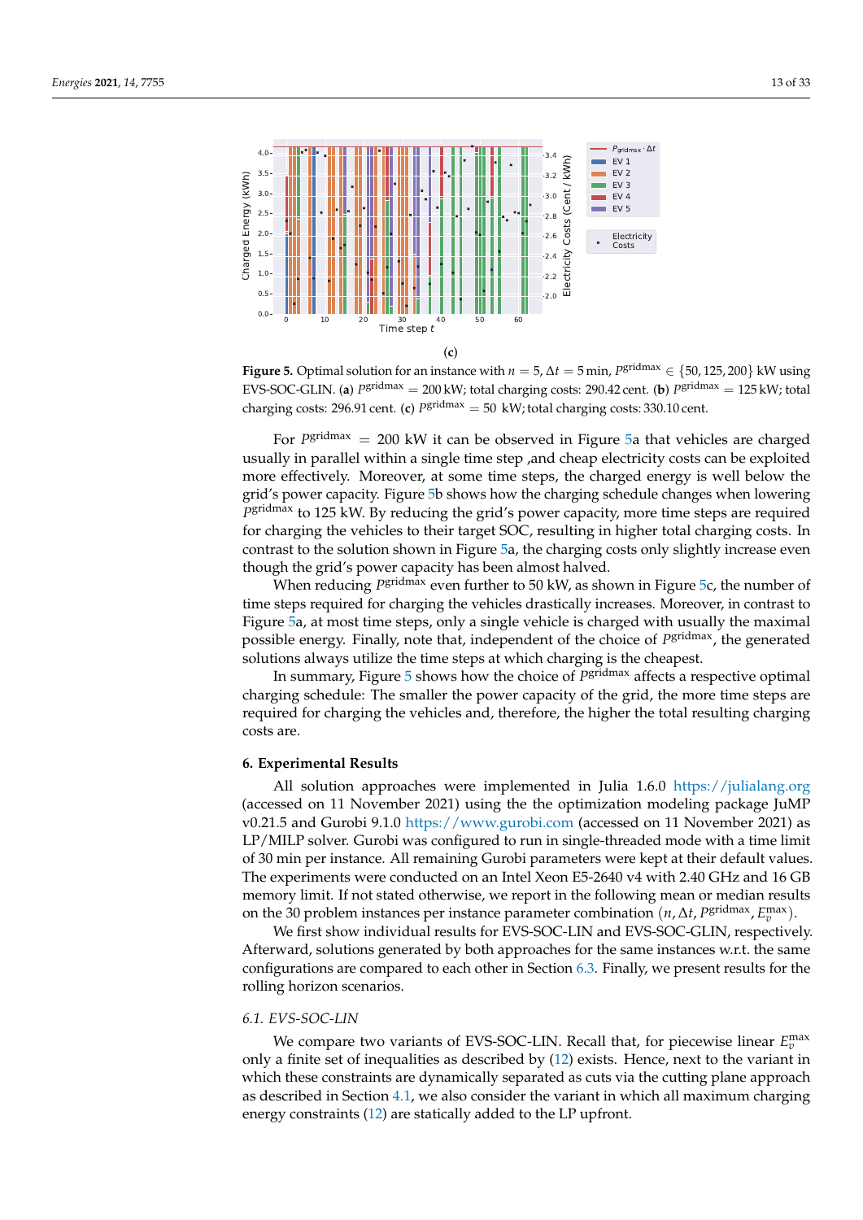(c)

**Figure 5.** Optimal solution for an instance with $n = 5$, $\Delta t = 5\,\text{min}$, $P^{\text{gridmax}} \in \{50, 125, 200\}$ kW using EVS-SOC-GLIN. (**a**) $P^{\text{gridmax}} = 200$ kW; total charging costs: 290.42 cent. (**b**) $P^{\text{gridmax}} = 125$ kW; total charging costs: 296.91 cent. (**c**) $P^{\text{gridmax}} = 50$ kW; total charging costs: 330.10 cent.

For $P^{\text{gridmax}} = 200$ kW it can be observed in Figure 5a that vehicles are charged usually in parallel within a single time step ,and cheap electricity costs can be exploited more effectively. Moreover, at some time steps, the charged energy is well below the grid's power capacity. Figure 5b shows how the charging schedule changes when lowering $P^{\text{gridmax}}$ to 125 kW. By reducing the grid's power capacity, more time steps are required for charging the vehicles to their target SOC, resulting in higher total charging costs. In contrast to the solution shown in Figure 5a, the charging costs only slightly increase even though the grid's power capacity has been almost halved.

When reducing $P^{\text{gridmax}}$ even further to 50 kW, as shown in Figure 5c, the number of time steps required for charging the vehicles drastically increases. Moreover, in contrast to Figure 5a, at most time steps, only a single vehicle is charged with usually the maximal possible energy. Finally, note that, independent of the choice of $P^{\text{gridmax}}$, the generated solutions always utilize the time steps at which charging is the cheapest.

In summary, Figure 5 shows how the choice of $P^{\text{gridmax}}$ affects a respective optimal charging schedule: The smaller the power capacity of the grid, the more time steps are required for charging the vehicles and, therefore, the higher the total resulting charging costs are.

## 6. Experimental Results

All solution approaches were implemented in Julia 1.6.0 https://julialang.org (accessed on 11 November 2021) using the the optimization modeling package JuMP v0.21.5 and Gurobi 9.1.0 https://www.gurobi.com (accessed on 11 November 2021) as LP/MILP solver. Gurobi was configured to run in single-threaded mode with a time limit of 30 min per instance. All remaining Gurobi parameters were kept at their default values. The experiments were conducted on an Intel Xeon E5-2640 v4 with 2.40 GHz and 16 GB memory limit. If not stated otherwise, we report in the following mean or median results on the 30 problem instances per instance parameter combination $(n, \Delta t, P^{\text{gridmax}}, E_v^{\max})$.

We first show individual results for EVS-SOC-LIN and EVS-SOC-GLIN, respectively. Afterward, solutions generated by both approaches for the same instances w.r.t. the same configurations are compared to each other in Section 6.3. Finally, we present results for the rolling horizon scenarios.

### 6.1. EVS-SOC-LIN

We compare two variants of EVS-SOC-LIN. Recall that, for piecewise linear $E_v^{\max}$ only a finite set of inequalities as described by (12) exists. Hence, next to the variant in which these constraints are dynamically separated as cuts via the cutting plane approach as described in Section 4.1, we also consider the variant in which all maximum charging energy constraints (12) are statically added to the LP upfront.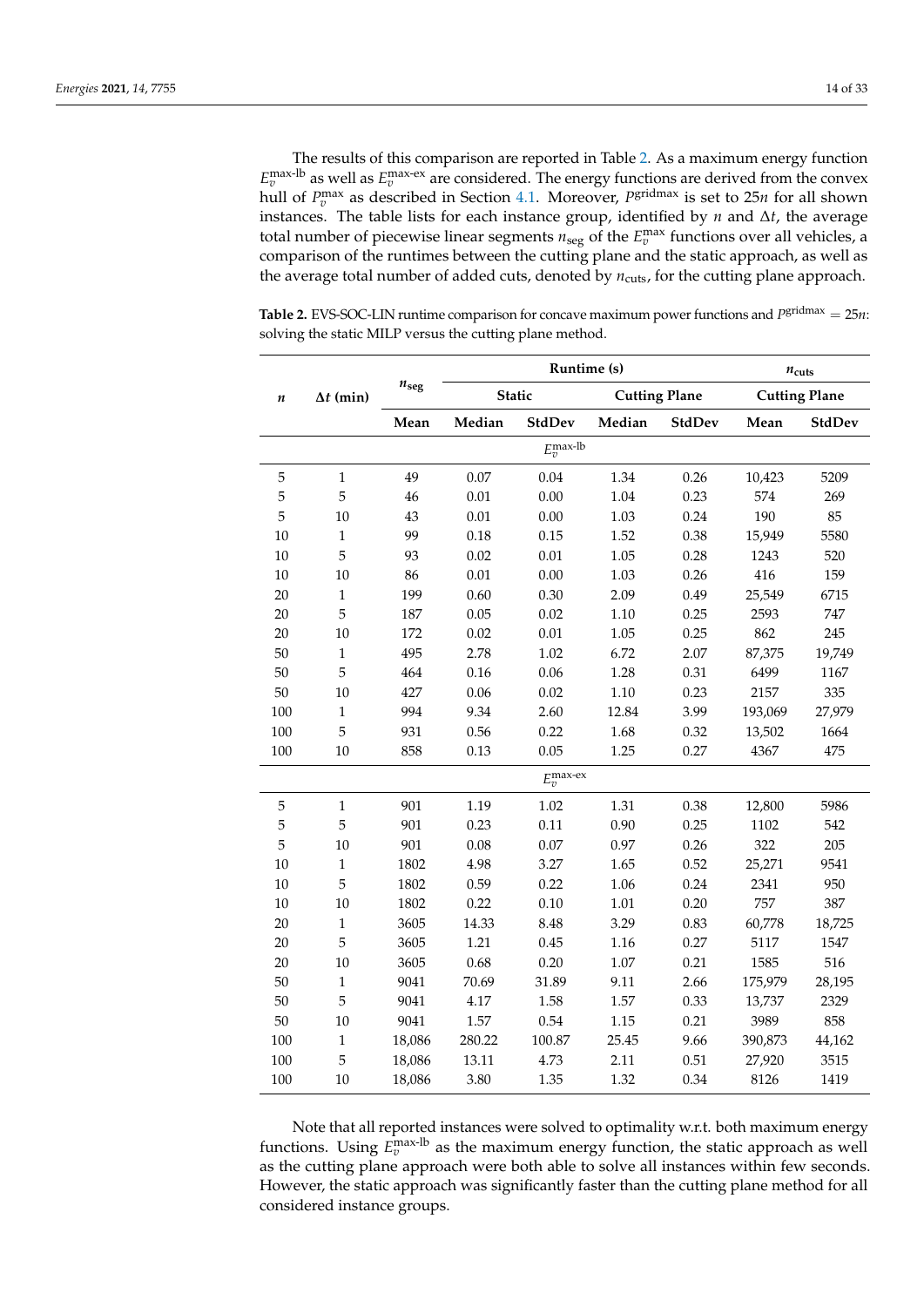The results of this comparison are reported in Table 2. As a maximum energy function $E_v^{\text{max-lb}}$ as well as $E_v^{\text{max-ex}}$ are considered. The energy functions are derived from the convex hull of $P_v^{\text{max}}$ as described in Section 4.1. Moreover, $P^{\text{gridmax}}$ is set to $25n$ for all shown instances. The table lists for each instance group, identified by $n$ and $\Delta t$, the average total number of piecewise linear segments $n_{\text{seg}}$ of the $E_v^{\text{max}}$ functions over all vehicles, a comparison of the runtimes between the cutting plane and the static approach, as well as the average total number of added cuts, denoted by $n_{\text{cuts}}$, for the cutting plane approach.

**Table 2.** EVS-SOC-LIN runtime comparison for concave maximum power functions and $P^{\text{gridmax}} = 25n$: solving the static MILP versus the cutting plane method.

| $n$ | $\Delta t$ (min) | $n_{\text{seg}}$ | Runtime (s) | | | | $n_{\text{cuts}}$ | |
|---|---|---|---|---|---|---|---|---|
| | | | Static | | Cutting Plane | | Cutting Plane | |
| | | Mean | Median | StdDev | Median | StdDev | Mean | StdDev |
| | | | | $E_v^{\text{max-lb}}$ | | | | |
| 5 | 1 | 49 | 0.07 | 0.04 | 1.34 | 0.26 | 10,423 | 5209 |
| 5 | 5 | 46 | 0.01 | 0.00 | 1.04 | 0.23 | 574 | 269 |
| 5 | 10 | 43 | 0.01 | 0.00 | 1.03 | 0.24 | 190 | 85 |
| 10 | 1 | 99 | 0.18 | 0.15 | 1.52 | 0.38 | 15,949 | 5580 |
| 10 | 5 | 93 | 0.02 | 0.01 | 1.05 | 0.28 | 1243 | 520 |
| 10 | 10 | 86 | 0.01 | 0.00 | 1.03 | 0.26 | 416 | 159 |
| 20 | 1 | 199 | 0.60 | 0.30 | 2.09 | 0.49 | 25,549 | 6715 |
| 20 | 5 | 187 | 0.05 | 0.02 | 1.10 | 0.25 | 2593 | 747 |
| 20 | 10 | 172 | 0.02 | 0.01 | 1.05 | 0.25 | 862 | 245 |
| 50 | 1 | 495 | 2.78 | 1.02 | 6.72 | 2.07 | 87,375 | 19,749 |
| 50 | 5 | 464 | 0.16 | 0.06 | 1.28 | 0.31 | 6499 | 1167 |
| 50 | 10 | 427 | 0.06 | 0.02 | 1.10 | 0.23 | 2157 | 335 |
| 100 | 1 | 994 | 9.34 | 2.60 | 12.84 | 3.99 | 193,069 | 27,979 |
| 100 | 5 | 931 | 0.56 | 0.22 | 1.68 | 0.32 | 13,502 | 1664 |
| 100 | 10 | 858 | 0.13 | 0.05 | 1.25 | 0.27 | 4367 | 475 |
| | | | | $E_v^{\text{max-ex}}$ | | | | |
| 5 | 1 | 901 | 1.19 | 1.02 | 1.31 | 0.38 | 12,800 | 5986 |
| 5 | 5 | 901 | 0.23 | 0.11 | 0.90 | 0.25 | 1102 | 542 |
| 5 | 10 | 901 | 0.08 | 0.07 | 0.97 | 0.26 | 322 | 205 |
| 10 | 1 | 1802 | 4.98 | 3.27 | 1.65 | 0.52 | 25,271 | 9541 |
| 10 | 5 | 1802 | 0.59 | 0.22 | 1.06 | 0.24 | 2341 | 950 |
| 10 | 10 | 1802 | 0.22 | 0.10 | 1.01 | 0.20 | 757 | 387 |
| 20 | 1 | 3605 | 14.33 | 8.48 | 3.29 | 0.83 | 60,778 | 18,725 |
| 20 | 5 | 3605 | 1.21 | 0.45 | 1.16 | 0.27 | 5117 | 1547 |
| 20 | 10 | 3605 | 0.68 | 0.20 | 1.07 | 0.21 | 1585 | 516 |
| 50 | 1 | 9041 | 70.69 | 31.89 | 9.11 | 2.66 | 175,979 | 28,195 |
| 50 | 5 | 9041 | 4.17 | 1.58 | 1.57 | 0.33 | 13,737 | 2329 |
| 50 | 10 | 9041 | 1.57 | 0.54 | 1.15 | 0.21 | 3989 | 858 |
| 100 | 1 | 18,086 | 280.22 | 100.87 | 25.45 | 9.66 | 390,873 | 44,162 |
| 100 | 5 | 18,086 | 13.11 | 4.73 | 2.11 | 0.51 | 27,920 | 3515 |
| 100 | 10 | 18,086 | 3.80 | 1.35 | 1.32 | 0.34 | 8126 | 1419 |

Note that all reported instances were solved to optimality w.r.t. both maximum energy functions. Using $E_v^{\text{max-lb}}$ as the maximum energy function, the static approach as well as the cutting plane approach were both able to solve all instances within few seconds. However, the static approach was significantly faster than the cutting plane method for all considered instance groups.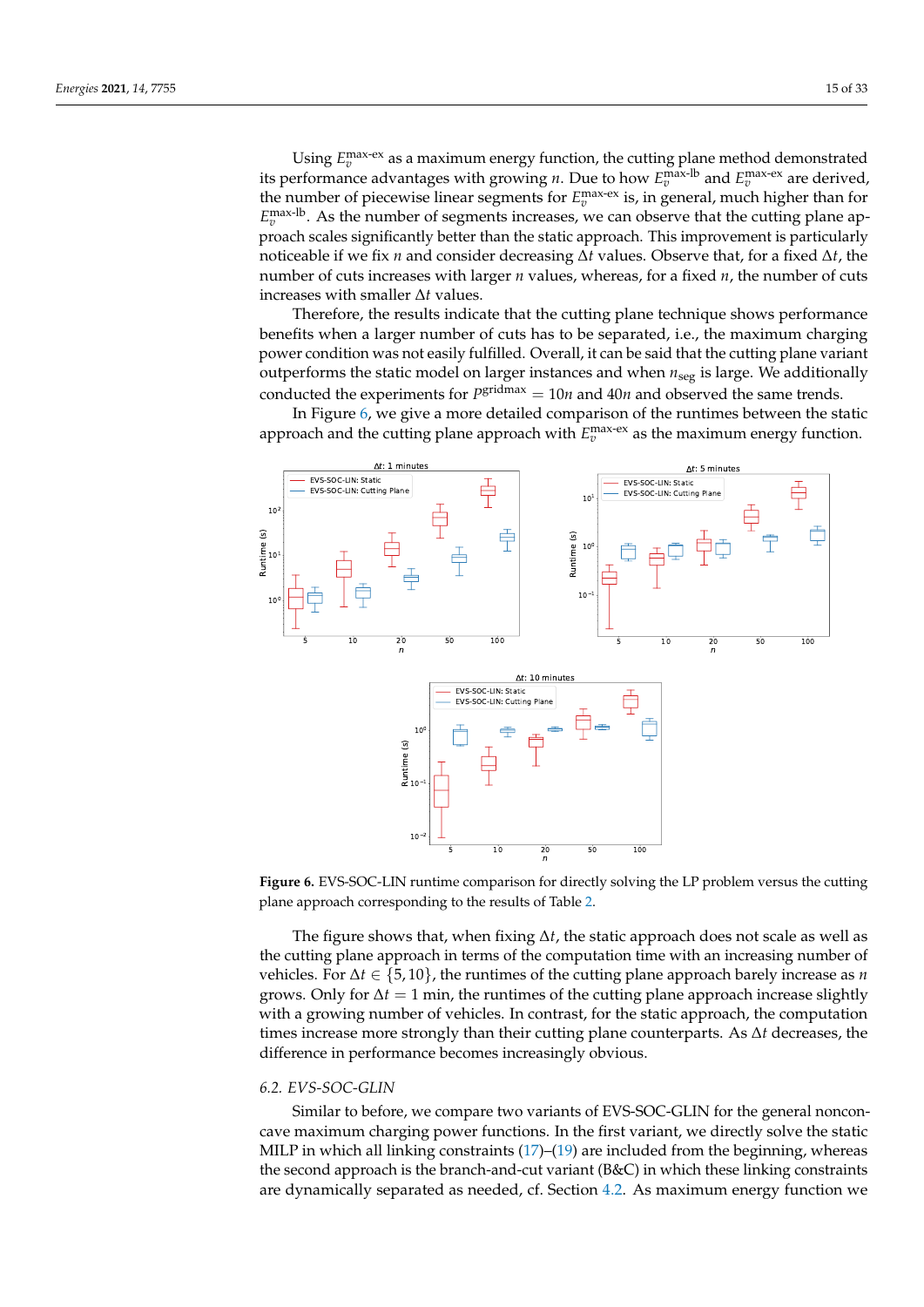Using $E_v^{\text{max-ex}}$ as a maximum energy function, the cutting plane method demonstrated its performance advantages with growing $n$. Due to how $E_v^{\text{max-lb}}$ and $E_v^{\text{max-ex}}$ are derived, the number of piecewise linear segments for $E_v^{\text{max-ex}}$ is, in general, much higher than for $E_v^{\text{max-lb}}$. As the number of segments increases, we can observe that the cutting plane approach scales significantly better than the static approach. This improvement is particularly noticeable if we fix $n$ and consider decreasing $\Delta t$ values. Observe that, for a fixed $\Delta t$, the number of cuts increases with larger $n$ values, whereas, for a fixed $n$, the number of cuts increases with smaller $\Delta t$ values.

Therefore, the results indicate that the cutting plane technique shows performance benefits when a larger number of cuts has to be separated, i.e., the maximum charging power condition was not easily fulfilled. Overall, it can be said that the cutting plane variant outperforms the static model on larger instances and when $n_{\text{seg}}$ is large. We additionally conducted the experiments for $P^{\text{gridmax}} = 10n$ and $40n$ and observed the same trends.

In Figure 6, we give a more detailed comparison of the runtimes between the static approach and the cutting plane approach with $E_v^{\text{max-ex}}$ as the maximum energy function.

**Figure 6.** EVS-SOC-LIN runtime comparison for directly solving the LP problem versus the cutting plane approach corresponding to the results of Table 2.

The figure shows that, when fixing $\Delta t$, the static approach does not scale as well as the cutting plane approach in terms of the computation time with an increasing number of vehicles. For $\Delta t \in \{5, 10\}$, the runtimes of the cutting plane approach barely increase as $n$ grows. Only for $\Delta t = 1$ min, the runtimes of the cutting plane approach increase slightly with a growing number of vehicles. In contrast, for the static approach, the computation times increase more strongly than their cutting plane counterparts. As $\Delta t$ decreases, the difference in performance becomes increasingly obvious.

### 6.2. EVS-SOC-GLIN

Similar to before, we compare two variants of EVS-SOC-GLIN for the general nonconcave maximum charging power functions. In the first variant, we directly solve the static MILP in which all linking constraints (17)–(19) are included from the beginning, whereas the second approach is the branch-and-cut variant (B&C) in which these linking constraints are dynamically separated as needed, cf. Section 4.2. As maximum energy function we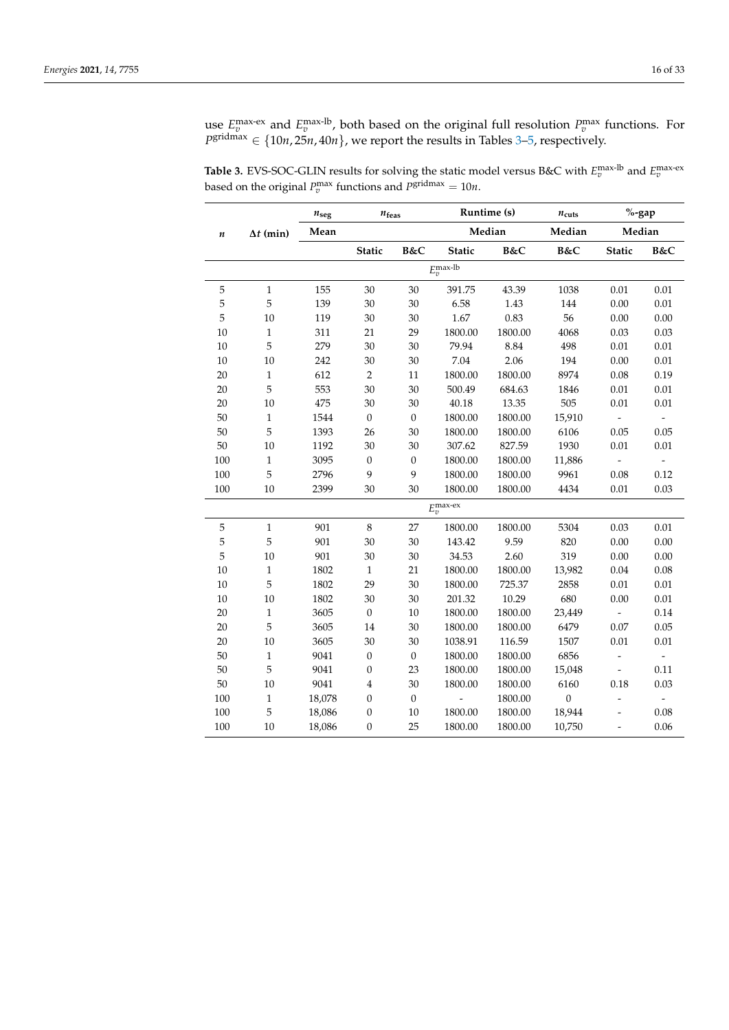use $E_v^{\text{max-ex}}$ and $E_v^{\text{max-lb}}$, both based on the original full resolution $P_v^{\max}$ functions. For $P^{\text{gridmax}} \in \{10n, 25n, 40n\}$, we report the results in Tables 3–5, respectively.

**Table 3.** EVS-SOC-GLIN results for solving the static model versus B&C with $E_v^{\text{max-lb}}$ and $E_v^{\text{max-ex}}$ based on the original $P_v^{\max}$ functions and $P^{\text{gridmax}} = 10n$.

| $n$ | $\Delta t$ (min) | $n_{\text{seg}}$ | $n_{\text{feas}}$ | | Runtime (s) | | $n_{\text{cuts}}$ | %-gap | |
|---|---|---|---|---|---|---|---|---|---|
| | | Mean | | | Median | | Median | Median | |
| | | | Static | B&C | Static | B&C | B&C | Static | B&C |
| | | | | | $E_v^{\text{max-lb}}$ | | | | |
| 5 | 1 | 155 | 30 | 30 | 391.75 | 43.39 | 1038 | 0.01 | 0.01 |
| 5 | 5 | 139 | 30 | 30 | 6.58 | 1.43 | 144 | 0.00 | 0.01 |
| 5 | 10 | 119 | 30 | 30 | 1.67 | 0.83 | 56 | 0.00 | 0.00 |
| 10 | 1 | 311 | 21 | 29 | 1800.00 | 1800.00 | 4068 | 0.03 | 0.03 |
| 10 | 5 | 279 | 30 | 30 | 79.94 | 8.84 | 498 | 0.01 | 0.01 |
| 10 | 10 | 242 | 30 | 30 | 7.04 | 2.06 | 194 | 0.00 | 0.01 |
| 20 | 1 | 612 | 2 | 11 | 1800.00 | 1800.00 | 8974 | 0.08 | 0.19 |
| 20 | 5 | 553 | 30 | 30 | 500.49 | 684.63 | 1846 | 0.01 | 0.01 |
| 20 | 10 | 475 | 30 | 30 | 40.18 | 13.35 | 505 | 0.01 | 0.01 |
| 50 | 1 | 1544 | 0 | 0 | 1800.00 | 1800.00 | 15,910 | - | - |
| 50 | 5 | 1393 | 26 | 30 | 1800.00 | 1800.00 | 6106 | 0.05 | 0.05 |
| 50 | 10 | 1192 | 30 | 30 | 307.62 | 827.59 | 1930 | 0.01 | 0.01 |
| 100 | 1 | 3095 | 0 | 0 | 1800.00 | 1800.00 | 11,886 | - | - |
| 100 | 5 | 2796 | 9 | 9 | 1800.00 | 1800.00 | 9961 | 0.08 | 0.12 |
| 100 | 10 | 2399 | 30 | 30 | 1800.00 | 1800.00 | 4434 | 0.01 | 0.03 |
| | | | | | $E_v^{\text{max-ex}}$ | | | | |
| 5 | 1 | 901 | 8 | 27 | 1800.00 | 1800.00 | 5304 | 0.03 | 0.01 |
| 5 | 5 | 901 | 30 | 30 | 143.42 | 9.59 | 820 | 0.00 | 0.00 |
| 5 | 10 | 901 | 30 | 30 | 34.53 | 2.60 | 319 | 0.00 | 0.00 |
| 10 | 1 | 1802 | 1 | 21 | 1800.00 | 1800.00 | 13,982 | 0.04 | 0.08 |
| 10 | 5 | 1802 | 29 | 30 | 1800.00 | 725.37 | 2858 | 0.01 | 0.01 |
| 10 | 10 | 1802 | 30 | 30 | 201.32 | 10.29 | 680 | 0.00 | 0.01 |
| 20 | 1 | 3605 | 0 | 10 | 1800.00 | 1800.00 | 23,449 | - | 0.14 |
| 20 | 5 | 3605 | 14 | 30 | 1800.00 | 1800.00 | 6479 | 0.07 | 0.05 |
| 20 | 10 | 3605 | 30 | 30 | 1038.91 | 116.59 | 1507 | 0.01 | 0.01 |
| 50 | 1 | 9041 | 0 | 0 | 1800.00 | 1800.00 | 6856 | - | - |
| 50 | 5 | 9041 | 0 | 23 | 1800.00 | 1800.00 | 15,048 | - | 0.11 |
| 50 | 10 | 9041 | 4 | 30 | 1800.00 | 1800.00 | 6160 | 0.18 | 0.03 |
| 100 | 1 | 18,078 | 0 | 0 | - | 1800.00 | 0 | - | - |
| 100 | 5 | 18,086 | 0 | 10 | 1800.00 | 1800.00 | 18,944 | - | 0.08 |
| 100 | 10 | 18,086 | 0 | 25 | 1800.00 | 1800.00 | 10,750 | - | 0.06 |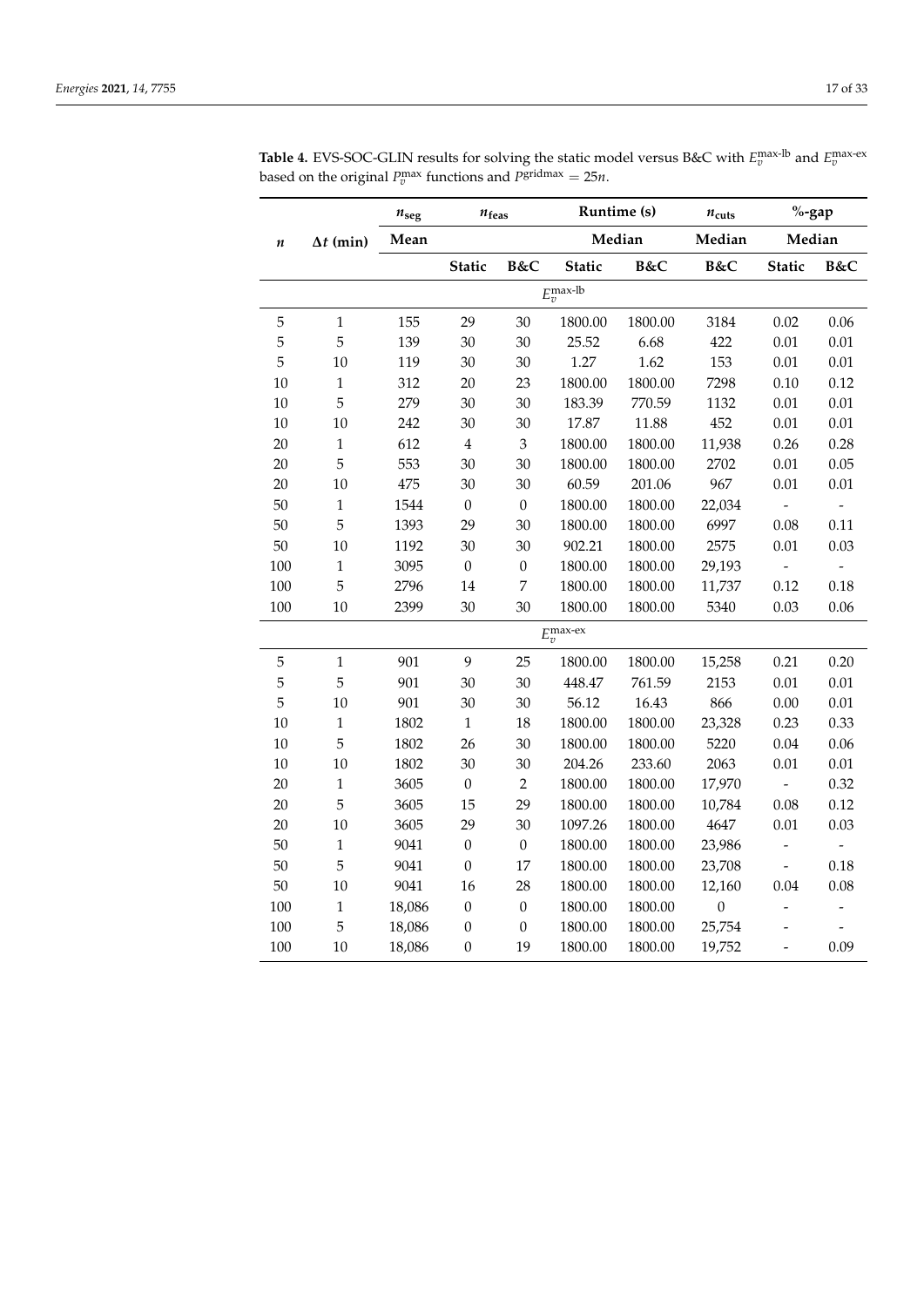**Table 4.** EVS-SOC-GLIN results for solving the static model versus B&C with $E_v^{\text{max-lb}}$ and $E_v^{\text{max-ex}}$ based on the original $P_v^{\text{max}}$ functions and $P^{\text{gridmax}} = 25n$.

| $n$ | $\Delta t$ (min) | $n_{\text{seg}}$ | $n_{\text{feas}}$ | | Runtime (s) | | $n_{\text{cuts}}$ | %-gap | |
|---|---|---|---|---|---|---|---|---|---|
| | | Mean | | | Median | | Median | Median | |
| | | | Static | B&C | Static | B&C | B&C | Static | B&C |
| | | | | | $E_v^{\text{max-lb}}$ | | | | |
| 5 | 1 | 155 | 29 | 30 | 1800.00 | 1800.00 | 3184 | 0.02 | 0.06 |
| 5 | 5 | 139 | 30 | 30 | 25.52 | 6.68 | 422 | 0.01 | 0.01 |
| 5 | 10 | 119 | 30 | 30 | 1.27 | 1.62 | 153 | 0.01 | 0.01 |
| 10 | 1 | 312 | 20 | 23 | 1800.00 | 1800.00 | 7298 | 0.10 | 0.12 |
| 10 | 5 | 279 | 30 | 30 | 183.39 | 770.59 | 1132 | 0.01 | 0.01 |
| 10 | 10 | 242 | 30 | 30 | 17.87 | 11.88 | 452 | 0.01 | 0.01 |
| 20 | 1 | 612 | 4 | 3 | 1800.00 | 1800.00 | 11,938 | 0.26 | 0.28 |
| 20 | 5 | 553 | 30 | 30 | 1800.00 | 1800.00 | 2702 | 0.01 | 0.05 |
| 20 | 10 | 475 | 30 | 30 | 60.59 | 201.06 | 967 | 0.01 | 0.01 |
| 50 | 1 | 1544 | 0 | 0 | 1800.00 | 1800.00 | 22,034 | - | - |
| 50 | 5 | 1393 | 29 | 30 | 1800.00 | 1800.00 | 6997 | 0.08 | 0.11 |
| 50 | 10 | 1192 | 30 | 30 | 902.21 | 1800.00 | 2575 | 0.01 | 0.03 |
| 100 | 1 | 3095 | 0 | 0 | 1800.00 | 1800.00 | 29,193 | - | - |
| 100 | 5 | 2796 | 14 | 7 | 1800.00 | 1800.00 | 11,737 | 0.12 | 0.18 |
| 100 | 10 | 2399 | 30 | 30 | 1800.00 | 1800.00 | 5340 | 0.03 | 0.06 |
| | | | | | $E_v^{\text{max-ex}}$ | | | | |
| 5 | 1 | 901 | 9 | 25 | 1800.00 | 1800.00 | 15,258 | 0.21 | 0.20 |
| 5 | 5 | 901 | 30 | 30 | 448.47 | 761.59 | 2153 | 0.01 | 0.01 |
| 5 | 10 | 901 | 30 | 30 | 56.12 | 16.43 | 866 | 0.00 | 0.01 |
| 10 | 1 | 1802 | 1 | 18 | 1800.00 | 1800.00 | 23,328 | 0.23 | 0.33 |
| 10 | 5 | 1802 | 26 | 30 | 1800.00 | 1800.00 | 5220 | 0.04 | 0.06 |
| 10 | 10 | 1802 | 30 | 30 | 204.26 | 233.60 | 2063 | 0.01 | 0.01 |
| 20 | 1 | 3605 | 0 | 2 | 1800.00 | 1800.00 | 17,970 | - | 0.32 |
| 20 | 5 | 3605 | 15 | 29 | 1800.00 | 1800.00 | 10,784 | 0.08 | 0.12 |
| 20 | 10 | 3605 | 29 | 30 | 1097.26 | 1800.00 | 4647 | 0.01 | 0.03 |
| 50 | 1 | 9041 | 0 | 0 | 1800.00 | 1800.00 | 23,986 | - | - |
| 50 | 5 | 9041 | 0 | 17 | 1800.00 | 1800.00 | 23,708 | - | 0.18 |
| 50 | 10 | 9041 | 16 | 28 | 1800.00 | 1800.00 | 12,160 | 0.04 | 0.08 |
| 100 | 1 | 18,086 | 0 | 0 | 1800.00 | 1800.00 | 0 | - | - |
| 100 | 5 | 18,086 | 0 | 0 | 1800.00 | 1800.00 | 25,754 | - | - |
| 100 | 10 | 18,086 | 0 | 19 | 1800.00 | 1800.00 | 19,752 | - | 0.09 |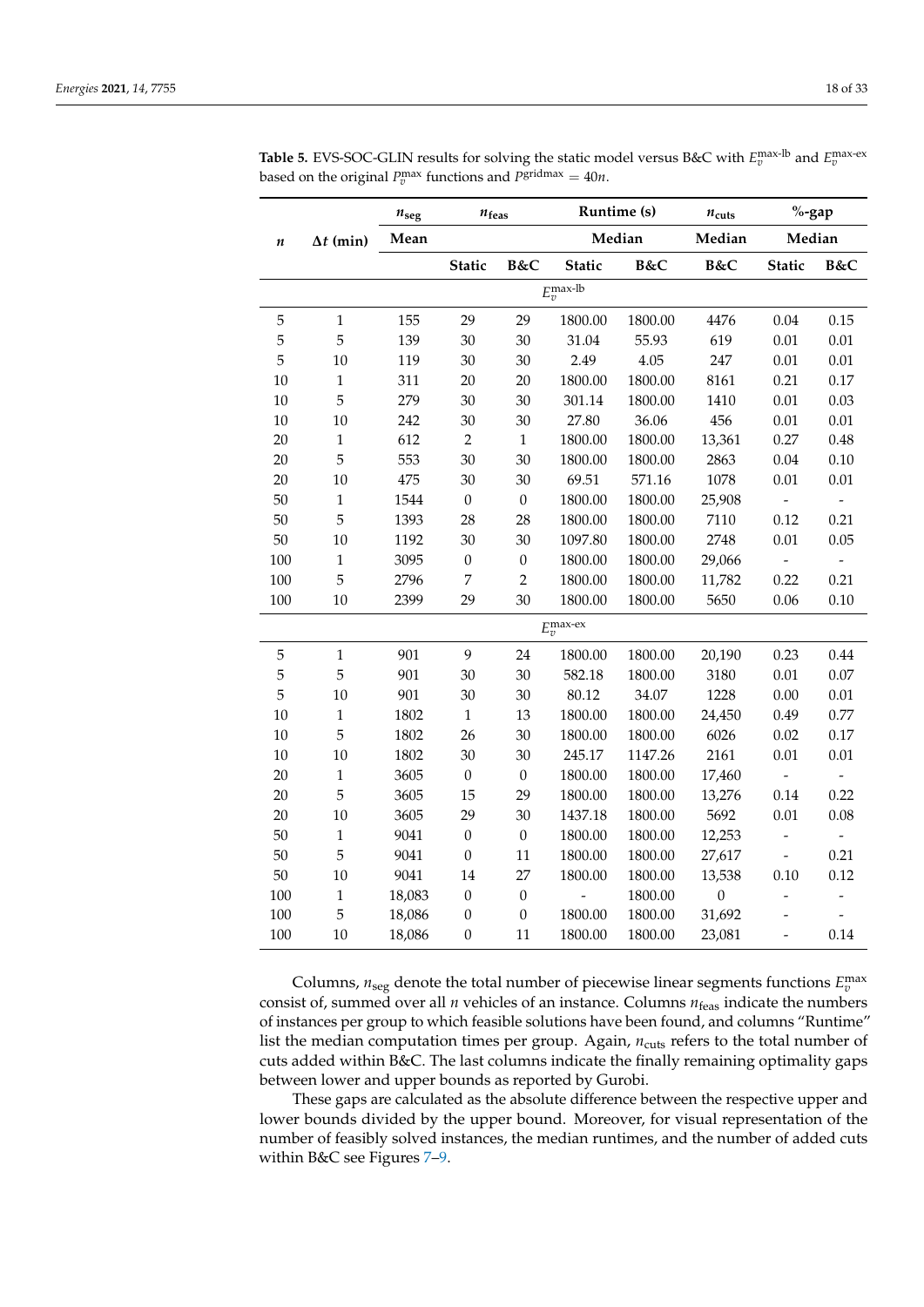**Table 5.** EVS-SOC-GLIN results for solving the static model versus B&C with $E_v^{\text{max-lb}}$ and $E_v^{\text{max-ex}}$ based on the original $P_v^{\text{max}}$ functions and $P^{\text{gridmax}} = 40n$.

| $n$ | $\Delta t$ (min) | $n_{\text{seg}}$ | $n_{\text{feas}}$ | | Runtime (s) | | $n_{\text{cuts}}$ | %-gap | |
|---|---|---|---|---|---|---|---|---|---|
| | | Mean | | | Median | | Median | Median | |
| | | | Static | B&C | Static | B&C | B&C | Static | B&C |
| | | | | | $E_v^{\text{max-lb}}$ | | | | |
| 5 | 1 | 155 | 29 | 29 | 1800.00 | 1800.00 | 4476 | 0.04 | 0.15 |
| 5 | 5 | 139 | 30 | 30 | 31.04 | 55.93 | 619 | 0.01 | 0.01 |
| 5 | 10 | 119 | 30 | 30 | 2.49 | 4.05 | 247 | 0.01 | 0.01 |
| 10 | 1 | 311 | 20 | 20 | 1800.00 | 1800.00 | 8161 | 0.21 | 0.17 |
| 10 | 5 | 279 | 30 | 30 | 301.14 | 1800.00 | 1410 | 0.01 | 0.03 |
| 10 | 10 | 242 | 30 | 30 | 27.80 | 36.06 | 456 | 0.01 | 0.01 |
| 20 | 1 | 612 | 2 | 1 | 1800.00 | 1800.00 | 13,361 | 0.27 | 0.48 |
| 20 | 5 | 553 | 30 | 30 | 1800.00 | 1800.00 | 2863 | 0.04 | 0.10 |
| 20 | 10 | 475 | 30 | 30 | 69.51 | 571.16 | 1078 | 0.01 | 0.01 |
| 50 | 1 | 1544 | 0 | 0 | 1800.00 | 1800.00 | 25,908 | - | - |
| 50 | 5 | 1393 | 28 | 28 | 1800.00 | 1800.00 | 7110 | 0.12 | 0.21 |
| 50 | 10 | 1192 | 30 | 30 | 1097.80 | 1800.00 | 2748 | 0.01 | 0.05 |
| 100 | 1 | 3095 | 0 | 0 | 1800.00 | 1800.00 | 29,066 | - | - |
| 100 | 5 | 2796 | 7 | 2 | 1800.00 | 1800.00 | 11,782 | 0.22 | 0.21 |
| 100 | 10 | 2399 | 29 | 30 | 1800.00 | 1800.00 | 5650 | 0.06 | 0.10 |
| | | | | | $E_v^{\text{max-ex}}$ | | | | |
| 5 | 1 | 901 | 9 | 24 | 1800.00 | 1800.00 | 20,190 | 0.23 | 0.44 |
| 5 | 5 | 901 | 30 | 30 | 582.18 | 1800.00 | 3180 | 0.01 | 0.07 |
| 5 | 10 | 901 | 30 | 30 | 80.12 | 34.07 | 1228 | 0.00 | 0.01 |
| 10 | 1 | 1802 | 1 | 13 | 1800.00 | 1800.00 | 24,450 | 0.49 | 0.77 |
| 10 | 5 | 1802 | 26 | 30 | 1800.00 | 1800.00 | 6026 | 0.02 | 0.17 |
| 10 | 10 | 1802 | 30 | 30 | 245.17 | 1147.26 | 2161 | 0.01 | 0.01 |
| 20 | 1 | 3605 | 0 | 0 | 1800.00 | 1800.00 | 17,460 | - | - |
| 20 | 5 | 3605 | 15 | 29 | 1800.00 | 1800.00 | 13,276 | 0.14 | 0.22 |
| 20 | 10 | 3605 | 29 | 30 | 1437.18 | 1800.00 | 5692 | 0.01 | 0.08 |
| 50 | 1 | 9041 | 0 | 0 | 1800.00 | 1800.00 | 12,253 | - | - |
| 50 | 5 | 9041 | 0 | 11 | 1800.00 | 1800.00 | 27,617 | - | 0.21 |
| 50 | 10 | 9041 | 14 | 27 | 1800.00 | 1800.00 | 13,538 | 0.10 | 0.12 |
| 100 | 1 | 18,083 | 0 | 0 | - | 1800.00 | 0 | - | - |
| 100 | 5 | 18,086 | 0 | 0 | 1800.00 | 1800.00 | 31,692 | - | - |
| 100 | 10 | 18,086 | 0 | 11 | 1800.00 | 1800.00 | 23,081 | - | 0.14 |

Columns, $n_{\text{seg}}$ denote the total number of piecewise linear segments functions $E_v^{\text{max}}$ consist of, summed over all $n$ vehicles of an instance. Columns $n_{\text{feas}}$ indicate the numbers of instances per group to which feasible solutions have been found, and columns "Runtime" list the median computation times per group. Again, $n_{\text{cuts}}$ refers to the total number of cuts added within B&C. The last columns indicate the finally remaining optimality gaps between lower and upper bounds as reported by Gurobi.

These gaps are calculated as the absolute difference between the respective upper and lower bounds divided by the upper bound. Moreover, for visual representation of the number of feasibly solved instances, the median runtimes, and the number of added cuts within B&C see Figures 7–9.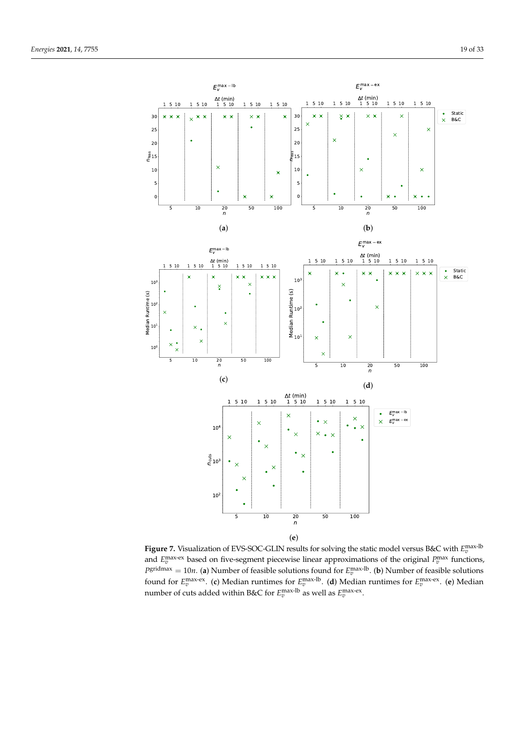(**a**)

(**b**)

(**c**)

(**d**)

(**e**)

**Figure 7.** Visualization of EVS-SOC-GLIN results for solving the static model versus B&C with $E_v^{\text{max-lb}}$ and $E_v^{\text{max-ex}}$ based on five-segment piecewise linear approximations of the original $P_v^{\text{max}}$ functions, $P^{\text{gridmax}} = 10n$. (**a**) Number of feasible solutions found for $E_v^{\text{max-lb}}$. (**b**) Number of feasible solutions found for $E_v^{\text{max-ex}}$. (**c**) Median runtimes for $E_v^{\text{max-lb}}$. (**d**) Median runtimes for $E_v^{\text{max-ex}}$. (**e**) Median number of cuts added within B&C for $E_v^{\text{max-lb}}$ as well as $E_v^{\text{max-ex}}$.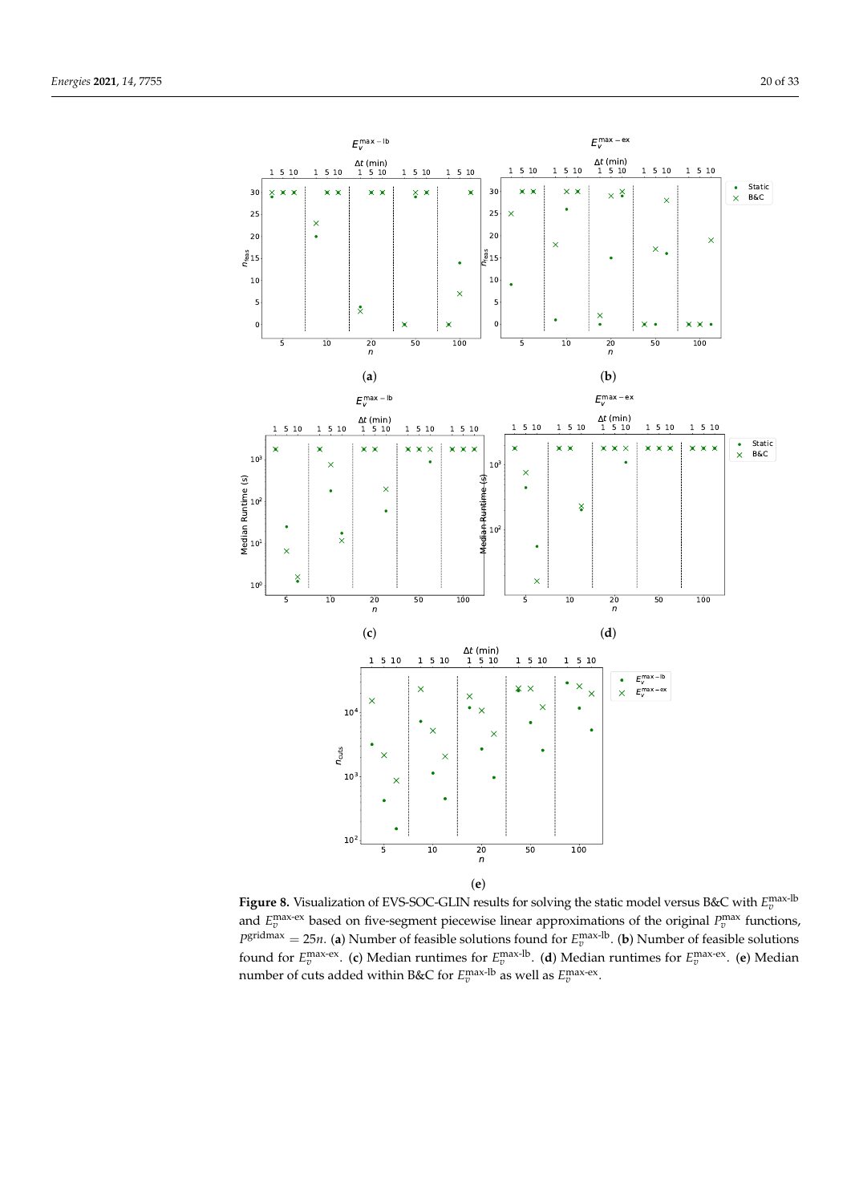**Figure 8.** Visualization of EVS-SOC-GLIN results for solving the static model versus B&C with $E_v^{\text{max-lb}}$ and $E_v^{\text{max-ex}}$ based on five-segment piecewise linear approximations of the original $P_v^{\max}$ functions, $P^{\text{gridmax}} = 25n$. (**a**) Number of feasible solutions found for $E_v^{\text{max-lb}}$. (**b**) Number of feasible solutions found for $E_v^{\text{max-ex}}$. (**c**) Median runtimes for $E_v^{\text{max-lb}}$. (**d**) Median runtimes for $E_v^{\text{max-ex}}$. (**e**) Median number of cuts added within B&C for $E_v^{\text{max-lb}}$ as well as $E_v^{\text{max-ex}}$.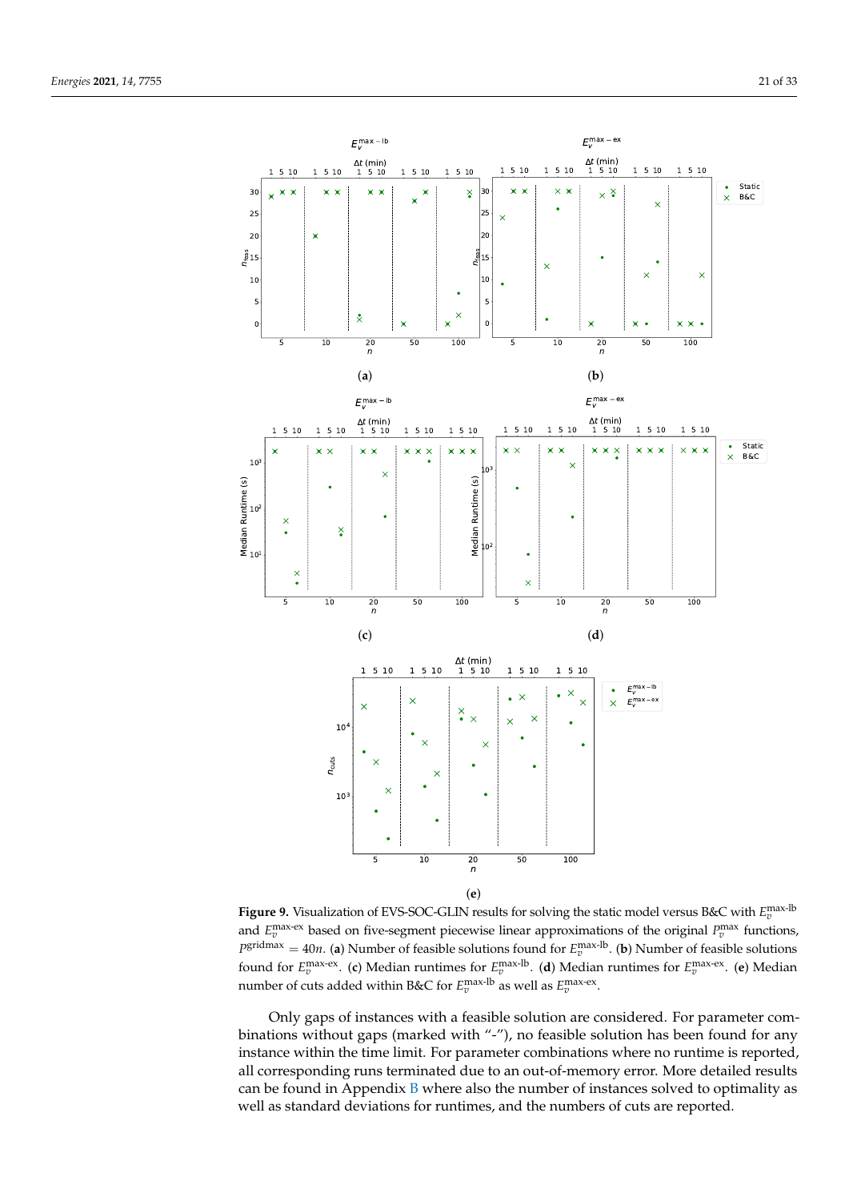**Figure 9.** Visualization of EVS-SOC-GLIN results for solving the static model versus B&C with $E_v^{\text{max-lb}}$ and $E_v^{\text{max-ex}}$ based on five-segment piecewise linear approximations of the original $P_v^{\max}$ functions, $P^{\text{gridmax}} = 40n$. (**a**) Number of feasible solutions found for $E_v^{\text{max-lb}}$. (**b**) Number of feasible solutions found for $E_v^{\text{max-ex}}$. (**c**) Median runtimes for $E_v^{\text{max-lb}}$. (**d**) Median runtimes for $E_v^{\text{max-ex}}$. (**e**) Median number of cuts added within B&C for $E_v^{\text{max-lb}}$ as well as $E_v^{\text{max-ex}}$.

Only gaps of instances with a feasible solution are considered. For parameter combinations without gaps (marked with "-"), no feasible solution has been found for any instance within the time limit. For parameter combinations where no runtime is reported, all corresponding runs terminated due to an out-of-memory error. More detailed results can be found in Appendix B where also the number of instances solved to optimality as well as standard deviations for runtimes, and the numbers of cuts are reported.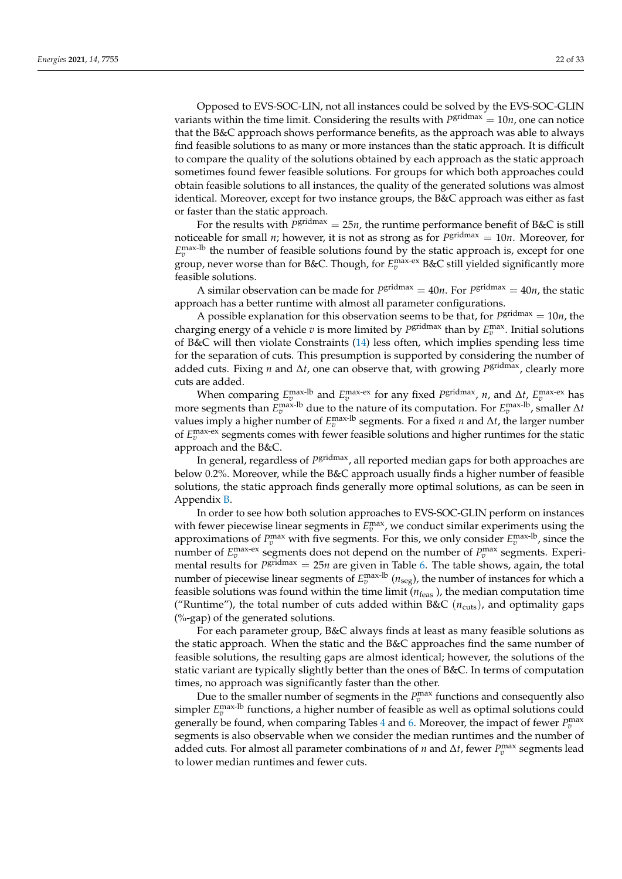Opposed to EVS-SOC-LIN, not all instances could be solved by the EVS-SOC-GLIN variants within the time limit. Considering the results with $P^{\text{gridmax}} = 10n$, one can notice that the B&C approach shows performance benefits, as the approach was able to always find feasible solutions to as many or more instances than the static approach. It is difficult to compare the quality of the solutions obtained by each approach as the static approach sometimes found fewer feasible solutions. For groups for which both approaches could obtain feasible solutions to all instances, the quality of the generated solutions was almost identical. Moreover, except for two instance groups, the B&C approach was either as fast or faster than the static approach.

For the results with $P^{\text{gridmax}} = 25n$, the runtime performance benefit of B&C is still noticeable for small $n$; however, it is not as strong as for $P^{\text{gridmax}} = 10n$. Moreover, for $E_v^{\text{max-lb}}$ the number of feasible solutions found by the static approach is, except for one group, never worse than for B&C. Though, for $E_v^{\text{max-ex}}$ B&C still yielded significantly more feasible solutions.

A similar observation can be made for $P^{\text{gridmax}} = 40n$. For $P^{\text{gridmax}} = 40n$, the static approach has a better runtime with almost all parameter configurations.

A possible explanation for this observation seems to be that, for $P^{\text{gridmax}} = 10n$, the charging energy of a vehicle $v$ is more limited by $P^{\text{gridmax}}$ than by $E_v^{\text{max}}$. Initial solutions of B&C will then violate Constraints (14) less often, which implies spending less time for the separation of cuts. This presumption is supported by considering the number of added cuts. Fixing $n$ and $\Delta t$, one can observe that, with growing $P^{\text{gridmax}}$, clearly more cuts are added.

When comparing $E_v^{\text{max-lb}}$ and $E_v^{\text{max-ex}}$ for any fixed $P^{\text{gridmax}}$, $n$, and $\Delta t$, $E_v^{\text{max-ex}}$ has more segments than $E_v^{\text{max-lb}}$ due to the nature of its computation. For $E_v^{\text{max-lb}}$, smaller $\Delta t$ values imply a higher number of $E_v^{\text{max-lb}}$ segments. For a fixed $n$ and $\Delta t$, the larger number of $E_v^{\text{max-ex}}$ segments comes with fewer feasible solutions and higher runtimes for the static approach and the B&C.

In general, regardless of $P^{\text{gridmax}}$, all reported median gaps for both approaches are below 0.2%. Moreover, while the B&C approach usually finds a higher number of feasible solutions, the static approach finds generally more optimal solutions, as can be seen in Appendix B.

In order to see how both solution approaches to EVS-SOC-GLIN perform on instances with fewer piecewise linear segments in $E_v^{\text{max}}$, we conduct similar experiments using the approximations of $P_v^{\text{max}}$ with five segments. For this, we only consider $E_v^{\text{max-lb}}$, since the number of $E_v^{\text{max-ex}}$ segments does not depend on the number of $P_v^{\text{max}}$ segments. Experimental results for $P^{\text{gridmax}} = 25n$ are given in Table 6. The table shows, again, the total number of piecewise linear segments of $E_v^{\text{max-lb}}$ ($n_{\text{seg}}$), the number of instances for which a feasible solutions was found within the time limit ($n_{\text{feas}}$ ), the median computation time ("Runtime"), the total number of cuts added within B&C ($n_{\text{cuts}}$), and optimality gaps (%-gap) of the generated solutions.

For each parameter group, B&C always finds at least as many feasible solutions as the static approach. When the static and the B&C approaches find the same number of feasible solutions, the resulting gaps are almost identical; however, the solutions of the static variant are typically slightly better than the ones of B&C. In terms of computation times, no approach was significantly faster than the other.

Due to the smaller number of segments in the $P_v^{\text{max}}$ functions and consequently also simpler $E_v^{\text{max-lb}}$ functions, a higher number of feasible as well as optimal solutions could generally be found, when comparing Tables 4 and 6. Moreover, the impact of fewer $P_v^{\text{max}}$ segments is also observable when we consider the median runtimes and the number of added cuts. For almost all parameter combinations of $n$ and $\Delta t$, fewer $P_v^{\text{max}}$ segments lead to lower median runtimes and fewer cuts.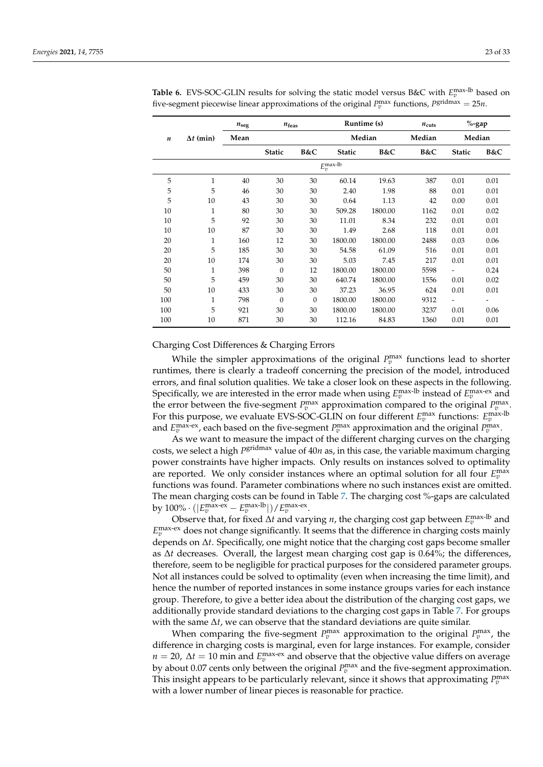**Table 6.** EVS-SOC-GLIN results for solving the static model versus B&C with $E_v^{\text{max-lb}}$ based on five-segment piecewise linear approximations of the original $P_v^{\text{max}}$ functions, $P^{\text{gridmax}} = 25n$.

| $n$ | $\Delta t$ (min) | $n_{\text{seg}}$ | $n_{\text{feas}}$ | | Runtime (s) | | $n_{\text{cuts}}$ | %-gap | |
|---|---|---|---|---|---|---|---|---|---|
| | | Mean | | | Median | | Median | Median | |
| | | | Static | B&C | Static | B&C | B&C | Static | B&C |
| | | | | | $E_v^{\text{max-lb}}$ | | | | |
| 5 | 1 | 40 | 30 | 30 | 60.14 | 19.63 | 387 | 0.01 | 0.01 |
| 5 | 5 | 46 | 30 | 30 | 2.40 | 1.98 | 88 | 0.01 | 0.01 |
| 5 | 10 | 43 | 30 | 30 | 0.64 | 1.13 | 42 | 0.00 | 0.01 |
| 10 | 1 | 80 | 30 | 30 | 509.28 | 1800.00 | 1162 | 0.01 | 0.02 |
| 10 | 5 | 92 | 30 | 30 | 11.01 | 8.34 | 232 | 0.01 | 0.01 |
| 10 | 10 | 87 | 30 | 30 | 1.49 | 2.68 | 118 | 0.01 | 0.01 |
| 20 | 1 | 160 | 12 | 30 | 1800.00 | 1800.00 | 2488 | 0.03 | 0.06 |
| 20 | 5 | 185 | 30 | 30 | 54.58 | 61.09 | 516 | 0.01 | 0.01 |
| 20 | 10 | 174 | 30 | 30 | 5.03 | 7.45 | 217 | 0.01 | 0.01 |
| 50 | 1 | 398 | 0 | 12 | 1800.00 | 1800.00 | 5598 | - | 0.24 |
| 50 | 5 | 459 | 30 | 30 | 640.74 | 1800.00 | 1556 | 0.01 | 0.02 |
| 50 | 10 | 433 | 30 | 30 | 37.23 | 36.95 | 624 | 0.01 | 0.01 |
| 100 | 1 | 798 | 0 | 0 | 1800.00 | 1800.00 | 9312 | - | - |
| 100 | 5 | 921 | 30 | 30 | 1800.00 | 1800.00 | 3237 | 0.01 | 0.06 |
| 100 | 10 | 871 | 30 | 30 | 112.16 | 84.83 | 1360 | 0.01 | 0.01 |

Charging Cost Differences & Charging Errors

While the simpler approximations of the original $P_v^{\text{max}}$ functions lead to shorter runtimes, there is clearly a tradeoff concerning the precision of the model, introduced errors, and final solution qualities. We take a closer look on these aspects in the following. Specifically, we are interested in the error made when using $E_v^{\text{max-lb}}$ instead of $E_v^{\text{max-ex}}$ and the error between the five-segment $P_v^{\text{max}}$ approximation compared to the original $P_v^{\text{max}}$. For this purpose, we evaluate EVS-SOC-GLIN on four different $E_v^{\text{max}}$ functions: $E_v^{\text{max-lb}}$ and $E_v^{\text{max-ex}}$, each based on the five-segment $P_v^{\text{max}}$ approximation and the original $P_v^{\text{max}}$.

As we want to measure the impact of the different charging curves on the charging costs, we select a high $P^{\text{gridmax}}$ value of $40n$ as, in this case, the variable maximum charging power constraints have higher impacts. Only results on instances solved to optimality are reported. We only consider instances where an optimal solution for all four $E_v^{\text{max}}$ functions was found. Parameter combinations where no such instances exist are omitted. The mean charging costs can be found in Table 7. The charging cost %-gaps are calculated by $100\% \cdot (|E_v^{\text{max-ex}} - E_v^{\text{max-lb}}|)/E_v^{\text{max-ex}}$.

Observe that, for fixed $\Delta t$ and varying $n$, the charging cost gap between $E_v^{\text{max-lb}}$ and $E_v^{\text{max-ex}}$ does not change significantly. It seems that the difference in charging costs mainly depends on $\Delta t$. Specifically, one might notice that the charging cost gaps become smaller as $\Delta t$ decreases. Overall, the largest mean charging cost gap is 0.64%; the differences, therefore, seem to be negligible for practical purposes for the considered parameter groups. Not all instances could be solved to optimality (even when increasing the time limit), and hence the number of reported instances in some instance groups varies for each instance group. Therefore, to give a better idea about the distribution of the charging cost gaps, we additionally provide standard deviations to the charging cost gaps in Table 7. For groups with the same $\Delta t$, we can observe that the standard deviations are quite similar.

When comparing the five-segment $P_v^{\text{max}}$ approximation to the original $P_v^{\text{max}}$, the difference in charging costs is marginal, even for large instances. For example, consider $n = 20$, $\Delta t = 10$ min and $E_v^{\text{max-ex}}$ and observe that the objective value differs on average by about 0.07 cents only between the original $P_v^{\text{max}}$ and the five-segment approximation. This insight appears to be particularly relevant, since it shows that approximating $P_v^{\text{max}}$ with a lower number of linear pieces is reasonable for practice.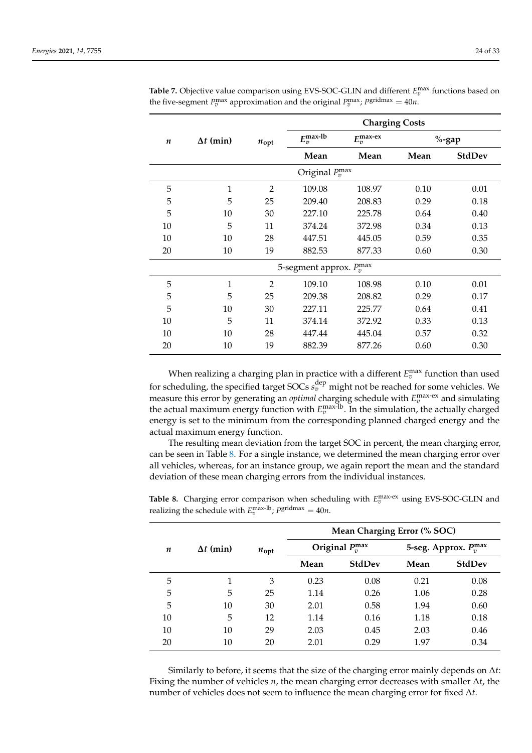**Table 7.** Objective value comparison using EVS-SOC-GLIN and different $E_v^{\max}$ functions based on the five-segment $P_v^{\max}$ approximation and the original $P_v^{\max}$; $P^{\text{gridmax}} = 40n$.

| $n$ | $\Delta t$ (min) | $n_{\text{opt}}$ | Charging Costs | | | |
|---|---|---|---|---|---|---|
| | | | $E_v^{\text{max-lb}}$ | $E_v^{\text{max-ex}}$ | %-gap | |
| | | | **Mean** | **Mean** | **Mean** | **StdDev** |
| | | | Original $P_v^{\max}$ | | | |
| 5 | 1 | 2 | 109.08 | 108.97 | 0.10 | 0.01 |
| 5 | 5 | 25 | 209.40 | 208.83 | 0.29 | 0.18 |
| 5 | 10 | 30 | 227.10 | 225.78 | 0.64 | 0.40 |
| 10 | 5 | 11 | 374.24 | 372.98 | 0.34 | 0.13 |
| 10 | 10 | 28 | 447.51 | 445.05 | 0.59 | 0.35 |
| 20 | 10 | 19 | 882.53 | 877.33 | 0.60 | 0.30 |
| | | | 5-segment approx. $P_v^{\max}$ | | | |
| 5 | 1 | 2 | 109.10 | 108.98 | 0.10 | 0.01 |
| 5 | 5 | 25 | 209.38 | 208.82 | 0.29 | 0.17 |
| 5 | 10 | 30 | 227.11 | 225.77 | 0.64 | 0.41 |
| 10 | 5 | 11 | 374.14 | 372.92 | 0.33 | 0.13 |
| 10 | 10 | 28 | 447.44 | 445.04 | 0.57 | 0.32 |
| 20 | 10 | 19 | 882.39 | 877.26 | 0.60 | 0.30 |

When realizing a charging plan in practice with a different $E_v^{\max}$ function than used for scheduling, the specified target SOCs $s_v^{\text{dep}}$ might not be reached for some vehicles. We measure this error by generating an *optimal* charging schedule with $E_v^{\text{max-ex}}$ and simulating the actual maximum energy function with $E_v^{\text{max-lb}}$. In the simulation, the actually charged energy is set to the minimum from the corresponding planned charged energy and the actual maximum energy function.

The resulting mean deviation from the target SOC in percent, the mean charging error, can be seen in Table 8. For a single instance, we determined the mean charging error over all vehicles, whereas, for an instance group, we again report the mean and the standard deviation of these mean charging errors from the individual instances.

**Table 8.** Charging error comparison when scheduling with $E_v^{\text{max-ex}}$ using EVS-SOC-GLIN and realizing the schedule with $E_v^{\text{max-lb}}$; $P^{\text{gridmax}} = 40n$.

| $n$ | $\Delta t$ (min) | $n_{\text{opt}}$ | Mean Charging Error (% SOC) | | | |
|---|---|---|---|---|---|---|
| | | | Original $P_v^{\max}$ | | 5-seg. Approx. $P_v^{\max}$ | |
| | | | **Mean** | **StdDev** | **Mean** | **StdDev** |
| 5 | 1 | 3 | 0.23 | 0.08 | 0.21 | 0.08 |
| 5 | 5 | 25 | 1.14 | 0.26 | 1.06 | 0.28 |
| 5 | 10 | 30 | 2.01 | 0.58 | 1.94 | 0.60 |
| 10 | 5 | 12 | 1.14 | 0.16 | 1.18 | 0.18 |
| 10 | 10 | 29 | 2.03 | 0.45 | 2.03 | 0.46 |
| 20 | 10 | 20 | 2.01 | 0.29 | 1.97 | 0.34 |

Similarly to before, it seems that the size of the charging error mainly depends on $\Delta t$: Fixing the number of vehicles $n$, the mean charging error decreases with smaller $\Delta t$, the number of vehicles does not seem to influence the mean charging error for fixed $\Delta t$.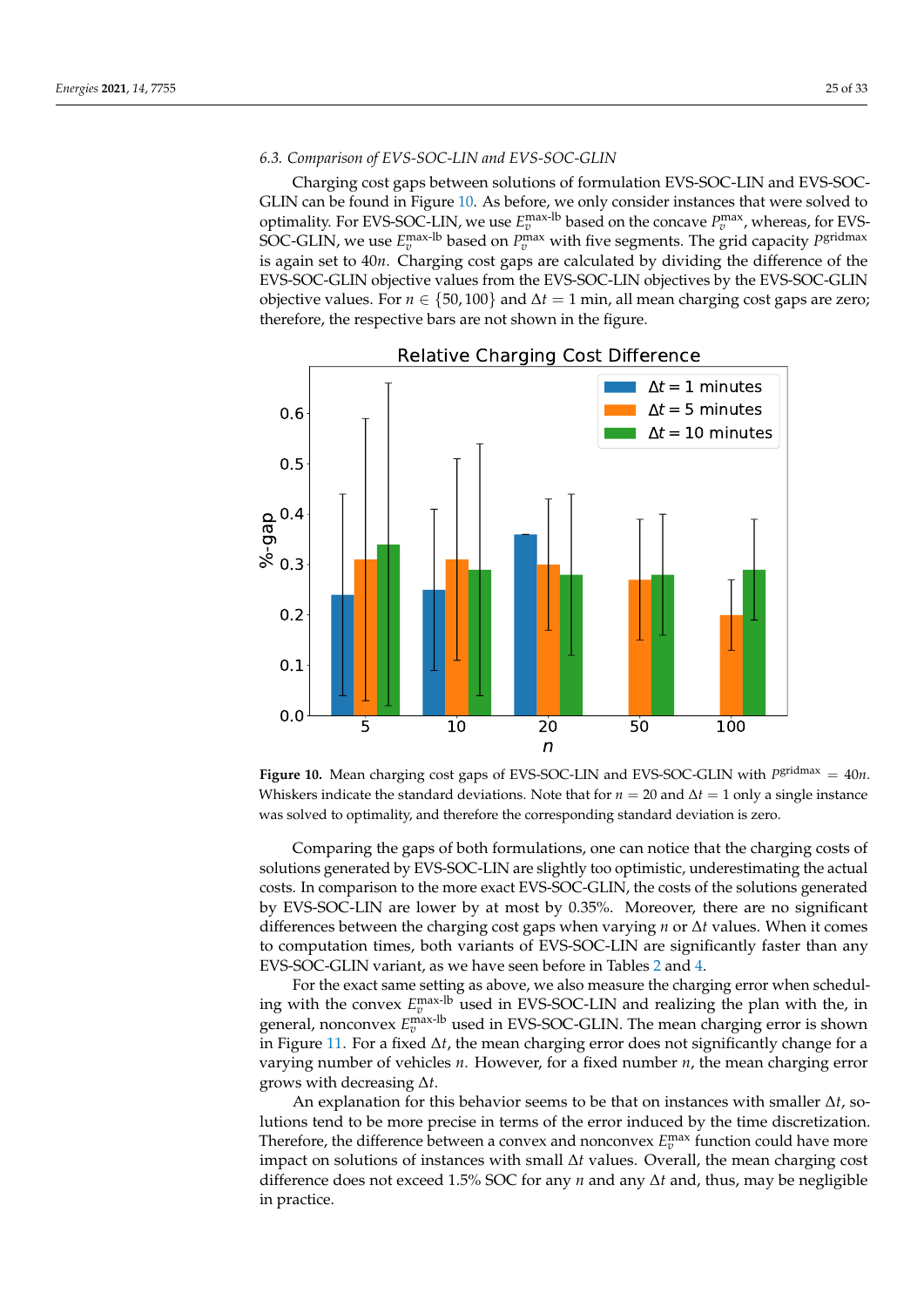### 6.3. Comparison of EVS-SOC-LIN and EVS-SOC-GLIN

Charging cost gaps between solutions of formulation EVS-SOC-LIN and EVS-SOC-GLIN can be found in Figure 10. As before, we only consider instances that were solved to optimality. For EVS-SOC-LIN, we use $E_v^{\text{max-lb}}$ based on the concave $P_v^{\max}$, whereas, for EVS-SOC-GLIN, we use $E_v^{\text{max-lb}}$ based on $P_v^{\max}$ with five segments. The grid capacity $P^{\text{gridmax}}$ is again set to $40n$. Charging cost gaps are calculated by dividing the difference of the EVS-SOC-GLIN objective values from the EVS-SOC-LIN objectives by the EVS-SOC-GLIN objective values. For $n \in \{50, 100\}$ and $\Delta t = 1$ min, all mean charging cost gaps are zero; therefore, the respective bars are not shown in the figure.

**Figure 10.** Mean charging cost gaps of EVS-SOC-LIN and EVS-SOC-GLIN with $P^{\text{gridmax}} = 40n$. Whiskers indicate the standard deviations. Note that for $n = 20$ and $\Delta t = 1$ only a single instance was solved to optimality, and therefore the corresponding standard deviation is zero.

Comparing the gaps of both formulations, one can notice that the charging costs of solutions generated by EVS-SOC-LIN are slightly too optimistic, underestimating the actual costs. In comparison to the more exact EVS-SOC-GLIN, the costs of the solutions generated by EVS-SOC-LIN are lower by at most by 0.35%. Moreover, there are no significant differences between the charging cost gaps when varying $n$ or $\Delta t$ values. When it comes to computation times, both variants of EVS-SOC-LIN are significantly faster than any EVS-SOC-GLIN variant, as we have seen before in Tables 2 and 4.

For the exact same setting as above, we also measure the charging error when scheduling with the convex $E_v^{\text{max-lb}}$ used in EVS-SOC-LIN and realizing the plan with the, in general, nonconvex $E_v^{\text{max-lb}}$ used in EVS-SOC-GLIN. The mean charging error is shown in Figure 11. For a fixed $\Delta t$, the mean charging error does not significantly change for a varying number of vehicles $n$. However, for a fixed number $n$, the mean charging error grows with decreasing $\Delta t$.

An explanation for this behavior seems to be that on instances with smaller $\Delta t$, solutions tend to be more precise in terms of the error induced by the time discretization. Therefore, the difference between a convex and nonconvex $E_v^{\max}$ function could have more impact on solutions of instances with small $\Delta t$ values. Overall, the mean charging cost difference does not exceed 1.5% SOC for any $n$ and any $\Delta t$ and, thus, may be negligible in practice.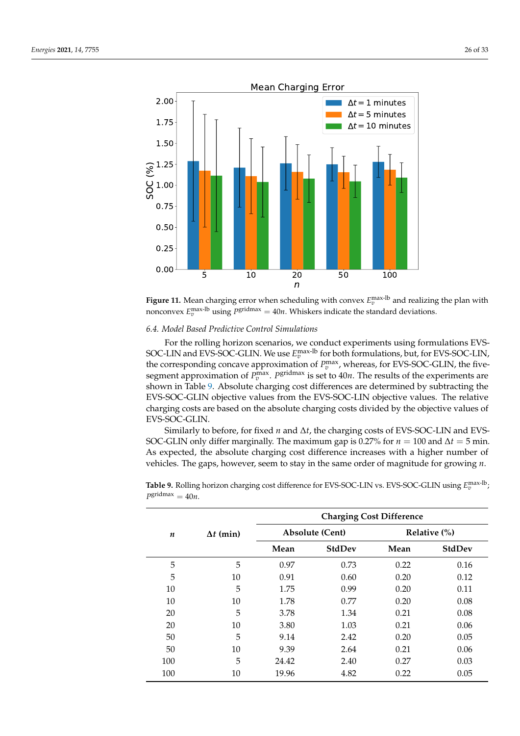Figure 11. Mean charging error when scheduling with convex $E_v^{\text{max-lb}}$ and realizing the plan with nonconvex $E_v^{\text{max-lb}}$ using $P^{\text{gridmax}} = 40n$. Whiskers indicate the standard deviations.

### 6.4. Model Based Predictive Control Simulations

For the rolling horizon scenarios, we conduct experiments using formulations EVS-SOC-LIN and EVS-SOC-GLIN. We use $E_v^{\text{max-lb}}$ for both formulations, but, for EVS-SOC-LIN, the corresponding concave approximation of $P_v^{\text{max}}$, whereas, for EVS-SOC-GLIN, the five-segment approximation of $P_v^{\text{max}}$. $P^{\text{gridmax}}$ is set to $40n$. The results of the experiments are shown in Table 9. Absolute charging cost differences are determined by subtracting the EVS-SOC-GLIN objective values from the EVS-SOC-LIN objective values. The relative charging costs are based on the absolute charging costs divided by the objective values of EVS-SOC-GLIN.

Similarly to before, for fixed $n$ and $\Delta t$, the charging costs of EVS-SOC-LIN and EVS-SOC-GLIN only differ marginally. The maximum gap is 0.27% for $n = 100$ and $\Delta t = 5$ min. As expected, the absolute charging cost difference increases with a higher number of vehicles. The gaps, however, seem to stay in the same order of magnitude for growing $n$.

**Table 9.** Rolling horizon charging cost difference for EVS-SOC-LIN vs. EVS-SOC-GLIN using $E_v^{\text{max-lb}}$; $P^{\text{gridmax}} = 40n$.

| $n$ | $\Delta t$ (min) | Charging Cost Difference | | | |
|---|---|---|---|---|---|
| | | Absolute (Cent) | | Relative (%) | |
| | | Mean | StdDev | Mean | StdDev |
| 5 | 5 | 0.97 | 0.73 | 0.22 | 0.16 |
| 5 | 10 | 0.91 | 0.60 | 0.20 | 0.12 |
| 10 | 5 | 1.75 | 0.99 | 0.20 | 0.11 |
| 10 | 10 | 1.78 | 0.77 | 0.20 | 0.08 |
| 20 | 5 | 3.78 | 1.34 | 0.21 | 0.08 |
| 20 | 10 | 3.80 | 1.03 | 0.21 | 0.06 |
| 50 | 5 | 9.14 | 2.42 | 0.20 | 0.05 |
| 50 | 10 | 9.39 | 2.64 | 0.21 | 0.06 |
| 100 | 5 | 24.42 | 2.40 | 0.27 | 0.03 |
| 100 | 10 | 19.96 | 4.82 | 0.22 | 0.05 |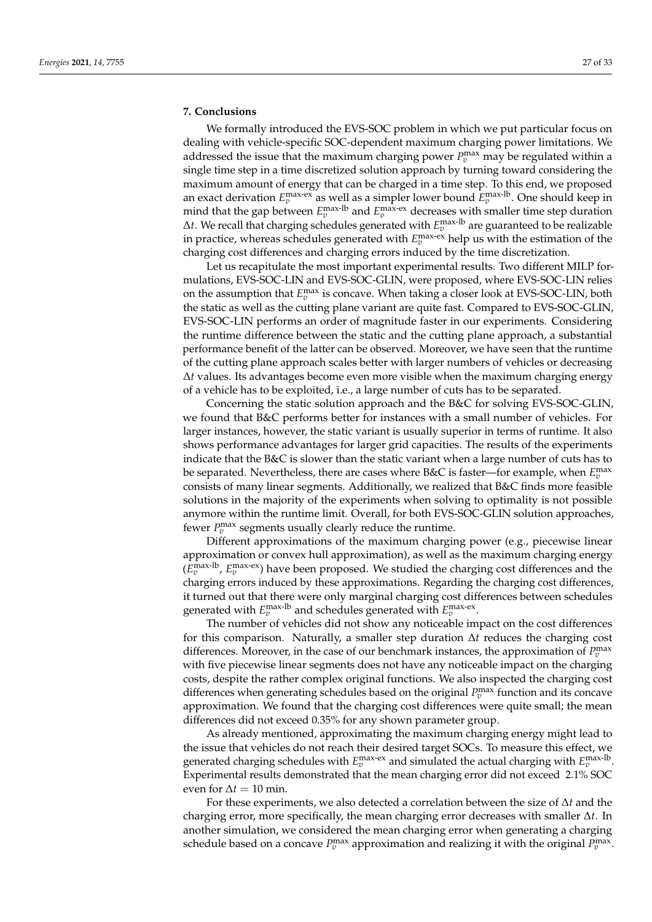## 7. Conclusions

We formally introduced the EVS-SOC problem in which we put particular focus on dealing with vehicle-specific SOC-dependent maximum charging power limitations. We addressed the issue that the maximum charging power $P_v^{\max}$ may be regulated within a single time step in a time discretized solution approach by turning toward considering the maximum amount of energy that can be charged in a time step. To this end, we proposed an exact derivation $E_v^{\text{max-ex}}$ as well as a simpler lower bound $E_v^{\text{max-lb}}$. One should keep in mind that the gap between $E_v^{\text{max-lb}}$ and $E_v^{\text{max-ex}}$ decreases with smaller time step duration $\Delta t$. We recall that charging schedules generated with $E_v^{\text{max-lb}}$ are guaranteed to be realizable in practice, whereas schedules generated with $E_v^{\text{max-ex}}$ help us with the estimation of the charging cost differences and charging errors induced by the time discretization.

Let us recapitulate the most important experimental results. Two different MILP formulations, EVS-SOC-LIN and EVS-SOC-GLIN, were proposed, where EVS-SOC-LIN relies on the assumption that $E_v^{\max}$ is concave. When taking a closer look at EVS-SOC-LIN, both the static as well as the cutting plane variant are quite fast. Compared to EVS-SOC-GLIN, EVS-SOC-LIN performs an order of magnitude faster in our experiments. Considering the runtime difference between the static and the cutting plane approach, a substantial performance benefit of the latter can be observed. Moreover, we have seen that the runtime of the cutting plane approach scales better with larger numbers of vehicles or decreasing $\Delta t$ values. Its advantages become even more visible when the maximum charging energy of a vehicle has to be exploited, i.e., a large number of cuts has to be separated.

Concerning the static solution approach and the B&C for solving EVS-SOC-GLIN, we found that B&C performs better for instances with a small number of vehicles. For larger instances, however, the static variant is usually superior in terms of runtime. It also shows performance advantages for larger grid capacities. The results of the experiments indicate that the B&C is slower than the static variant when a large number of cuts has to be separated. Nevertheless, there are cases where B&C is faster—for example, when $E_v^{\max}$ consists of many linear segments. Additionally, we realized that B&C finds more feasible solutions in the majority of the experiments when solving to optimality is not possible anymore within the runtime limit. Overall, for both EVS-SOC-GLIN solution approaches, fewer $P_v^{\max}$ segments usually clearly reduce the runtime.

Different approximations of the maximum charging power (e.g., piecewise linear approximation or convex hull approximation), as well as the maximum charging energy ($E_v^{\text{max-lb}}$, $E_v^{\text{max-ex}}$) have been proposed. We studied the charging cost differences and the charging errors induced by these approximations. Regarding the charging cost differences, it turned out that there were only marginal charging cost differences between schedules generated with $E_v^{\text{max-lb}}$ and schedules generated with $E_v^{\text{max-ex}}$.

The number of vehicles did not show any noticeable impact on the cost differences for this comparison. Naturally, a smaller step duration $\Delta t$ reduces the charging cost differences. Moreover, in the case of our benchmark instances, the approximation of $P_v^{\max}$ with five piecewise linear segments does not have any noticeable impact on the charging costs, despite the rather complex original functions. We also inspected the charging cost differences when generating schedules based on the original $P_v^{\max}$ function and its concave approximation. We found that the charging cost differences were quite small; the mean differences did not exceed 0.35% for any shown parameter group.

As already mentioned, approximating the maximum charging energy might lead to the issue that vehicles do not reach their desired target SOCs. To measure this effect, we generated charging schedules with $E_v^{\text{max-ex}}$ and simulated the actual charging with $E_v^{\text{max-lb}}$. Experimental results demonstrated that the mean charging error did not exceed 2.1% SOC even for $\Delta t = 10$ min.

For these experiments, we also detected a correlation between the size of $\Delta t$ and the charging error, more specifically, the mean charging error decreases with smaller $\Delta t$. In another simulation, we considered the mean charging error when generating a charging schedule based on a concave $P_v^{\max}$ approximation and realizing it with the original $P_v^{\max}$.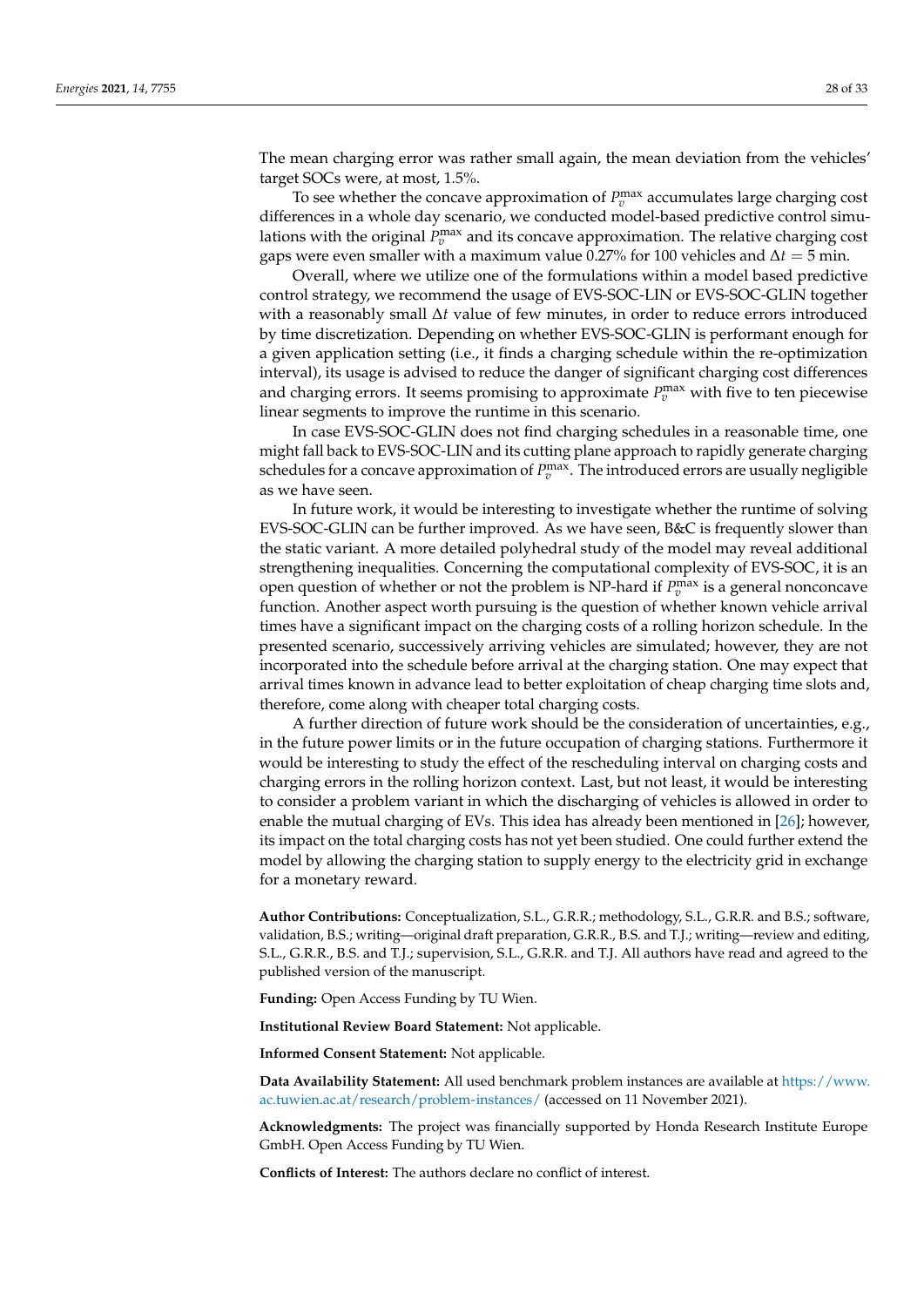The mean charging error was rather small again, the mean deviation from the vehicles' target SOCs were, at most, 1.5%.

To see whether the concave approximation of $P_v^{\max}$ accumulates large charging cost differences in a whole day scenario, we conducted model-based predictive control simulations with the original $P_v^{\max}$ and its concave approximation. The relative charging cost gaps were even smaller with a maximum value 0.27% for 100 vehicles and $\Delta t = 5$ min.

Overall, where we utilize one of the formulations within a model based predictive control strategy, we recommend the usage of EVS-SOC-LIN or EVS-SOC-GLIN together with a reasonably small $\Delta t$ value of few minutes, in order to reduce errors introduced by time discretization. Depending on whether EVS-SOC-GLIN is performant enough for a given application setting (i.e., it finds a charging schedule within the re-optimization interval), its usage is advised to reduce the danger of significant charging cost differences and charging errors. It seems promising to approximate $P_v^{\max}$ with five to ten piecewise linear segments to improve the runtime in this scenario.

In case EVS-SOC-GLIN does not find charging schedules in a reasonable time, one might fall back to EVS-SOC-LIN and its cutting plane approach to rapidly generate charging schedules for a concave approximation of $P_v^{\max}$. The introduced errors are usually negligible as we have seen.

In future work, it would be interesting to investigate whether the runtime of solving EVS-SOC-GLIN can be further improved. As we have seen, B&C is frequently slower than the static variant. A more detailed polyhedral study of the model may reveal additional strengthening inequalities. Concerning the computational complexity of EVS-SOC, it is an open question of whether or not the problem is NP-hard if $P_v^{\max}$ is a general nonconcave function. Another aspect worth pursuing is the question of whether known vehicle arrival times have a significant impact on the charging costs of a rolling horizon schedule. In the presented scenario, successively arriving vehicles are simulated; however, they are not incorporated into the schedule before arrival at the charging station. One may expect that arrival times known in advance lead to better exploitation of cheap charging time slots and, therefore, come along with cheaper total charging costs.

A further direction of future work should be the consideration of uncertainties, e.g., in the future power limits or in the future occupation of charging stations. Furthermore it would be interesting to study the effect of the rescheduling interval on charging costs and charging errors in the rolling horizon context. Last, but not least, it would be interesting to consider a problem variant in which the discharging of vehicles is allowed in order to enable the mutual charging of EVs. This idea has already been mentioned in [26]; however, its impact on the total charging costs has not yet been studied. One could further extend the model by allowing the charging station to supply energy to the electricity grid in exchange for a monetary reward.

**Author Contributions:** Conceptualization, S.L., G.R.R.; methodology, S.L., G.R.R. and B.S.; software, validation, B.S.; writing—original draft preparation, G.R.R., B.S. and T.J.; writing—review and editing, S.L., G.R.R., B.S. and T.J.; supervision, S.L., G.R.R. and T.J. All authors have read and agreed to the published version of the manuscript.

**Funding:** Open Access Funding by TU Wien.

**Institutional Review Board Statement:** Not applicable.

**Informed Consent Statement:** Not applicable.

**Data Availability Statement:** All used benchmark problem instances are available at https://www.ac.tuwien.ac.at/research/problem-instances/ (accessed on 11 November 2021).

**Acknowledgments:** The project was financially supported by Honda Research Institute Europe GmbH. Open Access Funding by TU Wien.

**Conflicts of Interest:** The authors declare no conflict of interest.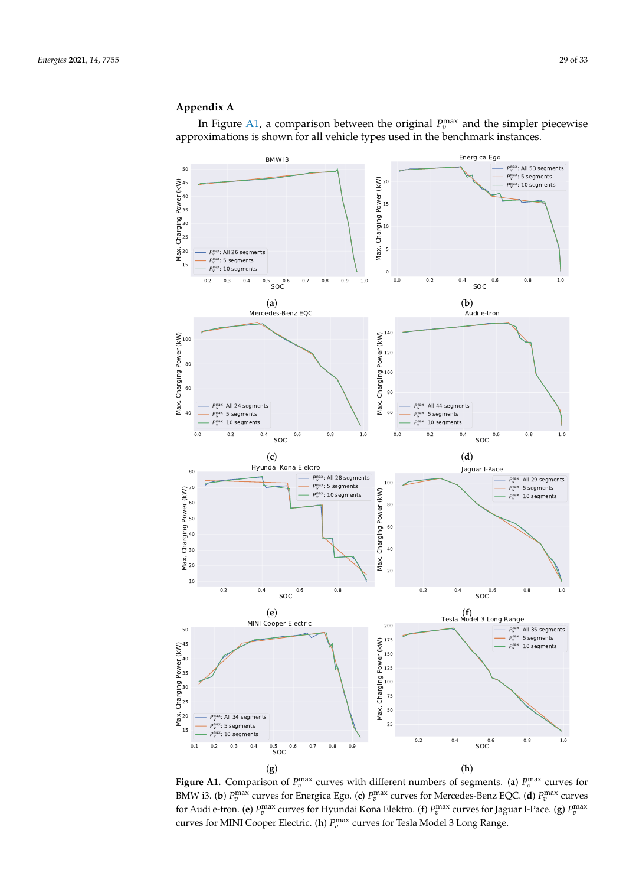## Appendix A

In Figure A1, a comparison between the original $P_v^{\max}$ and the simpler piecewise approximations is shown for all vehicle types used in the benchmark instances.

Figure A1. Comparison of $P_v^{\max}$ curves with different numbers of segments. (**a**) $P_v^{\max}$ curves for BMW i3. (**b**) $P_v^{\max}$ curves for Energica Ego. (**c**) $P_v^{\max}$ curves for Mercedes-Benz EQC. (**d**) $P_v^{\max}$ curves for Audi e-tron. (**e**) $P_v^{\max}$ curves for Hyundai Kona Elektro. (**f**) $P_v^{\max}$ curves for Jaguar I-Pace. (**g**) $P_v^{\max}$ curves for MINI Cooper Electric. (**h**) $P_v^{\max}$ curves for Tesla Model 3 Long Range.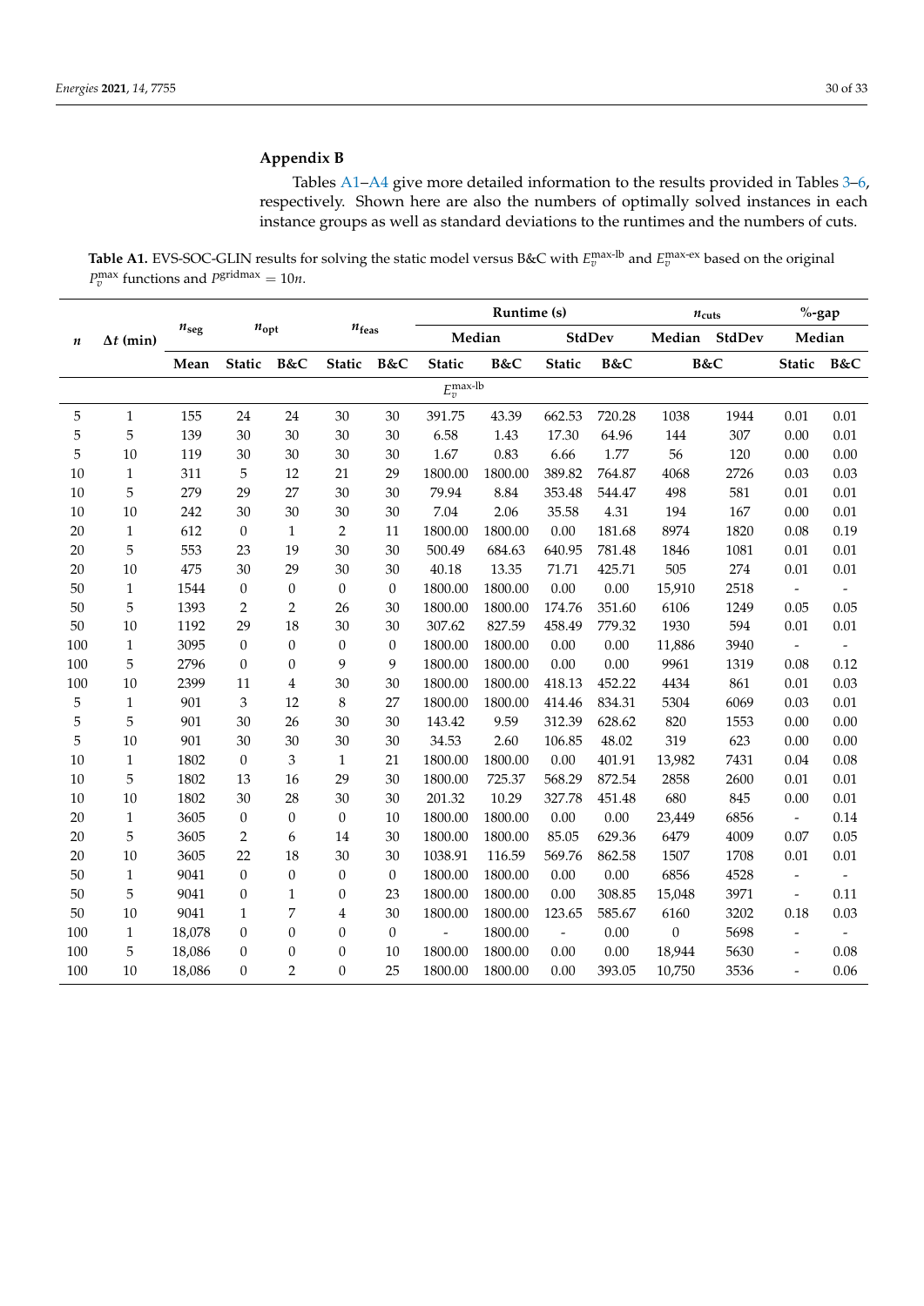## Appendix B

Tables A1–A4 give more detailed information to the results provided in Tables 3–6, respectively. Shown here are also the numbers of optimally solved instances in each instance group as well as standard deviations to the runtimes and the numbers of cuts.

**Table A1.** EVS-SOC-GLIN results for solving the static model versus B&C with $E_v^{\text{max-lb}}$ and $E_v^{\text{max-ex}}$ based on the original $P_v^{\max}$ functions and $P^{\text{gridmax}} = 10n$.

| $n$ | $\Delta t$ (min) | $n_{\text{seg}}$ | $n_{\text{opt}}$ | | $n_{\text{feas}}$ | | Runtime (s) | | | | $n_{\text{cuts}}$ | | %-gap | |
|---|---|---|---|---|---|---|---|---|---|---|---|---|---|---|
| | | | | | | | Median | | StdDev | | Median | StdDev | Median | |
| | | Mean | Static | B&C | Static | B&C | Static | B&C | Static | B&C | B&C | | Static | B&C |
| | | | | | | | $E_v^{\text{max-lb}}$ | | | | | | | |
| 5 | 1 | 155 | 24 | 24 | 30 | 30 | 391.75 | 43.39 | 662.53 | 720.28 | 1038 | 1944 | 0.01 | 0.01 |
| 5 | 5 | 139 | 30 | 30 | 30 | 30 | 6.58 | 1.43 | 17.30 | 64.96 | 144 | 307 | 0.00 | 0.01 |
| 5 | 10 | 119 | 30 | 30 | 30 | 30 | 1.67 | 0.83 | 6.66 | 1.77 | 56 | 120 | 0.00 | 0.00 |
| 10 | 1 | 311 | 5 | 12 | 21 | 29 | 1800.00 | 1800.00 | 389.82 | 764.87 | 4068 | 2726 | 0.03 | 0.03 |
| 10 | 5 | 279 | 29 | 27 | 30 | 30 | 79.94 | 8.84 | 353.48 | 544.47 | 498 | 581 | 0.01 | 0.01 |
| 10 | 10 | 242 | 30 | 30 | 30 | 30 | 7.04 | 2.06 | 35.58 | 4.31 | 194 | 167 | 0.00 | 0.01 |
| 20 | 1 | 612 | 0 | 1 | 2 | 11 | 1800.00 | 1800.00 | 0.00 | 181.68 | 8974 | 1820 | 0.08 | 0.19 |
| 20 | 5 | 553 | 23 | 19 | 30 | 30 | 500.49 | 684.63 | 640.95 | 781.48 | 1846 | 1081 | 0.01 | 0.01 |
| 20 | 10 | 475 | 30 | 29 | 30 | 30 | 40.18 | 13.35 | 71.71 | 425.71 | 505 | 274 | 0.01 | 0.01 |
| 50 | 1 | 1544 | 0 | 0 | 0 | 0 | 1800.00 | 1800.00 | 0.00 | 0.00 | 15,910 | 2518 | - | - |
| 50 | 5 | 1393 | 2 | 2 | 26 | 30 | 1800.00 | 1800.00 | 174.76 | 351.60 | 6106 | 1249 | 0.05 | 0.05 |
| 50 | 10 | 1192 | 29 | 18 | 30 | 30 | 307.62 | 827.59 | 458.49 | 779.32 | 1930 | 594 | 0.01 | 0.01 |
| 100 | 1 | 3095 | 0 | 0 | 0 | 0 | 1800.00 | 1800.00 | 0.00 | 0.00 | 11,886 | 3940 | - | - |
| 100 | 5 | 2796 | 0 | 0 | 9 | 9 | 1800.00 | 1800.00 | 0.00 | 0.00 | 9961 | 1319 | 0.08 | 0.12 |
| 100 | 10 | 2399 | 11 | 4 | 30 | 30 | 1800.00 | 1800.00 | 418.13 | 452.22 | 4434 | 861 | 0.01 | 0.03 |
| 5 | 1 | 901 | 3 | 12 | 8 | 27 | 1800.00 | 1800.00 | 414.46 | 834.31 | 5304 | 6069 | 0.03 | 0.01 |
| 5 | 5 | 901 | 30 | 26 | 30 | 30 | 143.42 | 9.59 | 312.39 | 628.62 | 820 | 1553 | 0.00 | 0.00 |
| 5 | 10 | 901 | 30 | 30 | 30 | 30 | 34.53 | 2.60 | 106.85 | 48.02 | 319 | 623 | 0.00 | 0.00 |
| 10 | 1 | 1802 | 0 | 3 | 1 | 21 | 1800.00 | 1800.00 | 0.00 | 401.91 | 13,982 | 7431 | 0.04 | 0.08 |
| 10 | 5 | 1802 | 13 | 16 | 29 | 30 | 1800.00 | 725.37 | 568.29 | 872.54 | 2858 | 2600 | 0.01 | 0.01 |
| 10 | 10 | 1802 | 30 | 28 | 30 | 30 | 201.32 | 10.29 | 327.78 | 451.48 | 680 | 845 | 0.00 | 0.01 |
| 20 | 1 | 3605 | 0 | 0 | 0 | 10 | 1800.00 | 1800.00 | 0.00 | 0.00 | 23,449 | 6856 | - | 0.14 |
| 20 | 5 | 3605 | 2 | 6 | 14 | 30 | 1800.00 | 1800.00 | 85.05 | 629.36 | 6479 | 4009 | 0.07 | 0.05 |
| 20 | 10 | 3605 | 22 | 18 | 30 | 30 | 1038.91 | 116.59 | 569.76 | 862.58 | 1507 | 1708 | 0.01 | 0.01 |
| 50 | 1 | 9041 | 0 | 0 | 0 | 0 | 1800.00 | 1800.00 | 0.00 | 0.00 | 6856 | 4528 | - | - |
| 50 | 5 | 9041 | 0 | 1 | 0 | 23 | 1800.00 | 1800.00 | 0.00 | 308.85 | 15,048 | 3971 | - | 0.11 |
| 50 | 10 | 9041 | 1 | 7 | 4 | 30 | 1800.00 | 1800.00 | 123.65 | 585.67 | 6160 | 3202 | 0.18 | 0.03 |
| 100 | 1 | 18,078 | 0 | 0 | 0 | 0 | - | 1800.00 | - | 0.00 | 0 | 5698 | - | - |
| 100 | 5 | 18,086 | 0 | 0 | 0 | 10 | 1800.00 | 1800.00 | 0.00 | 0.00 | 18,944 | 5630 | - | 0.08 |
| 100 | 10 | 18,086 | 0 | 2 | 0 | 25 | 1800.00 | 1800.00 | 0.00 | 393.05 | 10,750 | 3536 | - | 0.06 |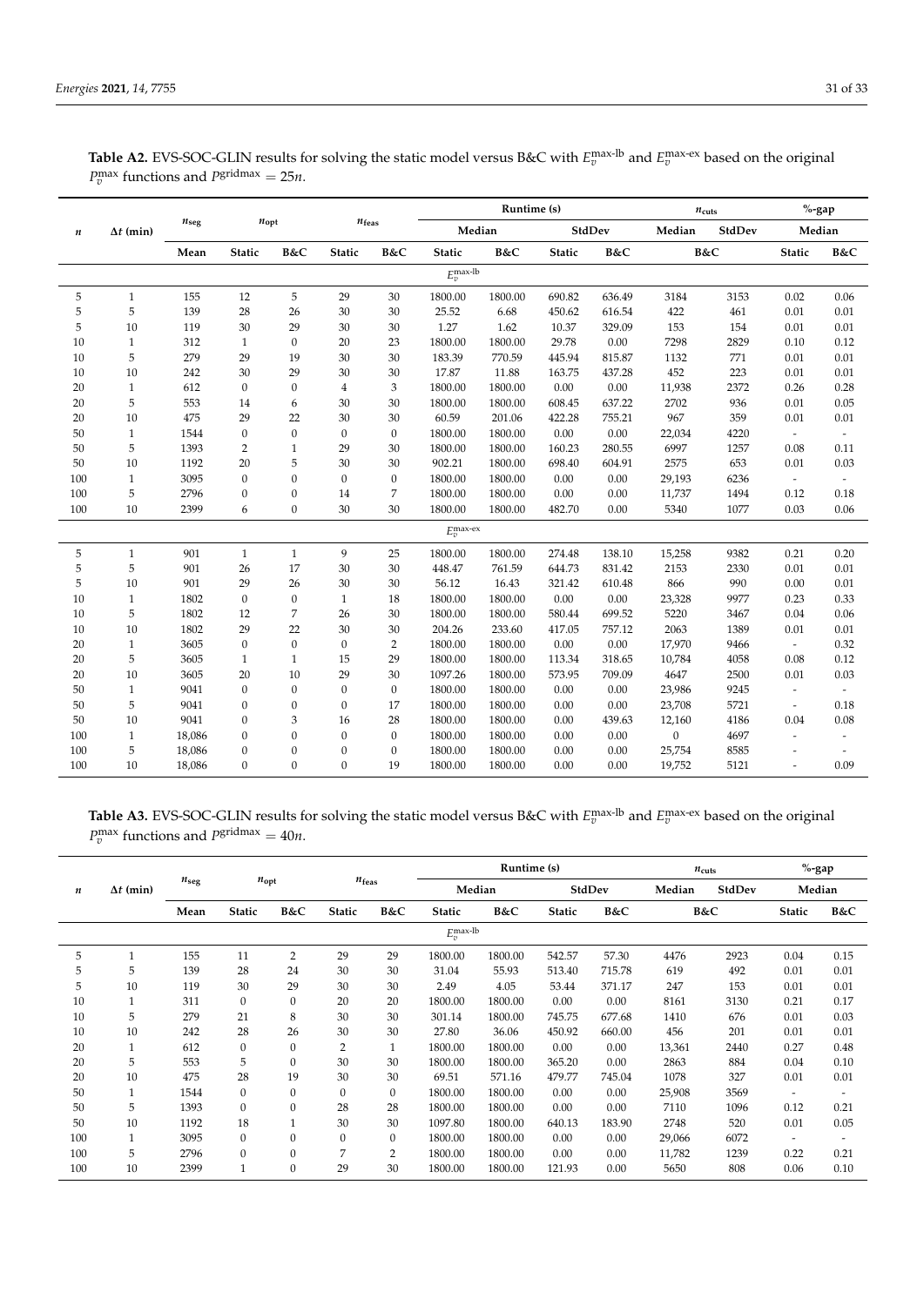**Table A2.** EVS-SOC-GLIN results for solving the static model versus B&C with $E_v^{\text{max-lb}}$ and $E_v^{\text{max-ex}}$ based on the original $P_v^{\text{max}}$ functions and $P^{\text{gridmax}} = 25n$.

| $n$ | $\Delta t$ (min) | $n_{\text{seg}}$ | $n_{\text{opt}}$ | | $n_{\text{feas}}$ | | Runtime (s) | | | | $n_{\text{cuts}}$ | | %-gap | |
|---|---|---|---|---|---|---|---|---|---|---|---|---|---|---|
| | | | | | | | Median | | StdDev | | Median | StdDev | Median | |
| | | Mean | Static | B&C | Static | B&C | Static | B&C | Static | B&C | B&C | | Static | B&C |
| | | | | | | | $E_v^{\text{max-lb}}$ | | | | | | | |
| 5 | 1 | 155 | 12 | 5 | 29 | 30 | 1800.00 | 1800.00 | 690.82 | 636.49 | 3184 | 3153 | 0.02 | 0.06 |
| 5 | 5 | 139 | 28 | 26 | 30 | 30 | 25.52 | 6.68 | 450.62 | 616.54 | 422 | 461 | 0.01 | 0.01 |
| 5 | 10 | 119 | 30 | 29 | 30 | 30 | 1.27 | 1.62 | 10.37 | 329.09 | 153 | 154 | 0.01 | 0.01 |
| 10 | 1 | 312 | 1 | 0 | 20 | 23 | 1800.00 | 1800.00 | 29.78 | 0.00 | 7298 | 2829 | 0.10 | 0.12 |
| 10 | 5 | 279 | 29 | 19 | 30 | 30 | 183.39 | 770.59 | 445.94 | 815.87 | 1132 | 771 | 0.01 | 0.01 |
| 10 | 10 | 242 | 30 | 29 | 30 | 30 | 17.87 | 11.88 | 163.75 | 437.28 | 452 | 223 | 0.01 | 0.01 |
| 20 | 1 | 612 | 0 | 0 | 4 | 3 | 1800.00 | 1800.00 | 0.00 | 0.00 | 11,938 | 2372 | 0.26 | 0.28 |
| 20 | 5 | 553 | 14 | 6 | 30 | 30 | 1800.00 | 1800.00 | 608.45 | 637.22 | 2702 | 936 | 0.01 | 0.05 |
| 20 | 10 | 475 | 29 | 22 | 30 | 30 | 60.59 | 201.06 | 422.28 | 755.21 | 967 | 359 | 0.01 | 0.01 |
| 50 | 1 | 1544 | 0 | 0 | 0 | 0 | 1800.00 | 1800.00 | 0.00 | 0.00 | 22,034 | 4220 | - | - |
| 50 | 5 | 1393 | 2 | 1 | 29 | 30 | 1800.00 | 1800.00 | 160.23 | 280.55 | 6997 | 1257 | 0.08 | 0.11 |
| 50 | 10 | 1192 | 20 | 5 | 30 | 30 | 902.21 | 1800.00 | 698.40 | 604.91 | 2575 | 653 | 0.01 | 0.03 |
| 100 | 1 | 3095 | 0 | 0 | 0 | 0 | 1800.00 | 1800.00 | 0.00 | 0.00 | 29,193 | 6236 | - | - |
| 100 | 5 | 2796 | 0 | 0 | 14 | 7 | 1800.00 | 1800.00 | 0.00 | 0.00 | 11,737 | 1494 | 0.12 | 0.18 |
| 100 | 10 | 2399 | 6 | 0 | 30 | 30 | 1800.00 | 1800.00 | 482.70 | 0.00 | 5340 | 1077 | 0.03 | 0.06 |
| | | | | | | | $E_v^{\text{max-ex}}$ | | | | | | | |
| 5 | 1 | 901 | 1 | 1 | 9 | 25 | 1800.00 | 1800.00 | 274.48 | 138.10 | 15,258 | 9382 | 0.21 | 0.20 |
| 5 | 5 | 901 | 26 | 17 | 30 | 30 | 448.47 | 761.59 | 644.73 | 831.42 | 2153 | 2330 | 0.01 | 0.01 |
| 5 | 10 | 901 | 29 | 26 | 30 | 30 | 56.12 | 16.43 | 321.42 | 610.48 | 866 | 990 | 0.00 | 0.01 |
| 10 | 1 | 1802 | 0 | 0 | 1 | 18 | 1800.00 | 1800.00 | 0.00 | 0.00 | 23,328 | 9977 | 0.23 | 0.33 |
| 10 | 5 | 1802 | 12 | 7 | 26 | 30 | 1800.00 | 1800.00 | 580.44 | 699.52 | 5220 | 3467 | 0.04 | 0.06 |
| 10 | 10 | 1802 | 29 | 22 | 30 | 30 | 204.26 | 233.60 | 417.05 | 757.12 | 2063 | 1389 | 0.01 | 0.01 |
| 20 | 1 | 3605 | 0 | 0 | 0 | 2 | 1800.00 | 1800.00 | 0.00 | 0.00 | 17,970 | 9466 | - | 0.32 |
| 20 | 5 | 3605 | 1 | 1 | 15 | 29 | 1800.00 | 1800.00 | 113.34 | 318.65 | 10,784 | 4058 | 0.08 | 0.12 |
| 20 | 10 | 3605 | 20 | 10 | 29 | 30 | 1097.26 | 1800.00 | 573.95 | 709.09 | 4647 | 2500 | 0.01 | 0.03 |
| 50 | 1 | 9041 | 0 | 0 | 0 | 0 | 1800.00 | 1800.00 | 0.00 | 0.00 | 23,986 | 9245 | - | - |
| 50 | 5 | 9041 | 0 | 0 | 0 | 17 | 1800.00 | 1800.00 | 0.00 | 0.00 | 23,708 | 5721 | - | 0.18 |
| 50 | 10 | 9041 | 0 | 3 | 16 | 28 | 1800.00 | 1800.00 | 0.00 | 439.63 | 12,160 | 4186 | 0.04 | 0.08 |
| 100 | 1 | 18,086 | 0 | 0 | 0 | 0 | 1800.00 | 1800.00 | 0.00 | 0.00 | 0 | 4697 | - | - |
| 100 | 5 | 18,086 | 0 | 0 | 0 | 0 | 1800.00 | 1800.00 | 0.00 | 0.00 | 25,754 | 8585 | - | - |
| 100 | 10 | 18,086 | 0 | 0 | 0 | 19 | 1800.00 | 1800.00 | 0.00 | 0.00 | 19,752 | 5121 | - | 0.09 |

**Table A3.** EVS-SOC-GLIN results for solving the static model versus B&C with $E_v^{\text{max-lb}}$ and $E_v^{\text{max-ex}}$ based on the original $P_v^{\text{max}}$ functions and $P^{\text{gridmax}} = 40n$.

| $n$ | $\Delta t$ (min) | $n_{\text{seg}}$ | $n_{\text{opt}}$ | | $n_{\text{feas}}$ | | Runtime (s) | | | | $n_{\text{cuts}}$ | | %-gap | |
|---|---|---|---|---|---|---|---|---|---|---|---|---|---|---|
| | | | | | | | Median | | StdDev | | Median | StdDev | Median | |
| | | Mean | Static | B&C | Static | B&C | Static | B&C | Static | B&C | B&C | | Static | B&C |
| | | | | | | | $E_v^{\text{max-lb}}$ | | | | | | | |
| 5 | 1 | 155 | 11 | 2 | 29 | 29 | 1800.00 | 1800.00 | 542.57 | 57.30 | 4476 | 2923 | 0.04 | 0.15 |
| 5 | 5 | 139 | 28 | 24 | 30 | 30 | 31.04 | 55.93 | 513.40 | 715.78 | 619 | 492 | 0.01 | 0.01 |
| 5 | 10 | 119 | 30 | 29 | 30 | 30 | 2.49 | 4.05 | 53.44 | 371.17 | 247 | 153 | 0.01 | 0.01 |
| 10 | 1 | 311 | 0 | 0 | 20 | 20 | 1800.00 | 1800.00 | 0.00 | 0.00 | 8161 | 3130 | 0.21 | 0.17 |
| 10 | 5 | 279 | 21 | 8 | 30 | 30 | 301.14 | 1800.00 | 745.75 | 677.68 | 1410 | 676 | 0.01 | 0.03 |
| 10 | 10 | 242 | 28 | 26 | 30 | 30 | 27.80 | 36.06 | 450.92 | 660.00 | 456 | 201 | 0.01 | 0.01 |
| 20 | 1 | 612 | 0 | 0 | 2 | 1 | 1800.00 | 1800.00 | 0.00 | 0.00 | 13,361 | 2440 | 0.27 | 0.48 |
| 20 | 5 | 553 | 5 | 0 | 30 | 30 | 1800.00 | 1800.00 | 365.20 | 0.00 | 2863 | 884 | 0.04 | 0.10 |
| 20 | 10 | 475 | 28 | 19 | 30 | 30 | 69.51 | 571.16 | 479.77 | 745.04 | 1078 | 327 | 0.01 | 0.01 |
| 50 | 1 | 1544 | 0 | 0 | 0 | 0 | 1800.00 | 1800.00 | 0.00 | 0.00 | 25,908 | 3569 | - | - |
| 50 | 5 | 1393 | 0 | 0 | 28 | 28 | 1800.00 | 1800.00 | 0.00 | 0.00 | 7110 | 1096 | 0.12 | 0.21 |
| 50 | 10 | 1192 | 18 | 1 | 30 | 30 | 1097.80 | 1800.00 | 640.13 | 183.90 | 2748 | 520 | 0.01 | 0.05 |
| 100 | 1 | 3095 | 0 | 0 | 0 | 0 | 1800.00 | 1800.00 | 0.00 | 0.00 | 29,066 | 6072 | - | - |
| 100 | 5 | 2796 | 0 | 0 | 7 | 2 | 1800.00 | 1800.00 | 0.00 | 0.00 | 11,782 | 1239 | 0.22 | 0.21 |
| 100 | 10 | 2399 | 1 | 0 | 29 | 30 | 1800.00 | 1800.00 | 121.93 | 0.00 | 5650 | 808 | 0.06 | 0.10 |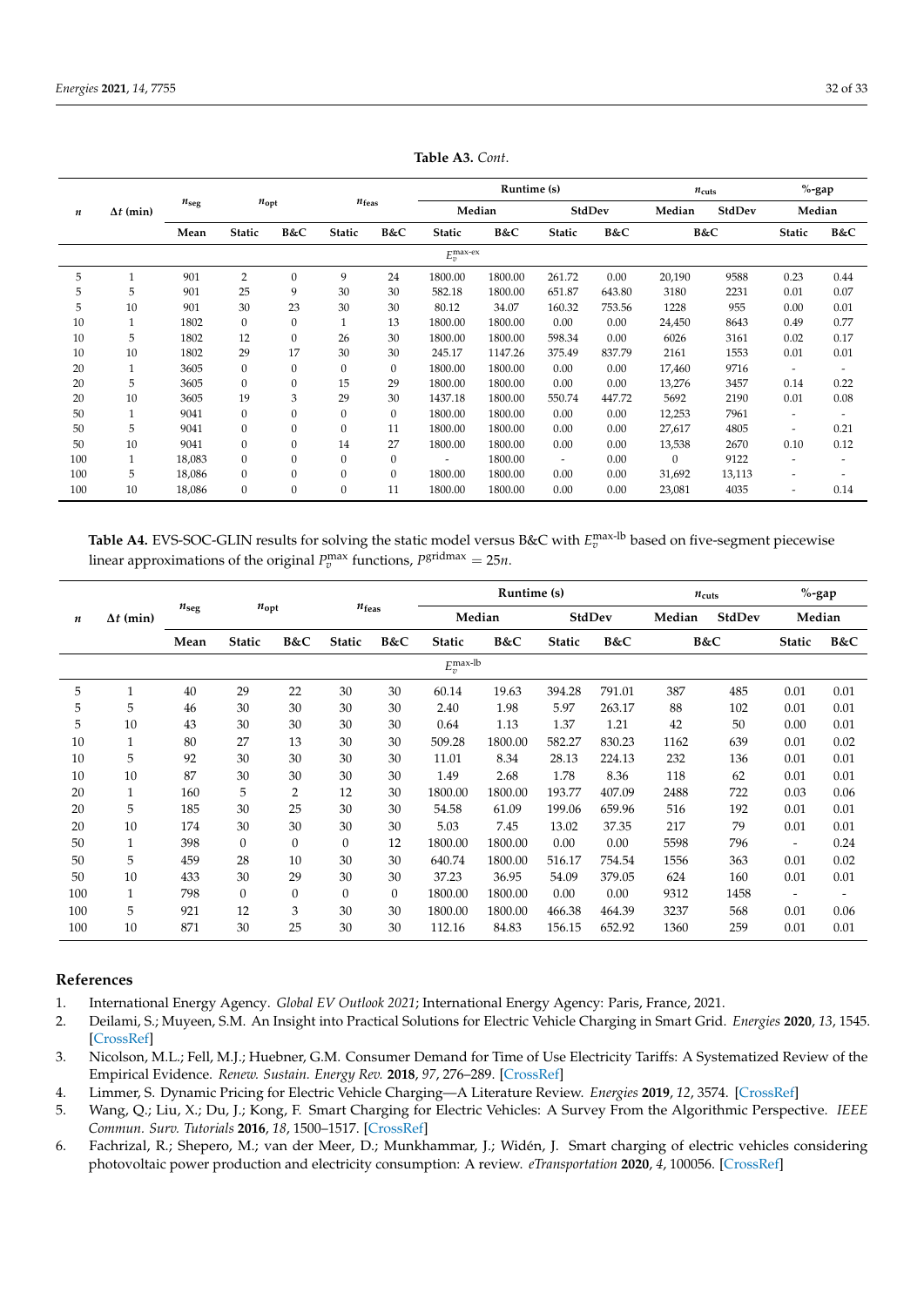**Table A3.** *Cont.*

| $n$ | $\Delta t$ (min) | $n_{\text{seg}}$ | $n_{\text{opt}}$ | | $n_{\text{feas}}$ | | Runtime (s) | | | | $n_{\text{cuts}}$ | | %-gap | |
|---|---|---|---|---|---|---|---|---|---|---|---|---|---|---|
| | | | | | | | Median | | StdDev | | Median | StdDev | Median | |
| | | Mean | Static | B&C | Static | B&C | Static | B&C | Static | B&C | B&C | | Static | B&C |
| | | | | | | | $E_v^{\text{max-ex}}$ | | | | | | | |
| 5 | 1 | 901 | 2 | 0 | 9 | 24 | 1800.00 | 1800.00 | 261.72 | 0.00 | 20,190 | 9588 | 0.23 | 0.44 |
| 5 | 5 | 901 | 25 | 9 | 30 | 30 | 582.18 | 1800.00 | 651.87 | 643.80 | 3180 | 2231 | 0.01 | 0.07 |
| 5 | 10 | 901 | 30 | 23 | 30 | 30 | 80.12 | 34.07 | 160.32 | 753.56 | 1228 | 955 | 0.00 | 0.01 |
| 10 | 1 | 1802 | 0 | 0 | 1 | 13 | 1800.00 | 1800.00 | 0.00 | 0.00 | 24,450 | 8643 | 0.49 | 0.77 |
| 10 | 5 | 1802 | 12 | 0 | 26 | 30 | 1800.00 | 1800.00 | 598.34 | 0.00 | 6026 | 3161 | 0.02 | 0.17 |
| 10 | 10 | 1802 | 29 | 17 | 30 | 30 | 245.17 | 1147.26 | 375.49 | 837.79 | 2161 | 1553 | 0.01 | 0.01 |
| 20 | 1 | 3605 | 0 | 0 | 0 | 0 | 1800.00 | 1800.00 | 0.00 | 0.00 | 17,460 | 9716 | - | - |
| 20 | 5 | 3605 | 0 | 0 | 15 | 29 | 1800.00 | 1800.00 | 0.00 | 0.00 | 13,276 | 3457 | 0.14 | 0.22 |
| 20 | 10 | 3605 | 19 | 3 | 29 | 30 | 1437.18 | 1800.00 | 550.74 | 447.72 | 5692 | 2190 | 0.01 | 0.08 |
| 50 | 1 | 9041 | 0 | 0 | 0 | 0 | 1800.00 | 1800.00 | 0.00 | 0.00 | 12,253 | 7961 | - | - |
| 50 | 5 | 9041 | 0 | 0 | 0 | 11 | 1800.00 | 1800.00 | 0.00 | 0.00 | 27,617 | 4805 | - | 0.21 |
| 50 | 10 | 9041 | 0 | 0 | 14 | 27 | 1800.00 | 1800.00 | 0.00 | 0.00 | 13,538 | 2670 | 0.10 | 0.12 |
| 100 | 1 | 18,083 | 0 | 0 | 0 | 0 | - | 1800.00 | - | 0.00 | 0 | 9122 | - | - |
| 100 | 5 | 18,086 | 0 | 0 | 0 | 0 | 1800.00 | 1800.00 | 0.00 | 0.00 | 31,692 | 13,113 | - | - |
| 100 | 10 | 18,086 | 0 | 0 | 0 | 11 | 1800.00 | 1800.00 | 0.00 | 0.00 | 23,081 | 4035 | - | 0.14 |

**Table A4.** EVS-SOC-GLIN results for solving the static model versus B&C with $E_v^{\text{max-lb}}$ based on five-segment piecewise linear approximations of the original $P_v^{\text{max}}$ functions, $P^{\text{gridmax}} = 25n$.

| $n$ | $\Delta t$ (min) | $n_{\text{seg}}$ | $n_{\text{opt}}$ | | $n_{\text{feas}}$ | | Runtime (s) | | | | $n_{\text{cuts}}$ | | %-gap | |
|---|---|---|---|---|---|---|---|---|---|---|---|---|---|---|
| | | | | | | | Median | | StdDev | | Median | StdDev | Median | |
| | | Mean | Static | B&C | Static | B&C | Static | B&C | Static | B&C | B&C | | Static | B&C |
| | | | | | | | $E_v^{\text{max-lb}}$ | | | | | | | |
| 5 | 1 | 40 | 29 | 22 | 30 | 30 | 60.14 | 19.63 | 394.28 | 791.01 | 387 | 485 | 0.01 | 0.01 |
| 5 | 5 | 46 | 30 | 30 | 30 | 30 | 2.40 | 1.98 | 5.97 | 263.17 | 88 | 102 | 0.01 | 0.01 |
| 5 | 10 | 43 | 30 | 30 | 30 | 30 | 0.64 | 1.13 | 1.37 | 1.21 | 42 | 50 | 0.00 | 0.01 |
| 10 | 1 | 80 | 27 | 13 | 30 | 30 | 509.28 | 1800.00 | 582.27 | 830.23 | 1162 | 639 | 0.01 | 0.02 |
| 10 | 5 | 92 | 30 | 30 | 30 | 30 | 11.01 | 8.34 | 28.13 | 224.13 | 232 | 136 | 0.01 | 0.01 |
| 10 | 10 | 87 | 30 | 30 | 30 | 30 | 1.49 | 2.68 | 1.78 | 8.36 | 118 | 62 | 0.01 | 0.01 |
| 20 | 1 | 160 | 5 | 2 | 12 | 30 | 1800.00 | 1800.00 | 193.77 | 407.09 | 2488 | 722 | 0.03 | 0.06 |
| 20 | 5 | 185 | 30 | 25 | 30 | 30 | 54.58 | 61.09 | 199.06 | 659.96 | 516 | 192 | 0.01 | 0.01 |
| 20 | 10 | 174 | 30 | 30 | 30 | 30 | 5.03 | 7.45 | 13.02 | 37.35 | 217 | 79 | 0.01 | 0.01 |
| 50 | 1 | 398 | 0 | 0 | 0 | 12 | 1800.00 | 1800.00 | 0.00 | 0.00 | 5598 | 796 | - | 0.24 |
| 50 | 5 | 459 | 28 | 10 | 30 | 30 | 640.74 | 1800.00 | 516.17 | 754.54 | 1556 | 363 | 0.01 | 0.02 |
| 50 | 10 | 433 | 30 | 29 | 30 | 30 | 37.23 | 36.95 | 54.09 | 379.05 | 624 | 160 | 0.01 | 0.01 |
| 100 | 1 | 798 | 0 | 0 | 0 | 0 | 1800.00 | 1800.00 | 0.00 | 0.00 | 9312 | 1458 | - | - |
| 100 | 5 | 921 | 12 | 3 | 30 | 30 | 1800.00 | 1800.00 | 466.38 | 464.39 | 3237 | 568 | 0.01 | 0.06 |
| 100 | 10 | 871 | 30 | 25 | 30 | 30 | 112.16 | 84.83 | 156.15 | 652.92 | 1360 | 259 | 0.01 | 0.01 |

## References

1. International Energy Agency. *Global EV Outlook 2021*; International Energy Agency: Paris, France, 2021.
2. Deilami, S.; Muyeen, S.M. An Insight into Practical Solutions for Electric Vehicle Charging in Smart Grid. *Energies* **2020**, *13*, 1545. [CrossRef]
3. Nicolson, M.L.; Fell, M.J.; Huebner, G.M. Consumer Demand for Time of Use Electricity Tariffs: A Systematized Review of the Empirical Evidence. *Renew. Sustain. Energy Rev.* **2018**, *97*, 276–289. [CrossRef]
4. Limmer, S. Dynamic Pricing for Electric Vehicle Charging—A Literature Review. *Energies* **2019**, *12*, 3574. [CrossRef]
5. Wang, Q.; Liu, X.; Du, J.; Kong, F. Smart Charging for Electric Vehicles: A Survey From the Algorithmic Perspective. *IEEE Commun. Surv. Tutorials* **2016**, *18*, 1500–1517. [CrossRef]
6. Fachrizal, R.; Shepero, M.; van der Meer, D.; Munkhammar, J.; Widén, J. Smart charging of electric vehicles considering photovoltaic power production and electricity consumption: A review. *eTransportation* **2020**, *4*, 100056. [CrossRef]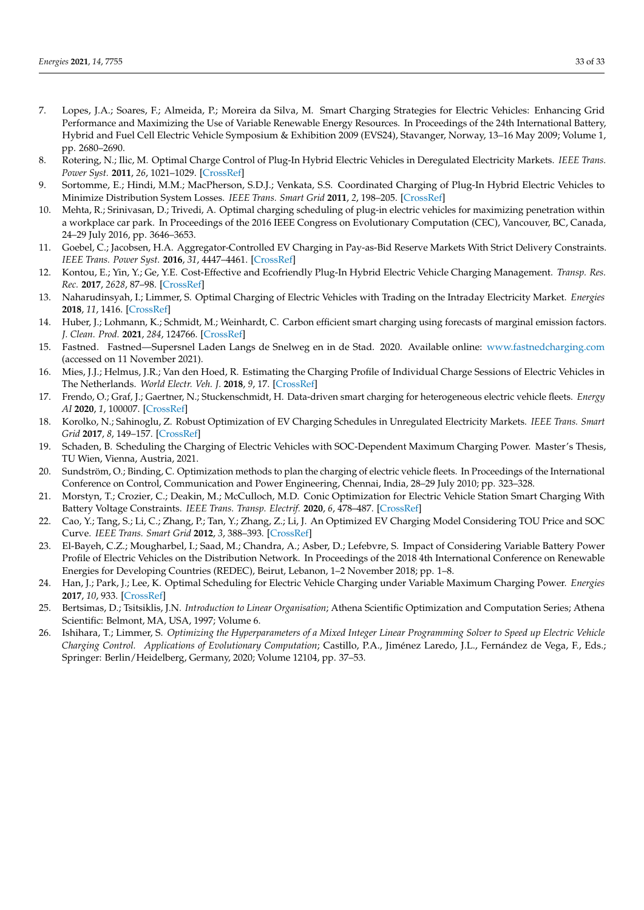7. Lopes, J.A.; Soares, F.; Almeida, P.; Moreira da Silva, M. Smart Charging Strategies for Electric Vehicles: Enhancing Grid Performance and Maximizing the Use of Variable Renewable Energy Resources. In Proceedings of the 24th International Battery, Hybrid and Fuel Cell Electric Vehicle Symposium & Exhibition 2009 (EVS24), Stavanger, Norway, 13–16 May 2009; Volume 1, pp. 2680–2690.
8. Rotering, N.; Ilic, M. Optimal Charge Control of Plug-In Hybrid Electric Vehicles in Deregulated Electricity Markets. *IEEE Trans. Power Syst.* **2011**, *26*, 1021–1029. [CrossRef]
9. Sortomme, E.; Hindi, M.M.; MacPherson, S.D.J.; Venkata, S.S. Coordinated Charging of Plug-In Hybrid Electric Vehicles to Minimize Distribution System Losses. *IEEE Trans. Smart Grid* **2011**, *2*, 198–205. [CrossRef]
10. Mehta, R.; Srinivasan, D.; Trivedi, A. Optimal charging scheduling of plug-in electric vehicles for maximizing penetration within a workplace car park. In Proceedings of the 2016 IEEE Congress on Evolutionary Computation (CEC), Vancouver, BC, Canada, 24–29 July 2016, pp. 3646–3653.
11. Goebel, C.; Jacobsen, H.A. Aggregator-Controlled EV Charging in Pay-as-Bid Reserve Markets With Strict Delivery Constraints. *IEEE Trans. Power Syst.* **2016**, *31*, 4447–4461. [CrossRef]
12. Kontou, E.; Yin, Y.; Ge, Y.E. Cost-Effective and Ecofriendly Plug-In Hybrid Electric Vehicle Charging Management. *Transp. Res. Rec.* **2017**, *2628*, 87–98. [CrossRef]
13. Naharudinsyah, I.; Limmer, S. Optimal Charging of Electric Vehicles with Trading on the Intraday Electricity Market. *Energies* **2018**, *11*, 1416. [CrossRef]
14. Huber, J.; Lohmann, K.; Schmidt, M.; Weinhardt, C. Carbon efficient smart charging using forecasts of marginal emission factors. *J. Clean. Prod.* **2021**, *284*, 124766. [CrossRef]
15. Fastned. Fastned—Supersnel Laden Langs de Snelweg en in de Stad. 2020. Available online: www.fastnedcharging.com (accessed on 11 November 2021).
16. Mies, J.J.; Helmus, J.R.; Van den Hoed, R. Estimating the Charging Profile of Individual Charge Sessions of Electric Vehicles in The Netherlands. *World Electr. Veh. J.* **2018**, *9*, 17. [CrossRef]
17. Frendo, O.; Graf, J.; Gaertner, N.; Stuckenschmidt, H. Data-driven smart charging for heterogeneous electric vehicle fleets. *Energy AI* **2020**, *1*, 100007. [CrossRef]
18. Korolko, N.; Sahinoglu, Z. Robust Optimization of EV Charging Schedules in Unregulated Electricity Markets. *IEEE Trans. Smart Grid* **2017**, *8*, 149–157. [CrossRef]
19. Schaden, B. Scheduling the Charging of Electric Vehicles with SOC-Dependent Maximum Charging Power. Master's Thesis, TU Wien, Vienna, Austria, 2021.
20. Sundström, O.; Binding, C. Optimization methods to plan the charging of electric vehicle fleets. In Proceedings of the International Conference on Control, Communication and Power Engineering, Chennai, India, 28–29 July 2010; pp. 323–328.
21. Morstyn, T.; Crozier, C.; Deakin, M.; McCulloch, M.D. Conic Optimization for Electric Vehicle Station Smart Charging With Battery Voltage Constraints. *IEEE Trans. Transp. Electrif.* **2020**, *6*, 478–487. [CrossRef]
22. Cao, Y.; Tang, S.; Li, C.; Zhang, P.; Tan, Y.; Zhang, Z.; Li, J. An Optimized EV Charging Model Considering TOU Price and SOC Curve. *IEEE Trans. Smart Grid* **2012**, *3*, 388–393. [CrossRef]
23. El-Bayeh, C.Z.; Mougharbel, I.; Saad, M.; Chandra, A.; Asber, D.; Lefebvre, S. Impact of Considering Variable Battery Power Profile of Electric Vehicles on the Distribution Network. In Proceedings of the 2018 4th International Conference on Renewable Energies for Developing Countries (REDEC), Beirut, Lebanon, 1–2 November 2018; pp. 1–8.
24. Han, J.; Park, J.; Lee, K. Optimal Scheduling for Electric Vehicle Charging under Variable Maximum Charging Power. *Energies* **2017**, *10*, 933. [CrossRef]
25. Bertsimas, D.; Tsitsiklis, J.N. *Introduction to Linear Organisation*; Athena Scientific Optimization and Computation Series; Athena Scientific: Belmont, MA, USA, 1997; Volume 6.
26. Ishihara, T.; Limmer, S. *Optimizing the Hyperparameters of a Mixed Integer Linear Programming Solver to Speed up Electric Vehicle Charging Control. Applications of Evolutionary Computation*; Castillo, P.A., Jiménez Laredo, J.L., Fernández de Vega, F., Eds.; Springer: Berlin/Heidelberg, Germany, 2020; Volume 12104, pp. 37–53.